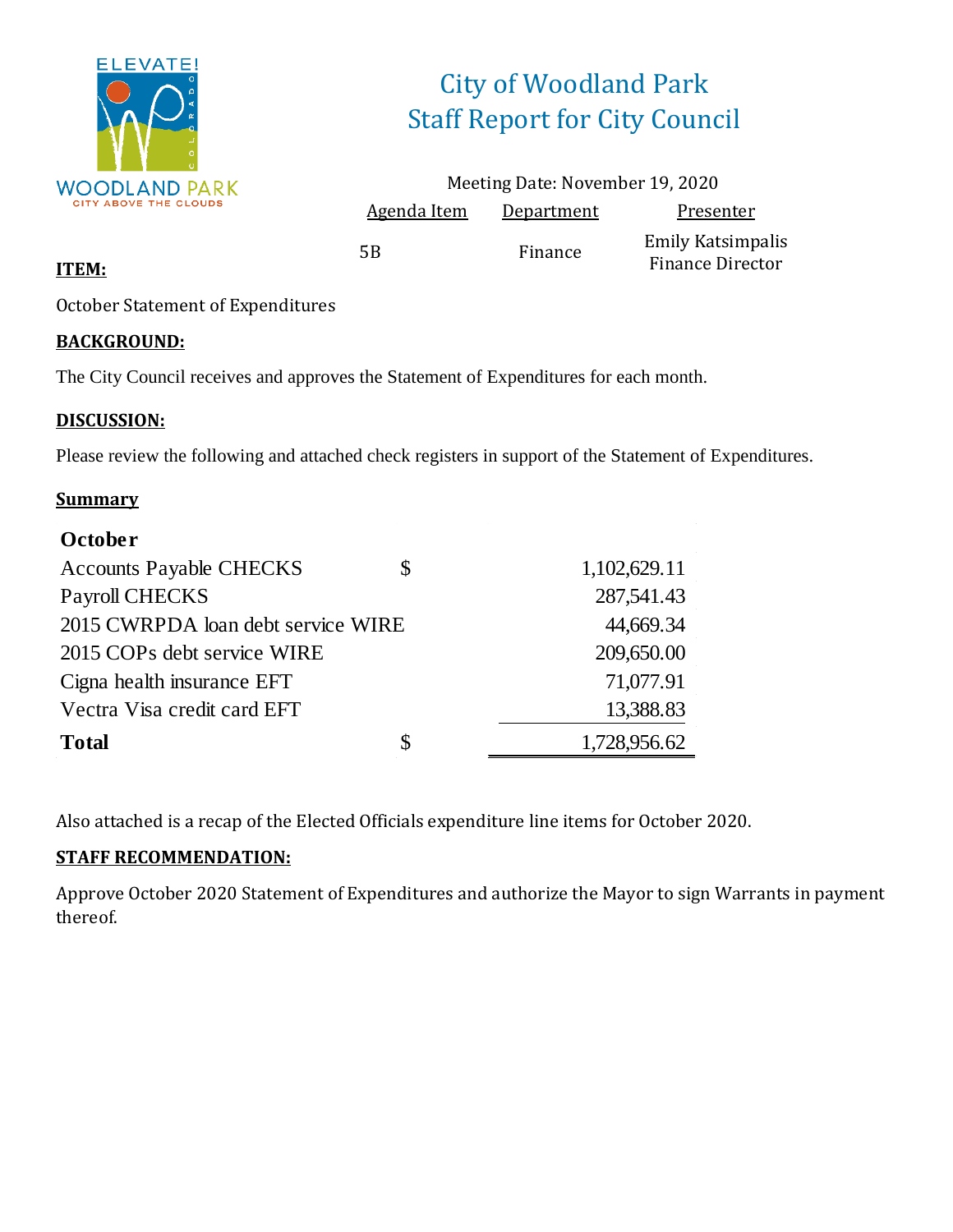# City of Woodland Park
## Staff Report for City Council

Meeting Date: November 19, 2020

| Agenda Item | Department | Presenter |
|---|---|---|
| 5B | Finance | Emily Katsimpalis Finance Director |

**ITEM:**

October Statement of Expenditures

**BACKGROUND:**

The City Council receives and approves the Statement of Expenditures for each month.

**DISCUSSION:**

Please review the following and attached check registers in support of the Statement of Expenditures.

**Summary**

| October | | |
|---|---|---|
| Accounts Payable CHECKS | $ | 1,102,629.11 |
| Payroll CHECKS | | 287,541.43 |
| 2015 CWRPDA loan debt service WIRE | | 44,669.34 |
| 2015 COPs debt service WIRE | | 209,650.00 |
| Cigna health insurance EFT | | 71,077.91 |
| Vectra Visa credit card EFT | | 13,388.83 |
| **Total** | $ | 1,728,956.62 |

Also attached is a recap of the Elected Officials expenditure line items for October 2020.

**STAFF RECOMMENDATION:**

Approve October 2020 Statement of Expenditures and authorize the Mayor to sign Warrants in payment thereof.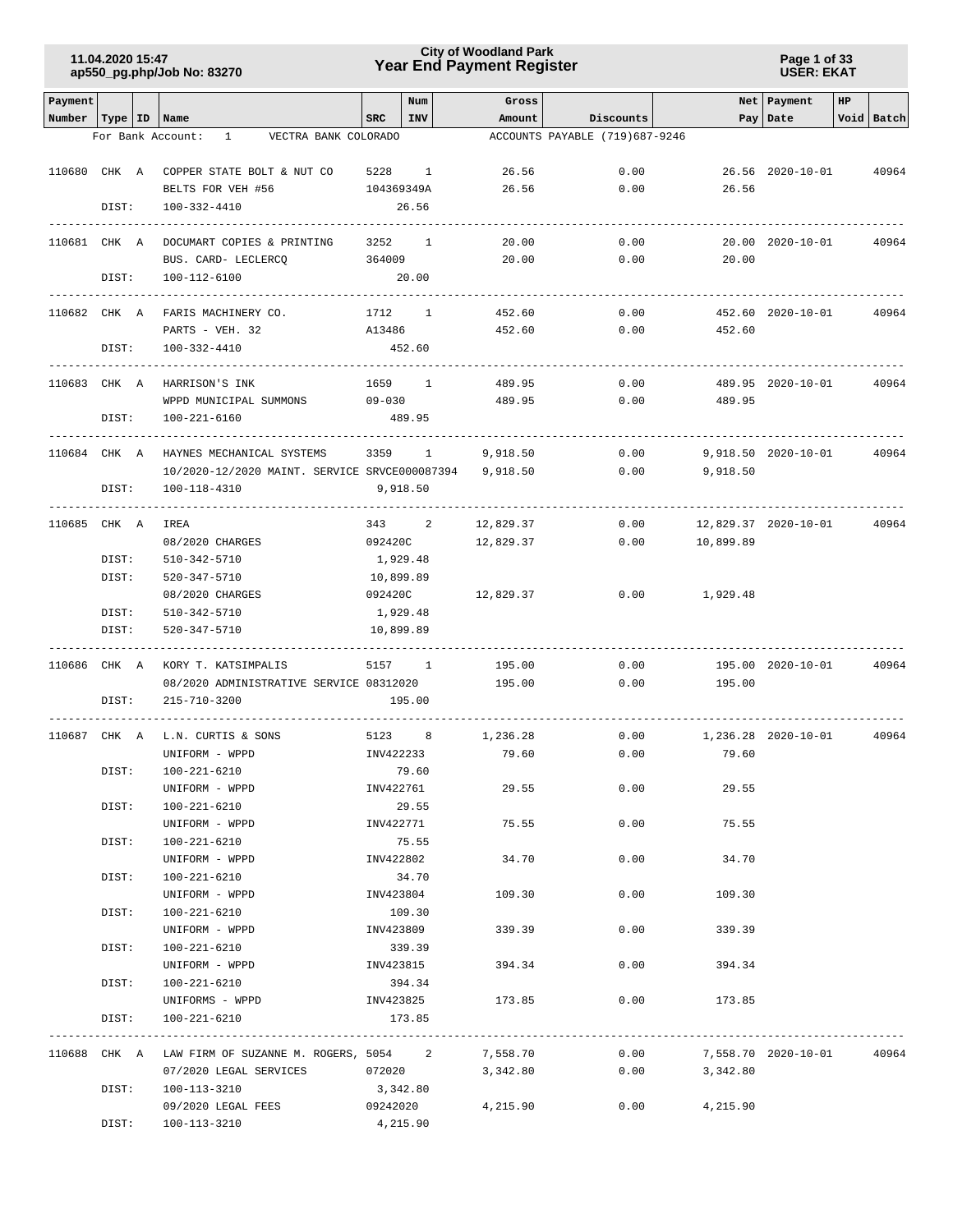# City of Woodland Park
## Year End Payment Register

11.04.2020 15:47
ap550_pg.php/Job No: 83270

USER: EKAT

| Payment Number | Type | ID | Name | SRC | Num INV | Gross Amount | Discounts | Net Pay | Payment Date | HP | Void | Batch |
|---|---|---|---|---|---|---|---|---|---|---|---|---|
| For Bank Account: | | | 1 VECTRA BANK COLORADO | | | ACCOUNTS PAYABLE (719)687-9246 | | | | | | |
| 110680 | CHK | A | COPPER STATE BOLT & NUT CO | 5228 | 1 | 26.56 | 0.00 | 26.56 | 2020-10-01 | | | 40964 |
| | | | BELTS FOR VEH #56 | 104369349A | | 26.56 | 0.00 | 26.56 | | | | |
| | DIST: | | 100-332-4410 | | 26.56 | | | | | | | |
| 110681 | CHK | A | DOCUMART COPIES & PRINTING | 3252 | 1 | 20.00 | 0.00 | 20.00 | 2020-10-01 | | | 40964 |
| | | | BUS. CARD- LECLERCQ | 364009 | | 20.00 | 0.00 | 20.00 | | | | |
| | DIST: | | 100-112-6100 | | 20.00 | | | | | | | |
| 110682 | CHK | A | FARIS MACHINERY CO. | 1712 | 1 | 452.60 | 0.00 | 452.60 | 2020-10-01 | | | 40964 |
| | | | PARTS - VEH. 32 | A13486 | | 452.60 | 0.00 | 452.60 | | | | |
| | DIST: | | 100-332-4410 | | 452.60 | | | | | | | |
| 110683 | CHK | A | HARRISON'S INK | 1659 | 1 | 489.95 | 0.00 | 489.95 | 2020-10-01 | | | 40964 |
| | | | WPPD MUNICIPAL SUMMONS | 09-030 | | 489.95 | 0.00 | 489.95 | | | | |
| | DIST: | | 100-221-6160 | | 489.95 | | | | | | | |
| 110684 | CHK | A | HAYNES MECHANICAL SYSTEMS | 3359 | 1 | 9,918.50 | 0.00 | 9,918.50 | 2020-10-01 | | | 40964 |
| | | | 10/2020-12/2020 MAINT. SERVICE | SRVCE000087394 | | 9,918.50 | 0.00 | 9,918.50 | | | | |
| | DIST: | | 100-118-4310 | | 9,918.50 | | | | | | | |
| 110685 | CHK | A | IREA | 343 | 2 | 12,829.37 | 0.00 | 12,829.37 | 2020-10-01 | | | 40964 |
| | | | 08/2020 CHARGES | 092420C | | 12,829.37 | 0.00 | 10,899.89 | | | | |
| | DIST: | | 510-342-5710 | | 1,929.48 | | | | | | | |
| | DIST: | | 520-347-5710 | | 10,899.89 | | | | | | | |
| | | | 08/2020 CHARGES | 092420C | | 12,829.37 | 0.00 | 1,929.48 | | | | |
| | DIST: | | 510-342-5710 | | 1,929.48 | | | | | | | |
| | DIST: | | 520-347-5710 | | 10,899.89 | | | | | | | |
| 110686 | CHK | A | KORY T. KATSIMPALIS | 5157 | 1 | 195.00 | 0.00 | 195.00 | 2020-10-01 | | | 40964 |
| | | | 08/2020 ADMINISTRATIVE SERVICE | 08312020 | | 195.00 | 0.00 | 195.00 | | | | |
| | DIST: | | 215-710-3200 | | 195.00 | | | | | | | |
| 110687 | CHK | A | L.N. CURTIS & SONS | 5123 | 8 | 1,236.28 | 0.00 | 1,236.28 | 2020-10-01 | | | 40964 |
| | | | UNIFORM - WPPD | INV422233 | | 79.60 | 0.00 | 79.60 | | | | |
| | DIST: | | 100-221-6210 | | 79.60 | | | | | | | |
| | | | UNIFORM - WPPD | INV422761 | | 29.55 | 0.00 | 29.55 | | | | |
| | DIST: | | 100-221-6210 | | 29.55 | | | | | | | |
| | | | UNIFORM - WPPD | INV422771 | | 75.55 | 0.00 | 75.55 | | | | |
| | DIST: | | 100-221-6210 | | 75.55 | | | | | | | |
| | | | UNIFORM - WPPD | INV422802 | | 34.70 | 0.00 | 34.70 | | | | |
| | DIST: | | 100-221-6210 | | 34.70 | | | | | | | |
| | | | UNIFORM - WPPD | INV423804 | | 109.30 | 0.00 | 109.30 | | | | |
| | DIST: | | 100-221-6210 | | 109.30 | | | | | | | |
| | | | UNIFORM - WPPD | INV423809 | | 339.39 | 0.00 | 339.39 | | | | |
| | DIST: | | 100-221-6210 | | 339.39 | | | | | | | |
| | | | UNIFORM - WPPD | INV423815 | | 394.34 | 0.00 | 394.34 | | | | |
| | DIST: | | 100-221-6210 | | 394.34 | | | | | | | |
| | | | UNIFORMS - WPPD | INV423825 | | 173.85 | 0.00 | 173.85 | | | | |
| | DIST: | | 100-221-6210 | | 173.85 | | | | | | | |
| 110688 | CHK | A | LAW FIRM OF SUZANNE M. ROGERS, | 5054 | 2 | 7,558.70 | 0.00 | 7,558.70 | 2020-10-01 | | | 40964 |
| | | | 07/2020 LEGAL SERVICES | 072020 | | 3,342.80 | 0.00 | 3,342.80 | | | | |
| | DIST: | | 100-113-3210 | | 3,342.80 | | | | | | | |
| | | | 09/2020 LEGAL FEES | 09242020 | | 4,215.90 | 0.00 | 4,215.90 | | | | |
| | DIST: | | 100-113-3210 | | 4,215.90 | | | | | | | |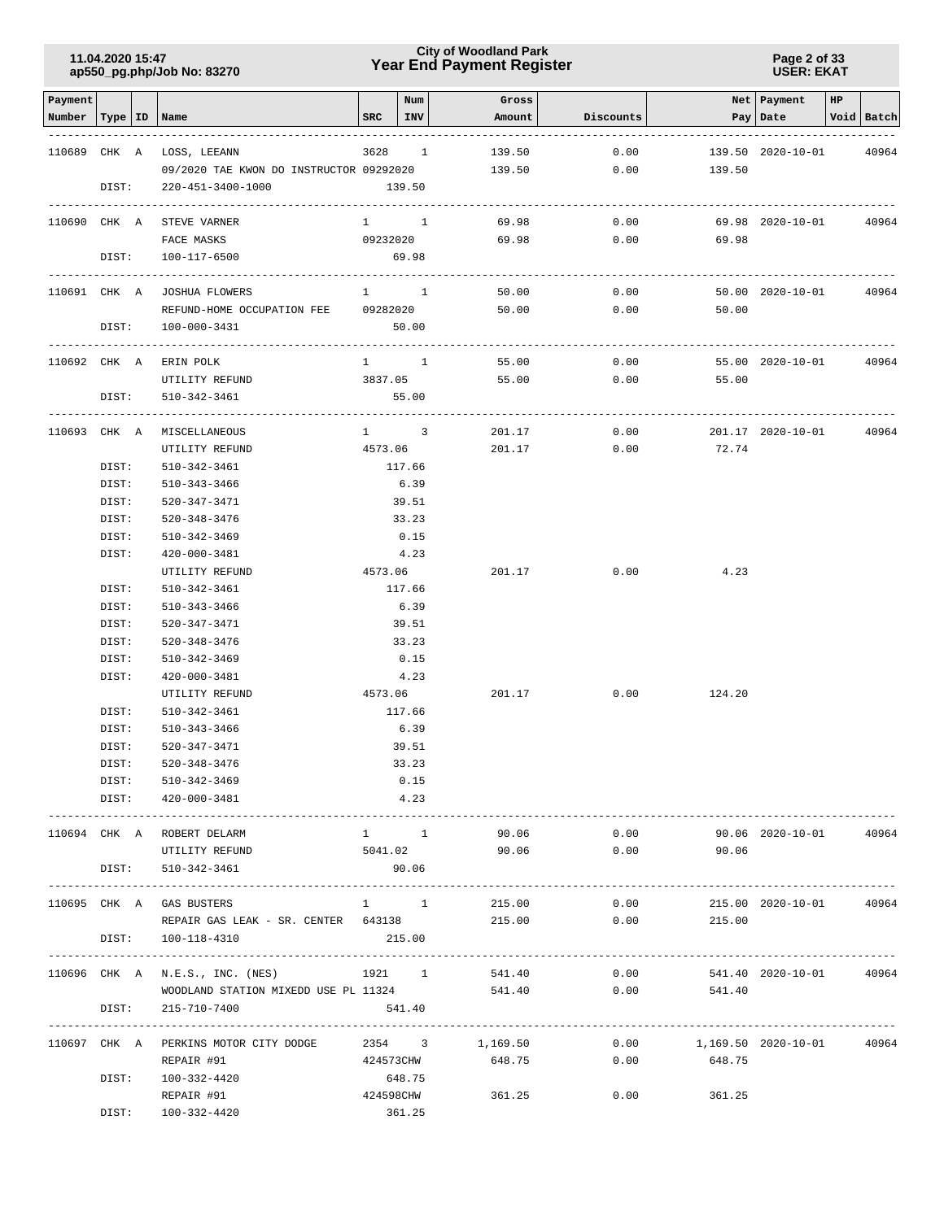| Payment Number | Type | ID | Name | SRC | Num INV | Gross Amount | Discounts | Net Pay | Payment Date | HP Void | Batch |
|---|---|---|---|---|---|---|---|---|---|---|---|
| 110689 | CHK | A | LOSS, LEEANN | 3628 | 1 | 139.50 | 0.00 | 139.50 | 2020-10-01 | | 40964 |
| | | | 09/2020 TAE KWON DO INSTRUCTOR | 09292020 | | 139.50 | 0.00 | 139.50 | | | |
| | DIST: | | 220-451-3400-1000 | | 139.50 | | | | | | |
| 110690 | CHK | A | STEVE VARNER | 1 | 1 | 69.98 | 0.00 | 69.98 | 2020-10-01 | | 40964 |
| | | | FACE MASKS | 09232020 | | 69.98 | 0.00 | 69.98 | | | |
| | DIST: | | 100-117-6500 | | 69.98 | | | | | | |
| 110691 | CHK | A | JOSHUA FLOWERS | 1 | 1 | 50.00 | 0.00 | 50.00 | 2020-10-01 | | 40964 |
| | | | REFUND-HOME OCCUPATION FEE | 09282020 | | 50.00 | 0.00 | 50.00 | | | |
| | DIST: | | 100-000-3431 | | 50.00 | | | | | | |
| 110692 | CHK | A | ERIN POLK | 1 | 1 | 55.00 | 0.00 | 55.00 | 2020-10-01 | | 40964 |
| | | | UTILITY REFUND | 3837.05 | | 55.00 | 0.00 | 55.00 | | | |
| | DIST: | | 510-342-3461 | | 55.00 | | | | | | |
| 110693 | CHK | A | MISCELLANEOUS | 1 | 3 | 201.17 | 0.00 | 201.17 | 2020-10-01 | | 40964 |
| | | | UTILITY REFUND | 4573.06 | | 201.17 | 0.00 | 72.74 | | | |
| | DIST: | | 510-342-3461 | | 117.66 | | | | | | |
| | DIST: | | 510-343-3466 | | 6.39 | | | | | | |
| | DIST: | | 520-347-3471 | | 39.51 | | | | | | |
| | DIST: | | 520-348-3476 | | 33.23 | | | | | | |
| | DIST: | | 510-342-3469 | | 0.15 | | | | | | |
| | DIST: | | 420-000-3481 | | 4.23 | | | | | | |
| | | | UTILITY REFUND | 4573.06 | | 201.17 | 0.00 | 4.23 | | | |
| | DIST: | | 510-342-3461 | | 117.66 | | | | | | |
| | DIST: | | 510-343-3466 | | 6.39 | | | | | | |
| | DIST: | | 520-347-3471 | | 39.51 | | | | | | |
| | DIST: | | 520-348-3476 | | 33.23 | | | | | | |
| | DIST: | | 510-342-3469 | | 0.15 | | | | | | |
| | DIST: | | 420-000-3481 | | 4.23 | | | | | | |
| | | | UTILITY REFUND | 4573.06 | | 201.17 | 0.00 | 124.20 | | | |
| | DIST: | | 510-342-3461 | | 117.66 | | | | | | |
| | DIST: | | 510-343-3466 | | 6.39 | | | | | | |
| | DIST: | | 520-347-3471 | | 39.51 | | | | | | |
| | DIST: | | 520-348-3476 | | 33.23 | | | | | | |
| | DIST: | | 510-342-3469 | | 0.15 | | | | | | |
| | DIST: | | 420-000-3481 | | 4.23 | | | | | | |
| 110694 | CHK | A | ROBERT DELARM | 1 | 1 | 90.06 | 0.00 | 90.06 | 2020-10-01 | | 40964 |
| | | | UTILITY REFUND | 5041.02 | | 90.06 | 0.00 | 90.06 | | | |
| | DIST: | | 510-342-3461 | | 90.06 | | | | | | |
| 110695 | CHK | A | GAS BUSTERS | 1 | 1 | 215.00 | 0.00 | 215.00 | 2020-10-01 | | 40964 |
| | | | REPAIR GAS LEAK - SR. CENTER | 643138 | | 215.00 | 0.00 | 215.00 | | | |
| | DIST: | | 100-118-4310 | | 215.00 | | | | | | |
| 110696 | CHK | A | N.E.S., INC. (NES) | 1921 | 1 | 541.40 | 0.00 | 541.40 | 2020-10-01 | | 40964 |
| | | | WOODLAND STATION MIXEDD USE PL | 11324 | | 541.40 | 0.00 | 541.40 | | | |
| | DIST: | | 215-710-7400 | | 541.40 | | | | | | |
| 110697 | CHK | A | PERKINS MOTOR CITY DODGE | 2354 | 3 | 1,169.50 | 0.00 | 1,169.50 | 2020-10-01 | | 40964 |
| | | | REPAIR #91 | 424573CHW | | 648.75 | 0.00 | 648.75 | | | |
| | DIST: | | 100-332-4420 | | 648.75 | | | | | | |
| | | | REPAIR #91 | 424598CHW | | 361.25 | 0.00 | 361.25 | | | |
| | DIST: | | 100-332-4420 | | 361.25 | | | | | | |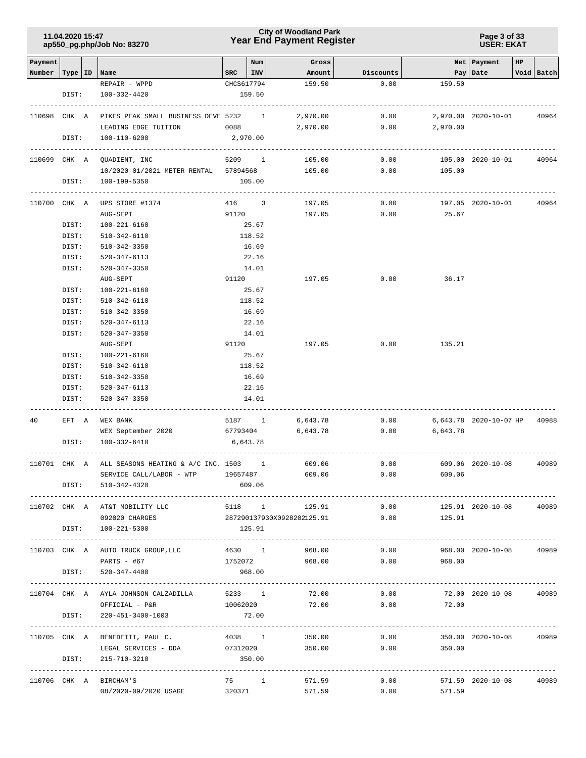| Payment Number | Type | ID | Name | SRC | Num INV | Gross Amount | Discounts | Net Pay | Payment Date | HP | Void | Batch |
|---|---|---|---|---|---|---|---|---|---|---|---|---|
| | | | REPAIR - WPPD | CHCS617794 | | 159.50 | 0.00 | 159.50 | | | | |
| | DIST: | | 100-332-4420 | | 159.50 | | | | | | | |
| 110698 | CHK | A | PIKES PEAK SMALL BUSINESS DEVE | 5232 | 1 | 2,970.00 | 0.00 | 2,970.00 | 2020-10-01 | | | 40964 |
| | | | LEADING EDGE TUITION | 0088 | | 2,970.00 | 0.00 | 2,970.00 | | | | |
| | DIST: | | 100-110-6200 | | 2,970.00 | | | | | | | |
| 110699 | CHK | A | QUADIENT, INC | 5209 | 1 | 105.00 | 0.00 | 105.00 | 2020-10-01 | | | 40964 |
| | | | 10/2020-01/2021 METER RENTAL | 57894568 | | 105.00 | 0.00 | 105.00 | | | | |
| | DIST: | | 100-199-5350 | | 105.00 | | | | | | | |
| 110700 | CHK | A | UPS STORE #1374 | 416 | 3 | 197.05 | 0.00 | 197.05 | 2020-10-01 | | | 40964 |
| | | | AUG-SEPT | 91120 | | 197.05 | 0.00 | 25.67 | | | | |
| | DIST: | | 100-221-6160 | | 25.67 | | | | | | | |
| | DIST: | | 510-342-6110 | | 118.52 | | | | | | | |
| | DIST: | | 510-342-3350 | | 16.69 | | | | | | | |
| | DIST: | | 520-347-6113 | | 22.16 | | | | | | | |
| | DIST: | | 520-347-3350 | | 14.01 | | | | | | | |
| | | | AUG-SEPT | 91120 | | 197.05 | 0.00 | 36.17 | | | | |
| | DIST: | | 100-221-6160 | | 25.67 | | | | | | | |
| | DIST: | | 510-342-6110 | | 118.52 | | | | | | | |
| | DIST: | | 510-342-3350 | | 16.69 | | | | | | | |
| | DIST: | | 520-347-6113 | | 22.16 | | | | | | | |
| | DIST: | | 520-347-3350 | | 14.01 | | | | | | | |
| | | | AUG-SEPT | 91120 | | 197.05 | 0.00 | 135.21 | | | | |
| | DIST: | | 100-221-6160 | | 25.67 | | | | | | | |
| | DIST: | | 510-342-6110 | | 118.52 | | | | | | | |
| | DIST: | | 510-342-3350 | | 16.69 | | | | | | | |
| | DIST: | | 520-347-6113 | | 22.16 | | | | | | | |
| | DIST: | | 520-347-3350 | | 14.01 | | | | | | | |
| 40 | EFT | A | WEX BANK | 5187 | 1 | 6,643.78 | 0.00 | 6,643.78 | 2020-10-07 | HP | | 40988 |
| | | | WEX September 2020 | 67793404 | | 6,643.78 | 0.00 | 6,643.78 | | | | |
| | DIST: | | 100-332-6410 | | 6,643.78 | | | | | | | |
| 110701 | CHK | A | ALL SEASONS HEATING & A/C INC. | 1503 | 1 | 609.06 | 0.00 | 609.06 | 2020-10-08 | | | 40989 |
| | | | SERVICE CALL/LABOR - WTP | 19657487 | | 609.06 | 0.00 | 609.06 | | | | |
| | DIST: | | 510-342-4320 | | 609.06 | | | | | | | |
| 110702 | CHK | A | AT&T MOBILITY LLC | 5118 | 1 | 125.91 | 0.00 | 125.91 | 2020-10-08 | | | 40989 |
| | | | 092020 CHARGES | 287290137930X0928202 | | 125.91 | 0.00 | 125.91 | | | | |
| | DIST: | | 100-221-5300 | | 125.91 | | | | | | | |
| 110703 | CHK | A | AUTO TRUCK GROUP,LLC | 4630 | 1 | 968.00 | 0.00 | 968.00 | 2020-10-08 | | | 40989 |
| | | | PARTS - #67 | 1752072 | | 968.00 | 0.00 | 968.00 | | | | |
| | DIST: | | 520-347-4400 | | 968.00 | | | | | | | |
| 110704 | CHK | A | AYLA JOHNSON CALZADILLA | 5233 | 1 | 72.00 | 0.00 | 72.00 | 2020-10-08 | | | 40989 |
| | | | OFFICIAL - P&R | 10062020 | | 72.00 | 0.00 | 72.00 | | | | |
| | DIST: | | 220-451-3400-1003 | | 72.00 | | | | | | | |
| 110705 | CHK | A | BENEDETTI, PAUL C. | 4038 | 1 | 350.00 | 0.00 | 350.00 | 2020-10-08 | | | 40989 |
| | | | LEGAL SERVICES - DDA | 07312020 | | 350.00 | 0.00 | 350.00 | | | | |
| | DIST: | | 215-710-3210 | | 350.00 | | | | | | | |
| 110706 | CHK | A | BIRCHAM'S | 75 | 1 | 571.59 | 0.00 | 571.59 | 2020-10-08 | | | 40989 |
| | | | 08/2020-09/2020 USAGE | 320371 | | 571.59 | 0.00 | 571.59 | | | | |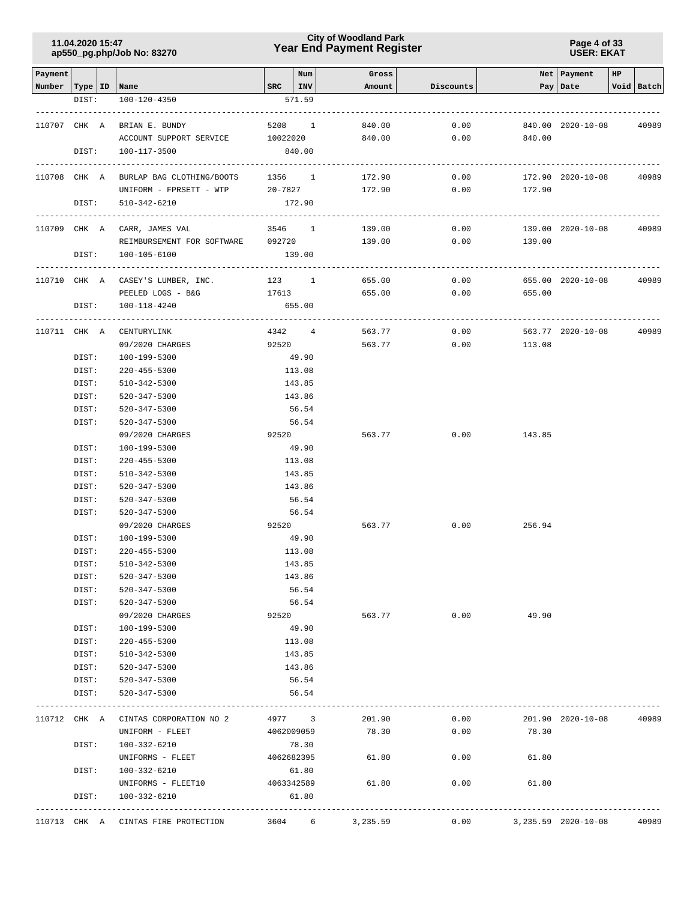| Payment Number | Type | ID | Name | SRC | Num INV | Gross Amount | Discounts | Net Pay | Payment Date | HP | Void | Batch |
|---|---|---|---|---|---|---|---|---|---|---|---|---|
| | DIST: | | 100-120-4350 | | 571.59 | | | | | | | |
| 110707 | CHK | A | BRIAN E. BUNDY | 5208 | 1 | 840.00 | 0.00 | 840.00 | 2020-10-08 | | | 40989 |
| | | | ACCOUNT SUPPORT SERVICE | 10022020 | | 840.00 | 0.00 | 840.00 | | | | |
| | DIST: | | 100-117-3500 | | 840.00 | | | | | | | |
| 110708 | CHK | A | BURLAP BAG CLOTHING/BOOTS | 1356 | 1 | 172.90 | 0.00 | 172.90 | 2020-10-08 | | | 40989 |
| | | | UNIFORM - FPRSETT - WTP | 20-7827 | | 172.90 | 0.00 | 172.90 | | | | |
| | DIST: | | 510-342-6210 | | 172.90 | | | | | | | |
| 110709 | CHK | A | CARR, JAMES VAL | 3546 | 1 | 139.00 | 0.00 | 139.00 | 2020-10-08 | | | 40989 |
| | | | REIMBURSEMENT FOR SOFTWARE | 092720 | | 139.00 | 0.00 | 139.00 | | | | |
| | DIST: | | 100-105-6100 | | 139.00 | | | | | | | |
| 110710 | CHK | A | CASEY'S LUMBER, INC. | 123 | 1 | 655.00 | 0.00 | 655.00 | 2020-10-08 | | | 40989 |
| | | | PEELED LOGS - B&G | 17613 | | 655.00 | 0.00 | 655.00 | | | | |
| | DIST: | | 100-118-4240 | | 655.00 | | | | | | | |
| 110711 | CHK | A | CENTURYLINK | 4342 | 4 | 563.77 | 0.00 | 563.77 | 2020-10-08 | | | 40989 |
| | | | 09/2020 CHARGES | 92520 | | 563.77 | 0.00 | 113.08 | | | | |
| | DIST: | | 100-199-5300 | | 49.90 | | | | | | | |
| | DIST: | | 220-455-5300 | | 113.08 | | | | | | | |
| | DIST: | | 510-342-5300 | | 143.85 | | | | | | | |
| | DIST: | | 520-347-5300 | | 143.86 | | | | | | | |
| | DIST: | | 520-347-5300 | | 56.54 | | | | | | | |
| | DIST: | | 520-347-5300 | | 56.54 | | | | | | | |
| | | | 09/2020 CHARGES | 92520 | | 563.77 | 0.00 | 143.85 | | | | |
| | DIST: | | 100-199-5300 | | 49.90 | | | | | | | |
| | DIST: | | 220-455-5300 | | 113.08 | | | | | | | |
| | DIST: | | 510-342-5300 | | 143.85 | | | | | | | |
| | DIST: | | 520-347-5300 | | 143.86 | | | | | | | |
| | DIST: | | 520-347-5300 | | 56.54 | | | | | | | |
| | DIST: | | 520-347-5300 | | 56.54 | | | | | | | |
| | | | 09/2020 CHARGES | 92520 | | 563.77 | 0.00 | 256.94 | | | | |
| | DIST: | | 100-199-5300 | | 49.90 | | | | | | | |
| | DIST: | | 220-455-5300 | | 113.08 | | | | | | | |
| | DIST: | | 510-342-5300 | | 143.85 | | | | | | | |
| | DIST: | | 520-347-5300 | | 143.86 | | | | | | | |
| | DIST: | | 520-347-5300 | | 56.54 | | | | | | | |
| | DIST: | | 520-347-5300 | | 56.54 | | | | | | | |
| | | | 09/2020 CHARGES | 92520 | | 563.77 | 0.00 | 49.90 | | | | |
| | DIST: | | 100-199-5300 | | 49.90 | | | | | | | |
| | DIST: | | 220-455-5300 | | 113.08 | | | | | | | |
| | DIST: | | 510-342-5300 | | 143.85 | | | | | | | |
| | DIST: | | 520-347-5300 | | 143.86 | | | | | | | |
| | DIST: | | 520-347-5300 | | 56.54 | | | | | | | |
| | DIST: | | 520-347-5300 | | 56.54 | | | | | | | |
| 110712 | CHK | A | CINTAS CORPORATION NO 2 | 4977 | 3 | 201.90 | 0.00 | 201.90 | 2020-10-08 | | | 40989 |
| | | | UNIFORM - FLEET | 4062009059 | | 78.30 | 0.00 | 78.30 | | | | |
| | DIST: | | 100-332-6210 | | 78.30 | | | | | | | |
| | | | UNIFORMS - FLEET | 4062682395 | | 61.80 | 0.00 | 61.80 | | | | |
| | DIST: | | 100-332-6210 | | 61.80 | | | | | | | |
| | | | UNIFORMS - FLEET10 | 4063342589 | | 61.80 | 0.00 | 61.80 | | | | |
| | DIST: | | 100-332-6210 | | 61.80 | | | | | | | |
| 110713 | CHK | A | CINTAS FIRE PROTECTION | 3604 | 6 | 3,235.59 | 0.00 | 3,235.59 | 2020-10-08 | | | 40989 |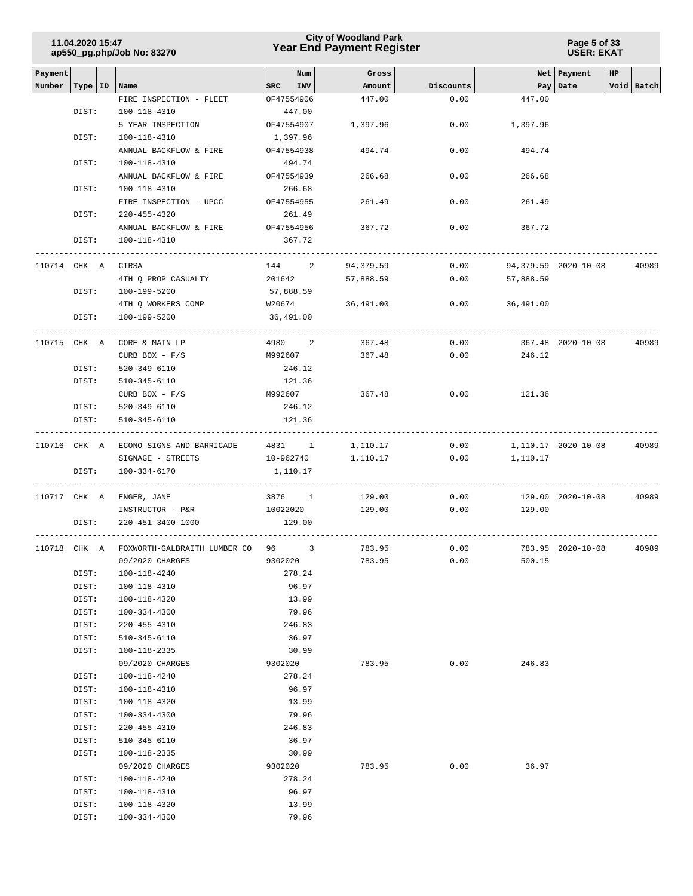| Payment Number | Type | ID | Name | SRC | Num INV | Gross Amount | Discounts | Net Pay | Payment Date | HP Void | Batch |
|---|---|---|---|---|---|---|---|---|---|---|---|
| | | | FIRE INSPECTION - FLEET | OF47554906 | | 447.00 | 0.00 | 447.00 | | | |
| | DIST: | | 100-118-4310 | | 447.00 | | | | | | |
| | | | 5 YEAR INSPECTION | OF47554907 | | 1,397.96 | 0.00 | 1,397.96 | | | |
| | DIST: | | 100-118-4310 | | 1,397.96 | | | | | | |
| | | | ANNUAL BACKFLOW & FIRE | OF47554938 | | 494.74 | 0.00 | 494.74 | | | |
| | DIST: | | 100-118-4310 | | 494.74 | | | | | | |
| | | | ANNUAL BACKFLOW & FIRE | OF47554939 | | 266.68 | 0.00 | 266.68 | | | |
| | DIST: | | 100-118-4310 | | 266.68 | | | | | | |
| | | | FIRE INSPECTION - UPCC | OF47554955 | | 261.49 | 0.00 | 261.49 | | | |
| | DIST: | | 220-455-4320 | | 261.49 | | | | | | |
| | | | ANNUAL BACKFLOW & FIRE | OF47554956 | | 367.72 | 0.00 | 367.72 | | | |
| | DIST: | | 100-118-4310 | | 367.72 | | | | | | |
| 110714 | CHK | A | CIRSA | 144 | 2 | 94,379.59 | 0.00 | 94,379.59 | 2020-10-08 | | 40989 |
| | | | 4TH Q PROP CASUALTY | 201642 | | 57,888.59 | 0.00 | 57,888.59 | | | |
| | DIST: | | 100-199-5200 | | 57,888.59 | | | | | | |
| | | | 4TH Q WORKERS COMP | W20674 | | 36,491.00 | 0.00 | 36,491.00 | | | |
| | DIST: | | 100-199-5200 | | 36,491.00 | | | | | | |
| 110715 | CHK | A | CORE & MAIN LP | 4980 | 2 | 367.48 | 0.00 | 367.48 | 2020-10-08 | | 40989 |
| | | | CURB BOX - F/S | M992607 | | 367.48 | 0.00 | 246.12 | | | |
| | DIST: | | 520-349-6110 | | 246.12 | | | | | | |
| | DIST: | | 510-345-6110 | | 121.36 | | | | | | |
| | | | CURB BOX - F/S | M992607 | | 367.48 | 0.00 | 121.36 | | | |
| | DIST: | | 520-349-6110 | | 246.12 | | | | | | |
| | DIST: | | 510-345-6110 | | 121.36 | | | | | | |
| 110716 | CHK | A | ECONO SIGNS AND BARRICADE | 4831 | 1 | 1,110.17 | 0.00 | 1,110.17 | 2020-10-08 | | 40989 |
| | | | SIGNAGE - STREETS | 10-962740 | | 1,110.17 | 0.00 | 1,110.17 | | | |
| | DIST: | | 100-334-6170 | | 1,110.17 | | | | | | |
| 110717 | CHK | A | ENGER, JANE | 3876 | 1 | 129.00 | 0.00 | 129.00 | 2020-10-08 | | 40989 |
| | | | INSTRUCTOR - P&R | 10022020 | | 129.00 | 0.00 | 129.00 | | | |
| | DIST: | | 220-451-3400-1000 | | 129.00 | | | | | | |
| 110718 | CHK | A | FOXWORTH-GALBRAITH LUMBER CO | 96 | 3 | 783.95 | 0.00 | 783.95 | 2020-10-08 | | 40989 |
| | | | 09/2020 CHARGES | 9302020 | | 783.95 | 0.00 | 500.15 | | | |
| | DIST: | | 100-118-4240 | | 278.24 | | | | | | |
| | DIST: | | 100-118-4310 | | 96.97 | | | | | | |
| | DIST: | | 100-118-4320 | | 13.99 | | | | | | |
| | DIST: | | 100-334-4300 | | 79.96 | | | | | | |
| | DIST: | | 220-455-4310 | | 246.83 | | | | | | |
| | DIST: | | 510-345-6110 | | 36.97 | | | | | | |
| | DIST: | | 100-118-2335 | | 30.99 | | | | | | |
| | | | 09/2020 CHARGES | 9302020 | | 783.95 | 0.00 | 246.83 | | | |
| | DIST: | | 100-118-4240 | | 278.24 | | | | | | |
| | DIST: | | 100-118-4310 | | 96.97 | | | | | | |
| | DIST: | | 100-118-4320 | | 13.99 | | | | | | |
| | DIST: | | 100-334-4300 | | 79.96 | | | | | | |
| | DIST: | | 220-455-4310 | | 246.83 | | | | | | |
| | DIST: | | 510-345-6110 | | 36.97 | | | | | | |
| | DIST: | | 100-118-2335 | | 30.99 | | | | | | |
| | | | 09/2020 CHARGES | 9302020 | | 783.95 | 0.00 | 36.97 | | | |
| | DIST: | | 100-118-4240 | | 278.24 | | | | | | |
| | DIST: | | 100-118-4310 | | 96.97 | | | | | | |
| | DIST: | | 100-118-4320 | | 13.99 | | | | | | |
| | DIST: | | 100-334-4300 | | 79.96 | | | | | | |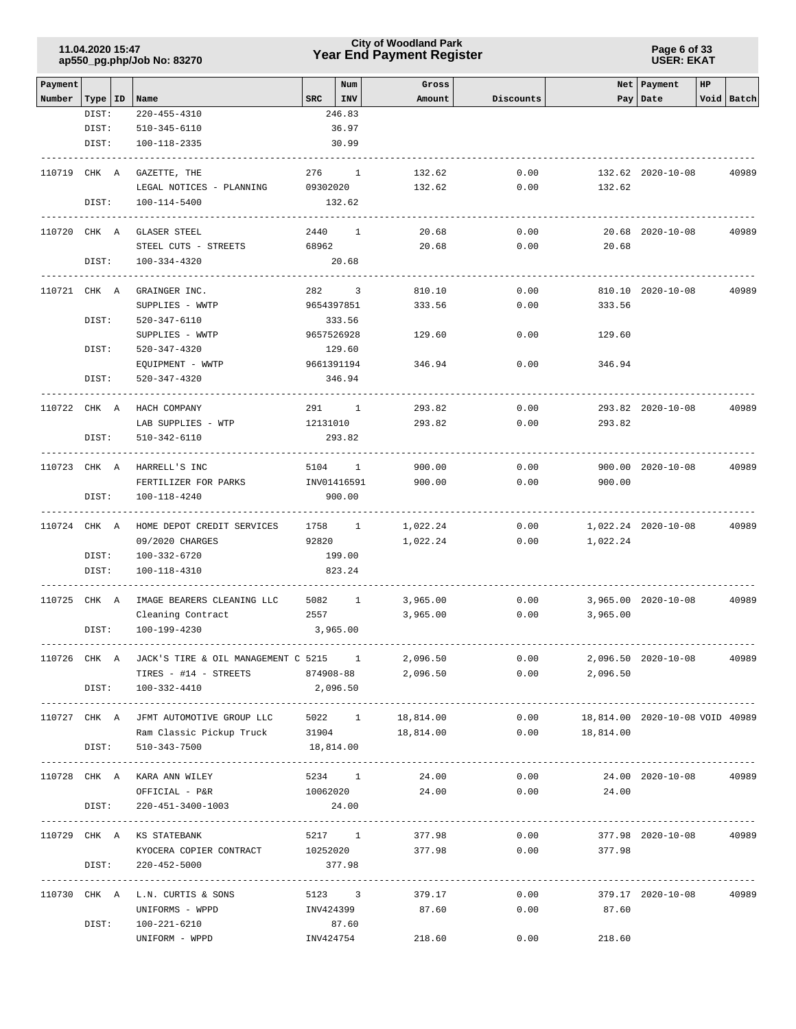| Payment Number | Type | ID | Name | SRC | Num INV | Gross Amount | Discounts | Net Pay | Payment Date | HP | Void | Batch |
|---|---|---|---|---|---|---|---|---|---|---|---|---|
| | DIST: | | 220-455-4310 | | 246.83 | | | | | | | |
| | DIST: | | 510-345-6110 | | 36.97 | | | | | | | |
| | DIST: | | 100-118-2335 | | 30.99 | | | | | | | |
| 110719 | CHK | A | GAZETTE, THE | 276 | 1 | 132.62 | 0.00 | 132.62 | 2020-10-08 | | | 40989 |
| | | | LEGAL NOTICES - PLANNING | 09302020 | | 132.62 | 0.00 | 132.62 | | | | |
| | DIST: | | 100-114-5400 | | 132.62 | | | | | | | |
| 110720 | CHK | A | GLASER STEEL | 2440 | 1 | 20.68 | 0.00 | 20.68 | 2020-10-08 | | | 40989 |
| | | | STEEL CUTS - STREETS | 68962 | | 20.68 | 0.00 | 20.68 | | | | |
| | DIST: | | 100-334-4320 | | 20.68 | | | | | | | |
| 110721 | CHK | A | GRAINGER INC. | 282 | 3 | 810.10 | 0.00 | 810.10 | 2020-10-08 | | | 40989 |
| | | | SUPPLIES - WWTP | 9654397851 | | 333.56 | 0.00 | 333.56 | | | | |
| | DIST: | | 520-347-6110 | | 333.56 | | | | | | | |
| | | | SUPPLIES - WWTP | 9657526928 | | 129.60 | 0.00 | 129.60 | | | | |
| | DIST: | | 520-347-4320 | | 129.60 | | | | | | | |
| | | | EQUIPMENT - WWTP | 9661391194 | | 346.94 | 0.00 | 346.94 | | | | |
| | DIST: | | 520-347-4320 | | 346.94 | | | | | | | |
| 110722 | CHK | A | HACH COMPANY | 291 | 1 | 293.82 | 0.00 | 293.82 | 2020-10-08 | | | 40989 |
| | | | LAB SUPPLIES - WTP | 12131010 | | 293.82 | 0.00 | 293.82 | | | | |
| | DIST: | | 510-342-6110 | | 293.82 | | | | | | | |
| 110723 | CHK | A | HARRELL'S INC | 5104 | 1 | 900.00 | 0.00 | 900.00 | 2020-10-08 | | | 40989 |
| | | | FERTILIZER FOR PARKS | INV01416591 | | 900.00 | 0.00 | 900.00 | | | | |
| | DIST: | | 100-118-4240 | | 900.00 | | | | | | | |
| 110724 | CHK | A | HOME DEPOT CREDIT SERVICES | 1758 | 1 | 1,022.24 | 0.00 | 1,022.24 | 2020-10-08 | | | 40989 |
| | | | 09/2020 CHARGES | 92820 | | 1,022.24 | 0.00 | 1,022.24 | | | | |
| | DIST: | | 100-332-6720 | | 199.00 | | | | | | | |
| | DIST: | | 100-118-4310 | | 823.24 | | | | | | | |
| 110725 | CHK | A | IMAGE BEARERS CLEANING LLC | 5082 | 1 | 3,965.00 | 0.00 | 3,965.00 | 2020-10-08 | | | 40989 |
| | | | Cleaning Contract | 2557 | | 3,965.00 | 0.00 | 3,965.00 | | | | |
| | DIST: | | 100-199-4230 | | 3,965.00 | | | | | | | |
| 110726 | CHK | A | JACK'S TIRE & OIL MANAGEMENT C | 5215 | 1 | 2,096.50 | 0.00 | 2,096.50 | 2020-10-08 | | | 40989 |
| | | | TIRES - #14 - STREETS | 874908-88 | | 2,096.50 | 0.00 | 2,096.50 | | | | |
| | DIST: | | 100-332-4410 | | 2,096.50 | | | | | | | |
| 110727 | CHK | A | JFMT AUTOMOTIVE GROUP LLC | 5022 | 1 | 18,814.00 | 0.00 | 18,814.00 | 2020-10-08 | | VOID | 40989 |
| | | | Ram Classic Pickup Truck | 31904 | | 18,814.00 | 0.00 | 18,814.00 | | | | |
| | DIST: | | 510-343-7500 | | 18,814.00 | | | | | | | |
| 110728 | CHK | A | KARA ANN WILEY | 5234 | 1 | 24.00 | 0.00 | 24.00 | 2020-10-08 | | | 40989 |
| | | | OFFICIAL - P&R | 10062020 | | 24.00 | 0.00 | 24.00 | | | | |
| | DIST: | | 220-451-3400-1003 | | 24.00 | | | | | | | |
| 110729 | CHK | A | KS STATEBANK | 5217 | 1 | 377.98 | 0.00 | 377.98 | 2020-10-08 | | | 40989 |
| | | | KYOCERA COPIER CONTRACT | 10252020 | | 377.98 | 0.00 | 377.98 | | | | |
| | DIST: | | 220-452-5000 | | 377.98 | | | | | | | |
| 110730 | CHK | A | L.N. CURTIS & SONS | 5123 | 3 | 379.17 | 0.00 | 379.17 | 2020-10-08 | | | 40989 |
| | | | UNIFORMS - WPPD | INV424399 | | 87.60 | 0.00 | 87.60 | | | | |
| | DIST: | | 100-221-6210 | | 87.60 | | | | | | | |
| | | | UNIFORM - WPPD | INV424754 | | 218.60 | 0.00 | 218.60 | | | | |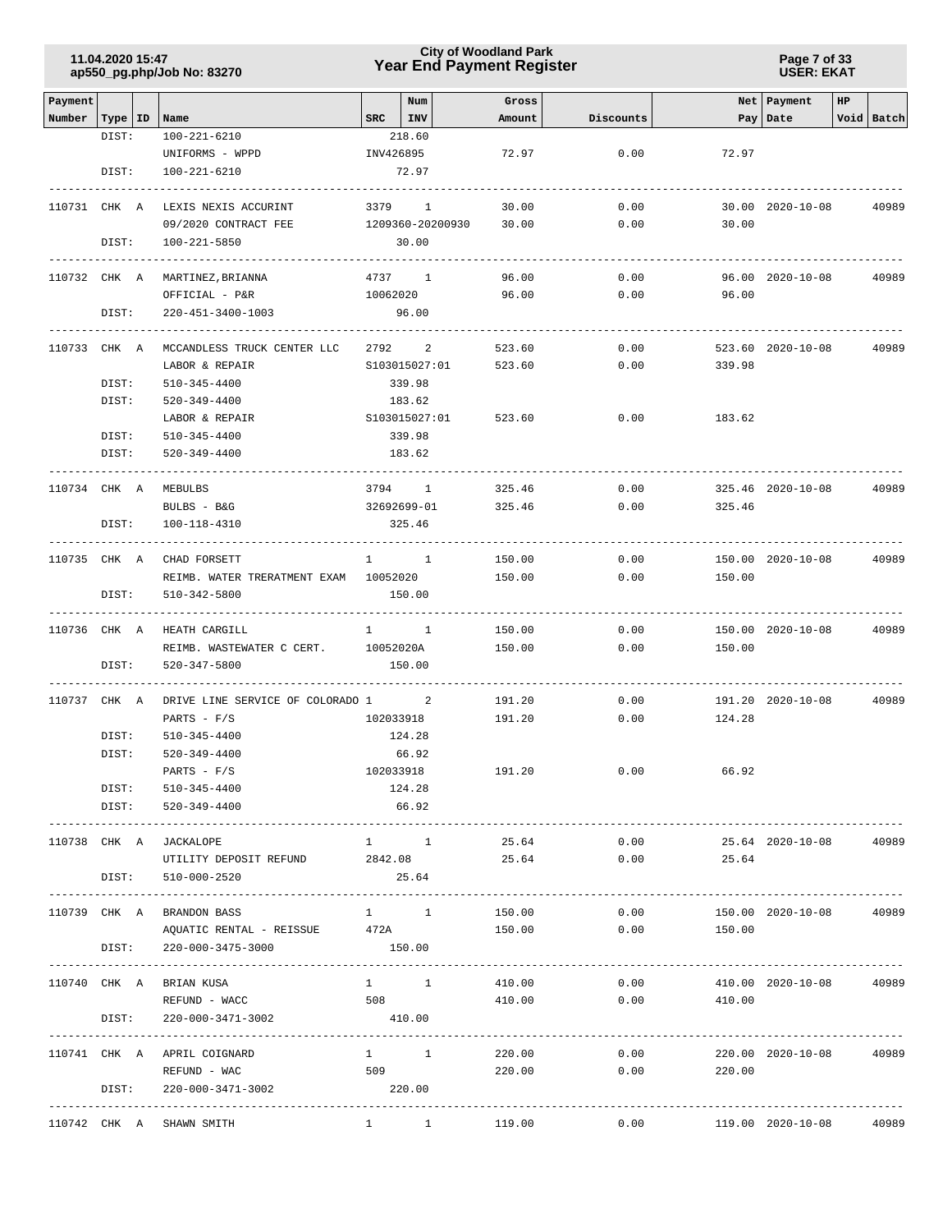| Payment Number | Type | ID | Name | SRC | Num INV | Gross Amount | Discounts | Net Pay | Payment Date | HP Void | Batch |
|---|---|---|---|---|---|---|---|---|---|---|---|
| | DIST: | | 100-221-6210 | | 218.60 | | | | | | |
| | | | UNIFORMS - WPPD | INV426895 | | 72.97 | 0.00 | 72.97 | | | |
| | DIST: | | 100-221-6210 | | 72.97 | | | | | | |
| 110731 | CHK | A | LEXIS NEXIS ACCURINT | 3379 | 1 | 30.00 | 0.00 | 30.00 | 2020-10-08 | | 40989 |
| | | | 09/2020 CONTRACT FEE | 1209360-20200930 | | 30.00 | 0.00 | 30.00 | | | |
| | DIST: | | 100-221-5850 | | 30.00 | | | | | | |
| 110732 | CHK | A | MARTINEZ,BRIANNA | 4737 | 1 | 96.00 | 0.00 | 96.00 | 2020-10-08 | | 40989 |
| | | | OFFICIAL - P&R | 10062020 | | 96.00 | 0.00 | 96.00 | | | |
| | DIST: | | 220-451-3400-1003 | | 96.00 | | | | | | |
| 110733 | CHK | A | MCCANDLESS TRUCK CENTER LLC | 2792 | 2 | 523.60 | 0.00 | 523.60 | 2020-10-08 | | 40989 |
| | | | LABOR & REPAIR | S103015027:01 | | 523.60 | 0.00 | 339.98 | | | |
| | DIST: | | 510-345-4400 | | 339.98 | | | | | | |
| | DIST: | | 520-349-4400 | | 183.62 | | | | | | |
| | | | LABOR & REPAIR | S103015027:01 | | 523.60 | 0.00 | 183.62 | | | |
| | DIST: | | 510-345-4400 | | 339.98 | | | | | | |
| | DIST: | | 520-349-4400 | | 183.62 | | | | | | |
| 110734 | CHK | A | MEBULBS | 3794 | 1 | 325.46 | 0.00 | 325.46 | 2020-10-08 | | 40989 |
| | | | BULBS - B&G | 32692699-01 | | 325.46 | 0.00 | 325.46 | | | |
| | DIST: | | 100-118-4310 | | 325.46 | | | | | | |
| 110735 | CHK | A | CHAD FORSETT | 1 | 1 | 150.00 | 0.00 | 150.00 | 2020-10-08 | | 40989 |
| | | | REIMB. WATER TRERATMENT EXAM | 10052020 | | 150.00 | 0.00 | 150.00 | | | |
| | DIST: | | 510-342-5800 | | 150.00 | | | | | | |
| 110736 | CHK | A | HEATH CARGILL | 1 | 1 | 150.00 | 0.00 | 150.00 | 2020-10-08 | | 40989 |
| | | | REIMB. WASTEWATER C CERT. | 10052020A | | 150.00 | 0.00 | 150.00 | | | |
| | DIST: | | 520-347-5800 | | 150.00 | | | | | | |
| 110737 | CHK | A | DRIVE LINE SERVICE OF COLORADO | 1 | 2 | 191.20 | 0.00 | 191.20 | 2020-10-08 | | 40989 |
| | | | PARTS - F/S | 102033918 | | 191.20 | 0.00 | 124.28 | | | |
| | DIST: | | 510-345-4400 | | 124.28 | | | | | | |
| | DIST: | | 520-349-4400 | | 66.92 | | | | | | |
| | | | PARTS - F/S | 102033918 | | 191.20 | 0.00 | 66.92 | | | |
| | DIST: | | 510-345-4400 | | 124.28 | | | | | | |
| | DIST: | | 520-349-4400 | | 66.92 | | | | | | |
| 110738 | CHK | A | JACKALOPE | 1 | 1 | 25.64 | 0.00 | 25.64 | 2020-10-08 | | 40989 |
| | | | UTILITY DEPOSIT REFUND | 2842.08 | | 25.64 | 0.00 | 25.64 | | | |
| | DIST: | | 510-000-2520 | | 25.64 | | | | | | |
| 110739 | CHK | A | BRANDON BASS | 1 | 1 | 150.00 | 0.00 | 150.00 | 2020-10-08 | | 40989 |
| | | | AQUATIC RENTAL - REISSUE | 472A | | 150.00 | 0.00 | 150.00 | | | |
| | DIST: | | 220-000-3475-3000 | | 150.00 | | | | | | |
| 110740 | CHK | A | BRIAN KUSA | 1 | 1 | 410.00 | 0.00 | 410.00 | 2020-10-08 | | 40989 |
| | | | REFUND - WACC | 508 | | 410.00 | 0.00 | 410.00 | | | |
| | DIST: | | 220-000-3471-3002 | | 410.00 | | | | | | |
| 110741 | CHK | A | APRIL COIGNARD | 1 | 1 | 220.00 | 0.00 | 220.00 | 2020-10-08 | | 40989 |
| | | | REFUND - WAC | 509 | | 220.00 | 0.00 | 220.00 | | | |
| | DIST: | | 220-000-3471-3002 | | 220.00 | | | | | | |
| 110742 | CHK | A | SHAWN SMITH | 1 | 1 | 119.00 | 0.00 | 119.00 | 2020-10-08 | | 40989 |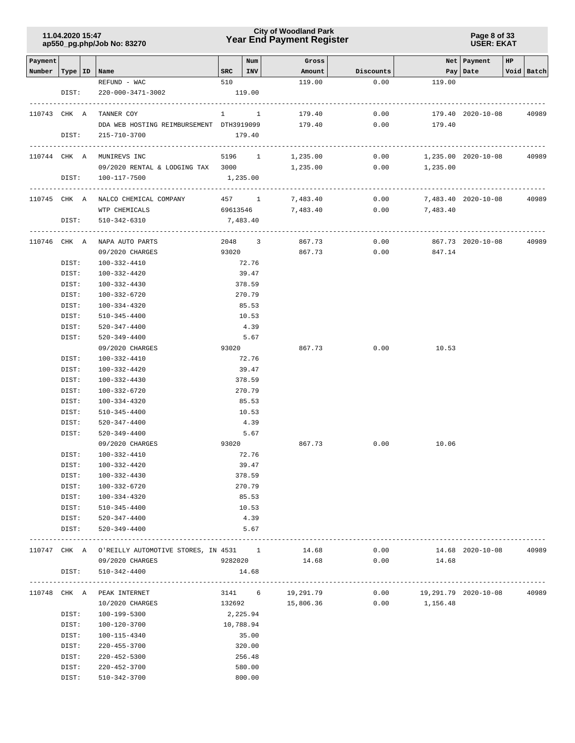| Payment Number | Type | ID | Name | SRC | Num INV | Gross Amount | Discounts | Net Pay | Payment Date | HP Void | Batch |
|---|---|---|---|---|---|---|---|---|---|---|---|
| | | | REFUND - WAC | 510 | | 119.00 | 0.00 | 119.00 | | | |
| | DIST: | | 220-000-3471-3002 | | 119.00 | | | | | | |
| 110743 | CHK | A | TANNER COY | 1 | 1 | 179.40 | 0.00 | 179.40 | 2020-10-08 | | 40989 |
| | | | DDA WEB HOSTING REIMBURSEMENT | DTH3919099 | | 179.40 | 0.00 | 179.40 | | | |
| | DIST: | | 215-710-3700 | | 179.40 | | | | | | |
| 110744 | CHK | A | MUNIREVS INC | 5196 | 1 | 1,235.00 | 0.00 | 1,235.00 | 2020-10-08 | | 40989 |
| | | | 09/2020 RENTAL & LODGING TAX | 3000 | | 1,235.00 | 0.00 | 1,235.00 | | | |
| | DIST: | | 100-117-7500 | | 1,235.00 | | | | | | |
| 110745 | CHK | A | NALCO CHEMICAL COMPANY | 457 | 1 | 7,483.40 | 0.00 | 7,483.40 | 2020-10-08 | | 40989 |
| | | | WTP CHEMICALS | 69613546 | | 7,483.40 | 0.00 | 7,483.40 | | | |
| | DIST: | | 510-342-6310 | | 7,483.40 | | | | | | |
| 110746 | CHK | A | NAPA AUTO PARTS | 2048 | 3 | 867.73 | 0.00 | 867.73 | 2020-10-08 | | 40989 |
| | | | 09/2020 CHARGES | 93020 | | 867.73 | 0.00 | 847.14 | | | |
| | DIST: | | 100-332-4410 | | 72.76 | | | | | | |
| | DIST: | | 100-332-4420 | | 39.47 | | | | | | |
| | DIST: | | 100-332-4430 | | 378.59 | | | | | | |
| | DIST: | | 100-332-6720 | | 270.79 | | | | | | |
| | DIST: | | 100-334-4320 | | 85.53 | | | | | | |
| | DIST: | | 510-345-4400 | | 10.53 | | | | | | |
| | DIST: | | 520-347-4400 | | 4.39 | | | | | | |
| | DIST: | | 520-349-4400 | | 5.67 | | | | | | |
| | | | 09/2020 CHARGES | 93020 | | 867.73 | 0.00 | 10.53 | | | |
| | DIST: | | 100-332-4410 | | 72.76 | | | | | | |
| | DIST: | | 100-332-4420 | | 39.47 | | | | | | |
| | DIST: | | 100-332-4430 | | 378.59 | | | | | | |
| | DIST: | | 100-332-6720 | | 270.79 | | | | | | |
| | DIST: | | 100-334-4320 | | 85.53 | | | | | | |
| | DIST: | | 510-345-4400 | | 10.53 | | | | | | |
| | DIST: | | 520-347-4400 | | 4.39 | | | | | | |
| | DIST: | | 520-349-4400 | | 5.67 | | | | | | |
| | | | 09/2020 CHARGES | 93020 | | 867.73 | 0.00 | 10.06 | | | |
| | DIST: | | 100-332-4410 | | 72.76 | | | | | | |
| | DIST: | | 100-332-4420 | | 39.47 | | | | | | |
| | DIST: | | 100-332-4430 | | 378.59 | | | | | | |
| | DIST: | | 100-332-6720 | | 270.79 | | | | | | |
| | DIST: | | 100-334-4320 | | 85.53 | | | | | | |
| | DIST: | | 510-345-4400 | | 10.53 | | | | | | |
| | DIST: | | 520-347-4400 | | 4.39 | | | | | | |
| | DIST: | | 520-349-4400 | | 5.67 | | | | | | |
| 110747 | CHK | A | O'REILLY AUTOMOTIVE STORES, IN | 4531 | 1 | 14.68 | 0.00 | 14.68 | 2020-10-08 | | 40989 |
| | | | 09/2020 CHARGES | 9282020 | | 14.68 | 0.00 | 14.68 | | | |
| | DIST: | | 510-342-4400 | | 14.68 | | | | | | |
| 110748 | CHK | A | PEAK INTERNET | 3141 | 6 | 19,291.79 | 0.00 | 19,291.79 | 2020-10-08 | | 40989 |
| | | | 10/2020 CHARGES | 132692 | | 15,806.36 | 0.00 | 1,156.48 | | | |
| | DIST: | | 100-199-5300 | | 2,225.94 | | | | | | |
| | DIST: | | 100-120-3700 | | 10,788.94 | | | | | | |
| | DIST: | | 100-115-4340 | | 35.00 | | | | | | |
| | DIST: | | 220-455-3700 | | 320.00 | | | | | | |
| | DIST: | | 220-452-5300 | | 256.48 | | | | | | |
| | DIST: | | 220-452-3700 | | 580.00 | | | | | | |
| | DIST: | | 510-342-3700 | | 800.00 | | | | | | |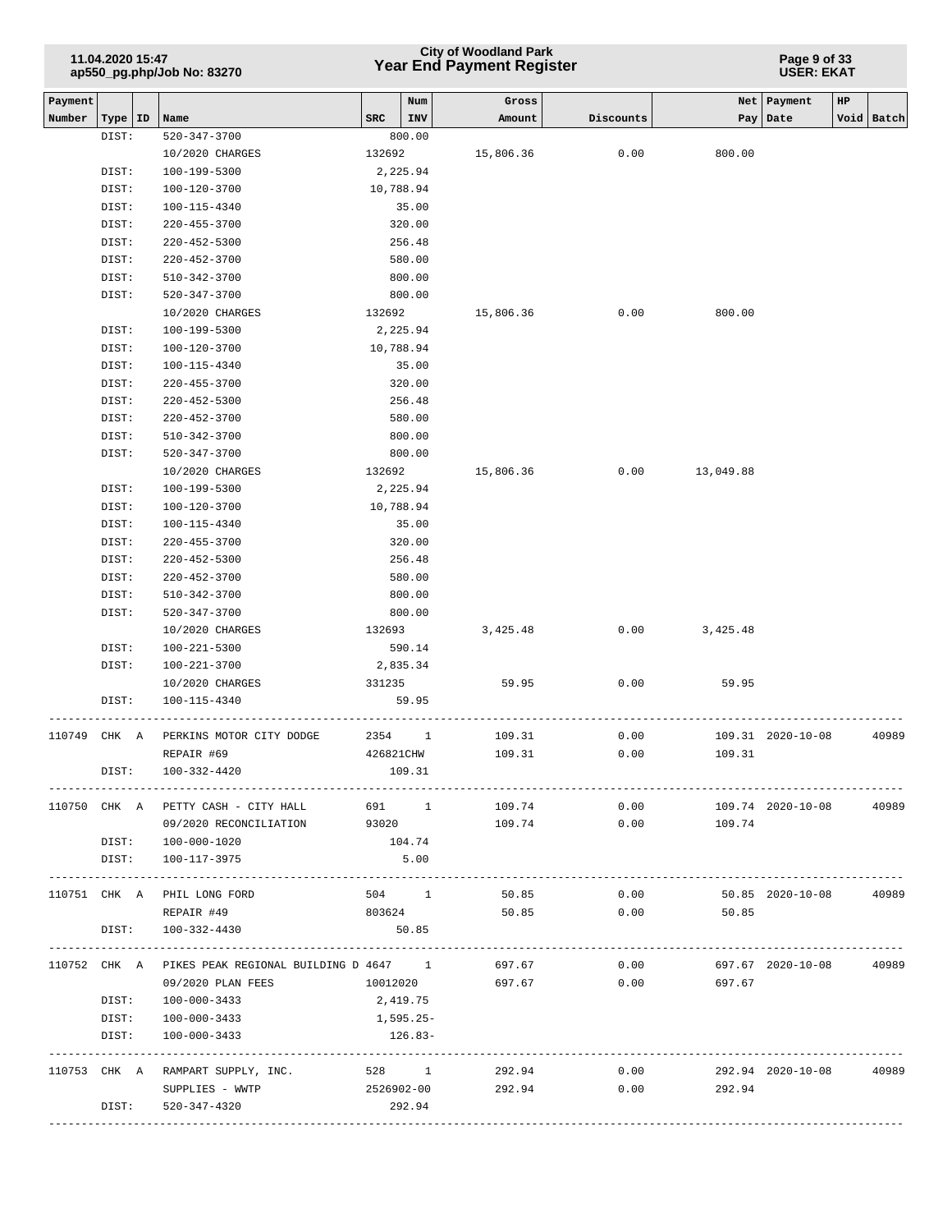| Payment Number | Type | ID | Name | SRC | Num INV | Gross Amount | Discounts | Net Pay | Payment Date | HP Void | Batch |
|---|---|---|---|---|---|---|---|---|---|---|---|
| | DIST: | | 520-347-3700 | 800.00 | | | | | | | |
| | | | 10/2020 CHARGES | 132692 | | 15,806.36 | 0.00 | 800.00 | | | |
| | DIST: | | 100-199-5300 | 2,225.94 | | | | | | | |
| | DIST: | | 100-120-3700 | 10,788.94 | | | | | | | |
| | DIST: | | 100-115-4340 | 35.00 | | | | | | | |
| | DIST: | | 220-455-3700 | 320.00 | | | | | | | |
| | DIST: | | 220-452-5300 | 256.48 | | | | | | | |
| | DIST: | | 220-452-3700 | 580.00 | | | | | | | |
| | DIST: | | 510-342-3700 | 800.00 | | | | | | | |
| | DIST: | | 520-347-3700 | 800.00 | | | | | | | |
| | | | 10/2020 CHARGES | 132692 | | 15,806.36 | 0.00 | 800.00 | | | |
| | DIST: | | 100-199-5300 | 2,225.94 | | | | | | | |
| | DIST: | | 100-120-3700 | 10,788.94 | | | | | | | |
| | DIST: | | 100-115-4340 | 35.00 | | | | | | | |
| | DIST: | | 220-455-3700 | 320.00 | | | | | | | |
| | DIST: | | 220-452-5300 | 256.48 | | | | | | | |
| | DIST: | | 220-452-3700 | 580.00 | | | | | | | |
| | DIST: | | 510-342-3700 | 800.00 | | | | | | | |
| | DIST: | | 520-347-3700 | 800.00 | | | | | | | |
| | | | 10/2020 CHARGES | 132692 | | 15,806.36 | 0.00 | 13,049.88 | | | |
| | DIST: | | 100-199-5300 | 2,225.94 | | | | | | | |
| | DIST: | | 100-120-3700 | 10,788.94 | | | | | | | |
| | DIST: | | 100-115-4340 | 35.00 | | | | | | | |
| | DIST: | | 220-455-3700 | 320.00 | | | | | | | |
| | DIST: | | 220-452-5300 | 256.48 | | | | | | | |
| | DIST: | | 220-452-3700 | 580.00 | | | | | | | |
| | DIST: | | 510-342-3700 | 800.00 | | | | | | | |
| | DIST: | | 520-347-3700 | 800.00 | | | | | | | |
| | | | 10/2020 CHARGES | 132693 | | 3,425.48 | 0.00 | 3,425.48 | | | |
| | DIST: | | 100-221-5300 | 590.14 | | | | | | | |
| | DIST: | | 100-221-3700 | 2,835.34 | | | | | | | |
| | | | 10/2020 CHARGES | 331235 | | 59.95 | 0.00 | 59.95 | | | |
| | DIST: | | 100-115-4340 | 59.95 | | | | | | | |
| 110749 | CHK | A | PERKINS MOTOR CITY DODGE | 2354 | 1 | 109.31 | 0.00 | 109.31 | 2020-10-08 | | 40989 |
| | | | REPAIR #69 | 426821CHW | | 109.31 | 0.00 | 109.31 | | | |
| | DIST: | | 100-332-4420 | 109.31 | | | | | | | |
| 110750 | CHK | A | PETTY CASH - CITY HALL | 691 | 1 | 109.74 | 0.00 | 109.74 | 2020-10-08 | | 40989 |
| | | | 09/2020 RECONCILIATION | 93020 | | 109.74 | 0.00 | 109.74 | | | |
| | DIST: | | 100-000-1020 | 104.74 | | | | | | | |
| | DIST: | | 100-117-3975 | 5.00 | | | | | | | |
| 110751 | CHK | A | PHIL LONG FORD | 504 | 1 | 50.85 | 0.00 | 50.85 | 2020-10-08 | | 40989 |
| | | | REPAIR #49 | 803624 | | 50.85 | 0.00 | 50.85 | | | |
| | DIST: | | 100-332-4430 | 50.85 | | | | | | | |
| 110752 | CHK | A | PIKES PEAK REGIONAL BUILDING D | 4647 | 1 | 697.67 | 0.00 | 697.67 | 2020-10-08 | | 40989 |
| | | | 09/2020 PLAN FEES | 10012020 | | 697.67 | 0.00 | 697.67 | | | |
| | DIST: | | 100-000-3433 | 2,419.75 | | | | | | | |
| | DIST: | | 100-000-3433 | 1,595.25- | | | | | | | |
| | DIST: | | 100-000-3433 | 126.83- | | | | | | | |
| 110753 | CHK | A | RAMPART SUPPLY, INC. | 528 | 1 | 292.94 | 0.00 | 292.94 | 2020-10-08 | | 40989 |
| | | | SUPPLIES - WWTP | 2526902-00 | | 292.94 | 0.00 | 292.94 | | | |
| | DIST: | | 520-347-4320 | 292.94 | | | | | | | |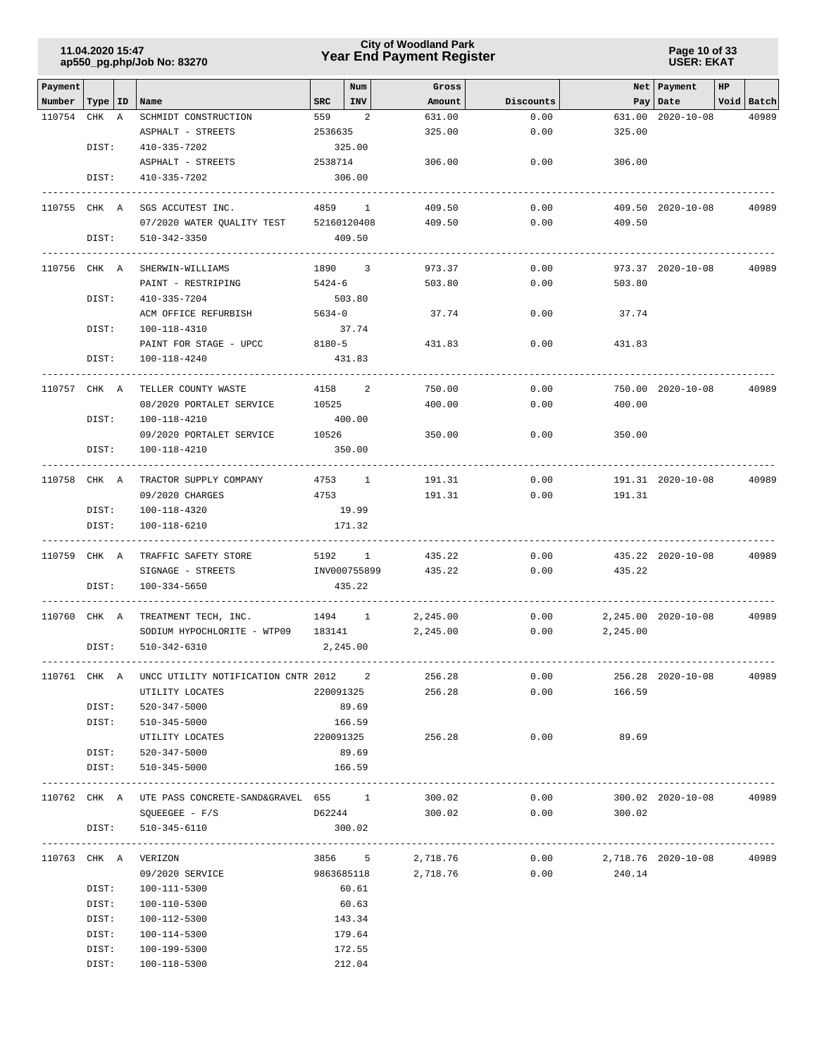| Payment Number | Type | ID | Name | SRC | Num INV | Gross Amount | Discounts | Net Pay | Payment Date | HP Void | Batch |
|---|---|---|---|---|---|---|---|---|---|---|---|
| 110754 | CHK | A | SCHMIDT CONSTRUCTION | 559 | 2 | 631.00 | 0.00 | 631.00 | 2020-10-08 | | 40989 |
| | | | ASPHALT - STREETS | 2536635 | | 325.00 | 0.00 | 325.00 | | | |
| | DIST: | | 410-335-7202 | | 325.00 | | | | | | |
| | | | ASPHALT - STREETS | 2538714 | | 306.00 | 0.00 | 306.00 | | | |
| | DIST: | | 410-335-7202 | | 306.00 | | | | | | |
| 110755 | CHK | A | SGS ACCUTEST INC. | 4859 | 1 | 409.50 | 0.00 | 409.50 | 2020-10-08 | | 40989 |
| | | | 07/2020 WATER QUALITY TEST | 52160120408 | | 409.50 | 0.00 | 409.50 | | | |
| | DIST: | | 510-342-3350 | | 409.50 | | | | | | |
| 110756 | CHK | A | SHERWIN-WILLIAMS | 1890 | 3 | 973.37 | 0.00 | 973.37 | 2020-10-08 | | 40989 |
| | | | PAINT - RESTRIPING | 5424-6 | | 503.80 | 0.00 | 503.80 | | | |
| | DIST: | | 410-335-7204 | | 503.80 | | | | | | |
| | | | ACM OFFICE REFURBISH | 5634-0 | | 37.74 | 0.00 | 37.74 | | | |
| | DIST: | | 100-118-4310 | | 37.74 | | | | | | |
| | | | PAINT FOR STAGE - UPCC | 8180-5 | | 431.83 | 0.00 | 431.83 | | | |
| | DIST: | | 100-118-4240 | | 431.83 | | | | | | |
| 110757 | CHK | A | TELLER COUNTY WASTE | 4158 | 2 | 750.00 | 0.00 | 750.00 | 2020-10-08 | | 40989 |
| | | | 08/2020 PORTALET SERVICE | 10525 | | 400.00 | 0.00 | 400.00 | | | |
| | DIST: | | 100-118-4210 | | 400.00 | | | | | | |
| | | | 09/2020 PORTALET SERVICE | 10526 | | 350.00 | 0.00 | 350.00 | | | |
| | DIST: | | 100-118-4210 | | 350.00 | | | | | | |
| 110758 | CHK | A | TRACTOR SUPPLY COMPANY | 4753 | 1 | 191.31 | 0.00 | 191.31 | 2020-10-08 | | 40989 |
| | | | 09/2020 CHARGES | 4753 | | 191.31 | 0.00 | 191.31 | | | |
| | DIST: | | 100-118-4320 | | 19.99 | | | | | | |
| | DIST: | | 100-118-6210 | | 171.32 | | | | | | |
| 110759 | CHK | A | TRAFFIC SAFETY STORE | 5192 | 1 | 435.22 | 0.00 | 435.22 | 2020-10-08 | | 40989 |
| | | | SIGNAGE - STREETS | INV000755899 | | 435.22 | 0.00 | 435.22 | | | |
| | DIST: | | 100-334-5650 | | 435.22 | | | | | | |
| 110760 | CHK | A | TREATMENT TECH, INC. | 1494 | 1 | 2,245.00 | 0.00 | 2,245.00 | 2020-10-08 | | 40989 |
| | | | SODIUM HYPOCHLORITE - WTP09 | 183141 | | 2,245.00 | 0.00 | 2,245.00 | | | |
| | DIST: | | 510-342-6310 | | 2,245.00 | | | | | | |
| 110761 | CHK | A | UNCC UTILITY NOTIFICATION CNTR | 2012 | 2 | 256.28 | 0.00 | 256.28 | 2020-10-08 | | 40989 |
| | | | UTILITY LOCATES | 220091325 | | 256.28 | 0.00 | 166.59 | | | |
| | DIST: | | 520-347-5000 | | 89.69 | | | | | | |
| | DIST: | | 510-345-5000 | | 166.59 | | | | | | |
| | | | UTILITY LOCATES | 220091325 | | 256.28 | 0.00 | 89.69 | | | |
| | DIST: | | 520-347-5000 | | 89.69 | | | | | | |
| | DIST: | | 510-345-5000 | | 166.59 | | | | | | |
| 110762 | CHK | A | UTE PASS CONCRETE-SAND&GRAVEL | 655 | 1 | 300.02 | 0.00 | 300.02 | 2020-10-08 | | 40989 |
| | | | SQUEEGEE - F/S | D62244 | | 300.02 | 0.00 | 300.02 | | | |
| | DIST: | | 510-345-6110 | | 300.02 | | | | | | |
| 110763 | CHK | A | VERIZON | 3856 | 5 | 2,718.76 | 0.00 | 2,718.76 | 2020-10-08 | | 40989 |
| | | | 09/2020 SERVICE | 9863685118 | | 2,718.76 | 0.00 | 240.14 | | | |
| | DIST: | | 100-111-5300 | | 60.61 | | | | | | |
| | DIST: | | 100-110-5300 | | 60.63 | | | | | | |
| | DIST: | | 100-112-5300 | | 143.34 | | | | | | |
| | DIST: | | 100-114-5300 | | 179.64 | | | | | | |
| | DIST: | | 100-199-5300 | | 172.55 | | | | | | |
| | DIST: | | 100-118-5300 | | 212.04 | | | | | | |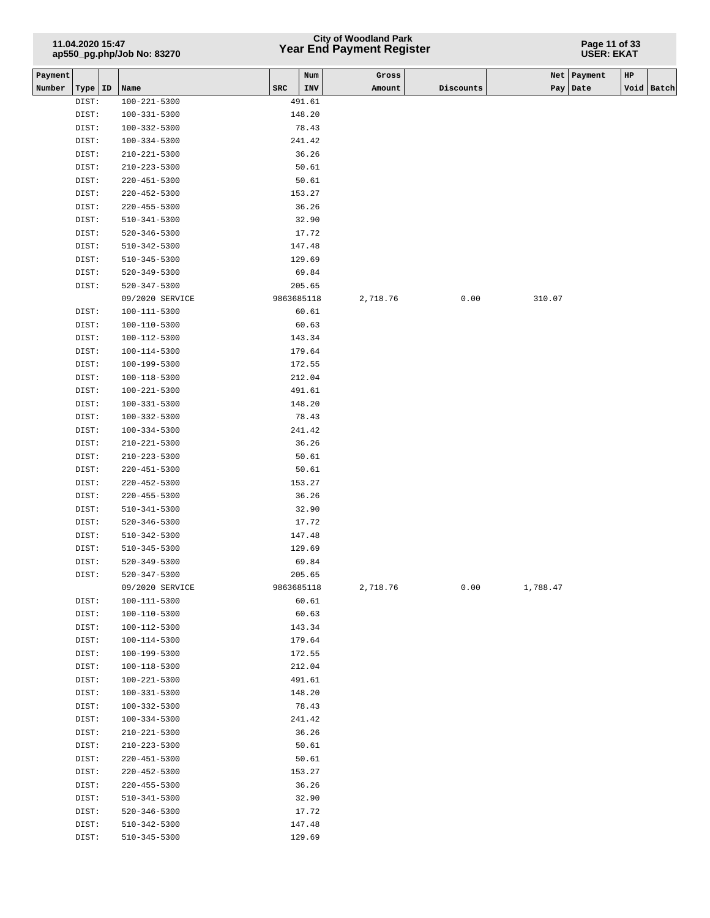| Payment Number | Type | ID | Name | SRC | Num INV | Gross Amount | Discounts | Net Pay | Payment Date | HP Void | Batch |
|---|---|---|---|---|---|---|---|---|---|---|---|
| | DIST: | | 100-221-5300 | | 491.61 | | | | | | |
| | DIST: | | 100-331-5300 | | 148.20 | | | | | | |
| | DIST: | | 100-332-5300 | | 78.43 | | | | | | |
| | DIST: | | 100-334-5300 | | 241.42 | | | | | | |
| | DIST: | | 210-221-5300 | | 36.26 | | | | | | |
| | DIST: | | 210-223-5300 | | 50.61 | | | | | | |
| | DIST: | | 220-451-5300 | | 50.61 | | | | | | |
| | DIST: | | 220-452-5300 | | 153.27 | | | | | | |
| | DIST: | | 220-455-5300 | | 36.26 | | | | | | |
| | DIST: | | 510-341-5300 | | 32.90 | | | | | | |
| | DIST: | | 520-346-5300 | | 17.72 | | | | | | |
| | DIST: | | 510-342-5300 | | 147.48 | | | | | | |
| | DIST: | | 510-345-5300 | | 129.69 | | | | | | |
| | DIST: | | 520-349-5300 | | 69.84 | | | | | | |
| | DIST: | | 520-347-5300 | | 205.65 | | | | | | |
| | | | 09/2020 SERVICE | | 9863685118 | 2,718.76 | 0.00 | 310.07 | | | |
| | DIST: | | 100-111-5300 | | 60.61 | | | | | | |
| | DIST: | | 100-110-5300 | | 60.63 | | | | | | |
| | DIST: | | 100-112-5300 | | 143.34 | | | | | | |
| | DIST: | | 100-114-5300 | | 179.64 | | | | | | |
| | DIST: | | 100-199-5300 | | 172.55 | | | | | | |
| | DIST: | | 100-118-5300 | | 212.04 | | | | | | |
| | DIST: | | 100-221-5300 | | 491.61 | | | | | | |
| | DIST: | | 100-331-5300 | | 148.20 | | | | | | |
| | DIST: | | 100-332-5300 | | 78.43 | | | | | | |
| | DIST: | | 100-334-5300 | | 241.42 | | | | | | |
| | DIST: | | 210-221-5300 | | 36.26 | | | | | | |
| | DIST: | | 210-223-5300 | | 50.61 | | | | | | |
| | DIST: | | 220-451-5300 | | 50.61 | | | | | | |
| | DIST: | | 220-452-5300 | | 153.27 | | | | | | |
| | DIST: | | 220-455-5300 | | 36.26 | | | | | | |
| | DIST: | | 510-341-5300 | | 32.90 | | | | | | |
| | DIST: | | 520-346-5300 | | 17.72 | | | | | | |
| | DIST: | | 510-342-5300 | | 147.48 | | | | | | |
| | DIST: | | 510-345-5300 | | 129.69 | | | | | | |
| | DIST: | | 520-349-5300 | | 69.84 | | | | | | |
| | DIST: | | 520-347-5300 | | 205.65 | | | | | | |
| | | | 09/2020 SERVICE | | 9863685118 | 2,718.76 | 0.00 | 1,788.47 | | | |
| | DIST: | | 100-111-5300 | | 60.61 | | | | | | |
| | DIST: | | 100-110-5300 | | 60.63 | | | | | | |
| | DIST: | | 100-112-5300 | | 143.34 | | | | | | |
| | DIST: | | 100-114-5300 | | 179.64 | | | | | | |
| | DIST: | | 100-199-5300 | | 172.55 | | | | | | |
| | DIST: | | 100-118-5300 | | 212.04 | | | | | | |
| | DIST: | | 100-221-5300 | | 491.61 | | | | | | |
| | DIST: | | 100-331-5300 | | 148.20 | | | | | | |
| | DIST: | | 100-332-5300 | | 78.43 | | | | | | |
| | DIST: | | 100-334-5300 | | 241.42 | | | | | | |
| | DIST: | | 210-221-5300 | | 36.26 | | | | | | |
| | DIST: | | 210-223-5300 | | 50.61 | | | | | | |
| | DIST: | | 220-451-5300 | | 50.61 | | | | | | |
| | DIST: | | 220-452-5300 | | 153.27 | | | | | | |
| | DIST: | | 220-455-5300 | | 36.26 | | | | | | |
| | DIST: | | 510-341-5300 | | 32.90 | | | | | | |
| | DIST: | | 520-346-5300 | | 17.72 | | | | | | |
| | DIST: | | 510-342-5300 | | 147.48 | | | | | | |
| | DIST: | | 510-345-5300 | | 129.69 | | | | | | |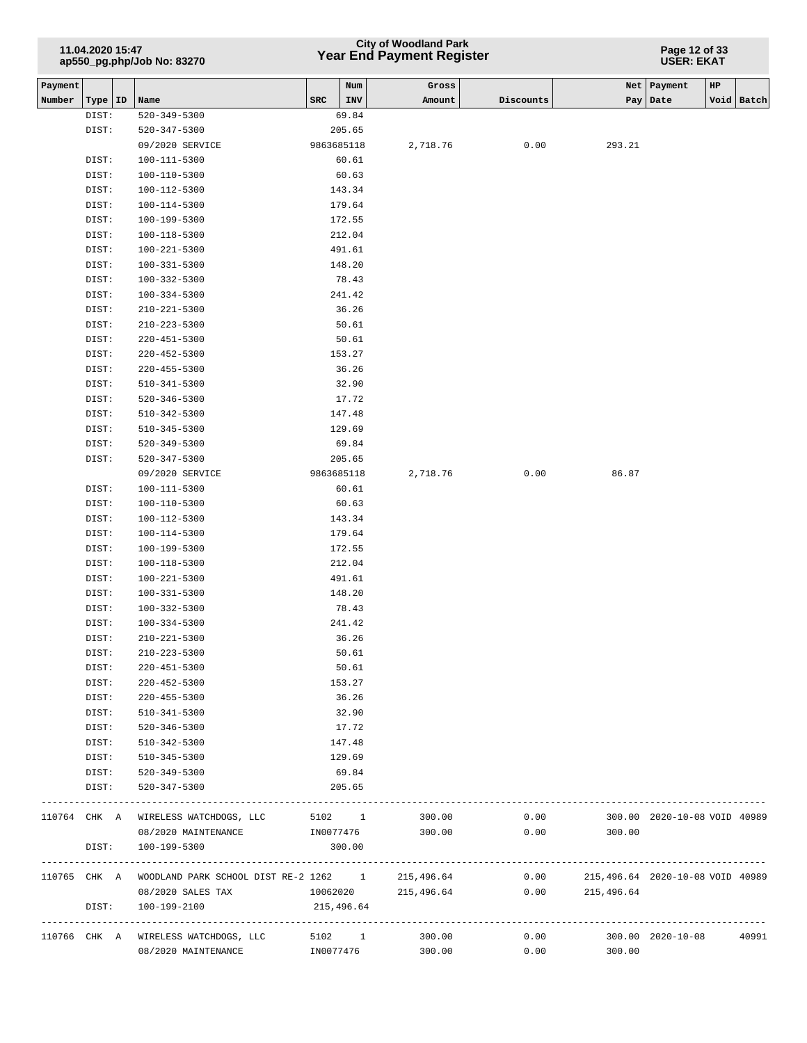| Payment Number | Type | ID | Name | SRC | Num INV | Gross Amount | Discounts | Net Pay | Payment Date | HP Void | Batch |
|---|---|---|---|---|---|---|---|---|---|---|---|
| | DIST: | | 520-349-5300 | | 69.84 | | | | | | |
| | DIST: | | 520-347-5300 | | 205.65 | | | | | | |
| | | | 09/2020 SERVICE | 9863685118 | | 2,718.76 | 0.00 | 293.21 | | | |
| | DIST: | | 100-111-5300 | | 60.61 | | | | | | |
| | DIST: | | 100-110-5300 | | 60.63 | | | | | | |
| | DIST: | | 100-112-5300 | | 143.34 | | | | | | |
| | DIST: | | 100-114-5300 | | 179.64 | | | | | | |
| | DIST: | | 100-199-5300 | | 172.55 | | | | | | |
| | DIST: | | 100-118-5300 | | 212.04 | | | | | | |
| | DIST: | | 100-221-5300 | | 491.61 | | | | | | |
| | DIST: | | 100-331-5300 | | 148.20 | | | | | | |
| | DIST: | | 100-332-5300 | | 78.43 | | | | | | |
| | DIST: | | 100-334-5300 | | 241.42 | | | | | | |
| | DIST: | | 210-221-5300 | | 36.26 | | | | | | |
| | DIST: | | 210-223-5300 | | 50.61 | | | | | | |
| | DIST: | | 220-451-5300 | | 50.61 | | | | | | |
| | DIST: | | 220-452-5300 | | 153.27 | | | | | | |
| | DIST: | | 220-455-5300 | | 36.26 | | | | | | |
| | DIST: | | 510-341-5300 | | 32.90 | | | | | | |
| | DIST: | | 520-346-5300 | | 17.72 | | | | | | |
| | DIST: | | 510-342-5300 | | 147.48 | | | | | | |
| | DIST: | | 510-345-5300 | | 129.69 | | | | | | |
| | DIST: | | 520-349-5300 | | 69.84 | | | | | | |
| | DIST: | | 520-347-5300 | | 205.65 | | | | | | |
| | | | 09/2020 SERVICE | 9863685118 | | 2,718.76 | 0.00 | 86.87 | | | |
| | DIST: | | 100-111-5300 | | 60.61 | | | | | | |
| | DIST: | | 100-110-5300 | | 60.63 | | | | | | |
| | DIST: | | 100-112-5300 | | 143.34 | | | | | | |
| | DIST: | | 100-114-5300 | | 179.64 | | | | | | |
| | DIST: | | 100-199-5300 | | 172.55 | | | | | | |
| | DIST: | | 100-118-5300 | | 212.04 | | | | | | |
| | DIST: | | 100-221-5300 | | 491.61 | | | | | | |
| | DIST: | | 100-331-5300 | | 148.20 | | | | | | |
| | DIST: | | 100-332-5300 | | 78.43 | | | | | | |
| | DIST: | | 100-334-5300 | | 241.42 | | | | | | |
| | DIST: | | 210-221-5300 | | 36.26 | | | | | | |
| | DIST: | | 210-223-5300 | | 50.61 | | | | | | |
| | DIST: | | 220-451-5300 | | 50.61 | | | | | | |
| | DIST: | | 220-452-5300 | | 153.27 | | | | | | |
| | DIST: | | 220-455-5300 | | 36.26 | | | | | | |
| | DIST: | | 510-341-5300 | | 32.90 | | | | | | |
| | DIST: | | 520-346-5300 | | 17.72 | | | | | | |
| | DIST: | | 510-342-5300 | | 147.48 | | | | | | |
| | DIST: | | 510-345-5300 | | 129.69 | | | | | | |
| | DIST: | | 520-349-5300 | | 69.84 | | | | | | |
| | DIST: | | 520-347-5300 | | 205.65 | | | | | | |
| 110764 | CHK | A | WIRELESS WATCHDOGS, LLC | 5102 | 1 | 300.00 | 0.00 | 300.00 | 2020-10-08 | VOID | 40989 |
| | | | 08/2020 MAINTENANCE | IN0077476 | | 300.00 | 0.00 | 300.00 | | | |
| | DIST: | | 100-199-5300 | | 300.00 | | | | | | |
| 110765 | CHK | A | WOODLAND PARK SCHOOL DIST RE-2 | 1262 | 1 | 215,496.64 | 0.00 | 215,496.64 | 2020-10-08 | VOID | 40989 |
| | | | 08/2020 SALES TAX | 10062020 | | 215,496.64 | 0.00 | 215,496.64 | | | |
| | DIST: | | 100-199-2100 | | 215,496.64 | | | | | | |
| 110766 | CHK | A | WIRELESS WATCHDOGS, LLC | 5102 | 1 | 300.00 | 0.00 | 300.00 | 2020-10-08 | | 40991 |
| | | | 08/2020 MAINTENANCE | IN0077476 | | 300.00 | 0.00 | 300.00 | | | |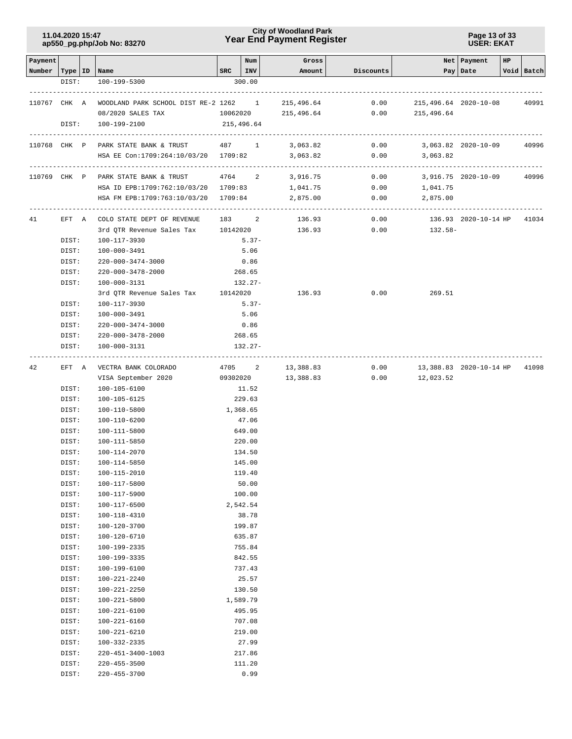| Payment Number | Type | ID | Name | SRC | Num INV | Gross Amount | Discounts | Net Pay | Payment Date | HP Void | Batch |
|---|---|---|---|---|---|---|---|---|---|---|---|
| | DIST: | | 100-199-5300 | | 300.00 | | | | | | |
| 110767 | CHK | A | WOODLAND PARK SCHOOL DIST RE-2 | 1262 | 1 | 215,496.64 | 0.00 | 215,496.64 | 2020-10-08 | | 40991 |
| | | | 08/2020 SALES TAX | 10062020 | | 215,496.64 | 0.00 | 215,496.64 | | | |
| | DIST: | | 100-199-2100 | | 215,496.64 | | | | | | |
| 110768 | CHK | P | PARK STATE BANK & TRUST | 487 | 1 | 3,063.82 | 0.00 | 3,063.82 | 2020-10-09 | | 40996 |
| | | | HSA EE Con:1709:264:10/03/20 | 1709:82 | | 3,063.82 | 0.00 | 3,063.82 | | | |
| 110769 | CHK | P | PARK STATE BANK & TRUST | 4764 | 2 | 3,916.75 | 0.00 | 3,916.75 | 2020-10-09 | | 40996 |
| | | | HSA ID EPB:1709:762:10/03/20 | 1709:83 | | 1,041.75 | 0.00 | 1,041.75 | | | |
| | | | HSA FM EPB:1709:763:10/03/20 | 1709:84 | | 2,875.00 | 0.00 | 2,875.00 | | | |
| 41 | EFT | A | COLO STATE DEPT OF REVENUE | 183 | 2 | 136.93 | 0.00 | 136.93 | 2020-10-14 | HP | 41034 |
| | | | 3rd QTR Revenue Sales Tax | 10142020 | | 136.93 | 0.00 | 132.58- | | | |
| | DIST: | | 100-117-3930 | | 5.37- | | | | | | |
| | DIST: | | 100-000-3491 | | 5.06 | | | | | | |
| | DIST: | | 220-000-3474-3000 | | 0.86 | | | | | | |
| | DIST: | | 220-000-3478-2000 | | 268.65 | | | | | | |
| | DIST: | | 100-000-3131 | | 132.27- | | | | | | |
| | | | 3rd QTR Revenue Sales Tax | 10142020 | | 136.93 | 0.00 | 269.51 | | | |
| | DIST: | | 100-117-3930 | | 5.37- | | | | | | |
| | DIST: | | 100-000-3491 | | 5.06 | | | | | | |
| | DIST: | | 220-000-3474-3000 | | 0.86 | | | | | | |
| | DIST: | | 220-000-3478-2000 | | 268.65 | | | | | | |
| | DIST: | | 100-000-3131 | | 132.27- | | | | | | |
| 42 | EFT | A | VECTRA BANK COLORADO | 4705 | 2 | 13,388.83 | 0.00 | 13,388.83 | 2020-10-14 | HP | 41098 |
| | | | VISA September 2020 | 09302020 | | 13,388.83 | 0.00 | 12,023.52 | | | |
| | DIST: | | 100-105-6100 | | 11.52 | | | | | | |
| | DIST: | | 100-105-6125 | | 229.63 | | | | | | |
| | DIST: | | 100-110-5800 | | 1,368.65 | | | | | | |
| | DIST: | | 100-110-6200 | | 47.06 | | | | | | |
| | DIST: | | 100-111-5800 | | 649.00 | | | | | | |
| | DIST: | | 100-111-5850 | | 220.00 | | | | | | |
| | DIST: | | 100-114-2070 | | 134.50 | | | | | | |
| | DIST: | | 100-114-5850 | | 145.00 | | | | | | |
| | DIST: | | 100-115-2010 | | 119.40 | | | | | | |
| | DIST: | | 100-117-5800 | | 50.00 | | | | | | |
| | DIST: | | 100-117-5900 | | 100.00 | | | | | | |
| | DIST: | | 100-117-6500 | | 2,542.54 | | | | | | |
| | DIST: | | 100-118-4310 | | 38.78 | | | | | | |
| | DIST: | | 100-120-3700 | | 199.87 | | | | | | |
| | DIST: | | 100-120-6710 | | 635.87 | | | | | | |
| | DIST: | | 100-199-2335 | | 755.84 | | | | | | |
| | DIST: | | 100-199-3335 | | 842.55 | | | | | | |
| | DIST: | | 100-199-6100 | | 737.43 | | | | | | |
| | DIST: | | 100-221-2240 | | 25.57 | | | | | | |
| | DIST: | | 100-221-2250 | | 130.50 | | | | | | |
| | DIST: | | 100-221-5800 | | 1,589.79 | | | | | | |
| | DIST: | | 100-221-6100 | | 495.95 | | | | | | |
| | DIST: | | 100-221-6160 | | 707.08 | | | | | | |
| | DIST: | | 100-221-6210 | | 219.00 | | | | | | |
| | DIST: | | 100-332-2335 | | 27.99 | | | | | | |
| | DIST: | | 220-451-3400-1003 | | 217.86 | | | | | | |
| | DIST: | | 220-455-3500 | | 111.20 | | | | | | |
| | DIST: | | 220-455-3700 | | 0.99 | | | | | | |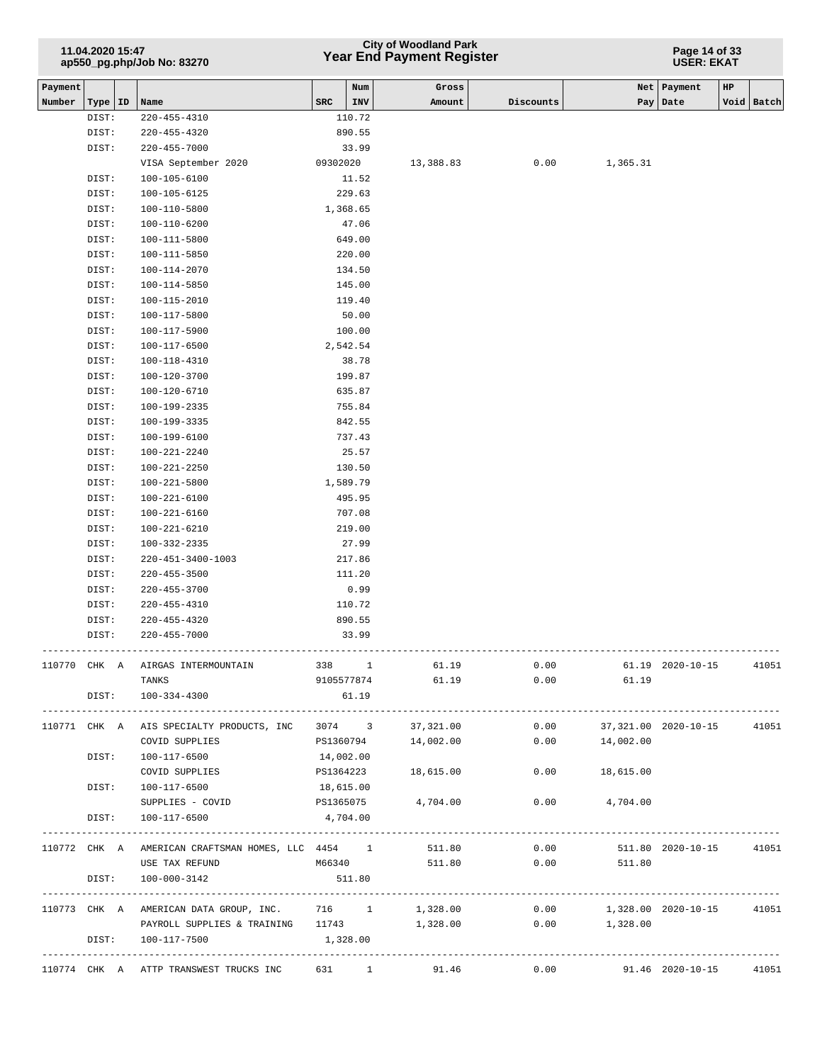| Payment Number | Type | ID | Name | SRC | Num INV | Gross Amount | Discounts | Net Pay | Payment Date | HP Void | Batch |
|---|---|---|---|---|---|---|---|---|---|---|---|
| | DIST: | | 220-455-4310 | | 110.72 | | | | | | |
| | DIST: | | 220-455-4320 | | 890.55 | | | | | | |
| | DIST: | | 220-455-7000 | | 33.99 | | | | | | |
| | | | VISA September 2020 | 09302020 | | 13,388.83 | 0.00 | 1,365.31 | | | |
| | DIST: | | 100-105-6100 | | 11.52 | | | | | | |
| | DIST: | | 100-105-6125 | | 229.63 | | | | | | |
| | DIST: | | 100-110-5800 | | 1,368.65 | | | | | | |
| | DIST: | | 100-110-6200 | | 47.06 | | | | | | |
| | DIST: | | 100-111-5800 | | 649.00 | | | | | | |
| | DIST: | | 100-111-5850 | | 220.00 | | | | | | |
| | DIST: | | 100-114-2070 | | 134.50 | | | | | | |
| | DIST: | | 100-114-5850 | | 145.00 | | | | | | |
| | DIST: | | 100-115-2010 | | 119.40 | | | | | | |
| | DIST: | | 100-117-5800 | | 50.00 | | | | | | |
| | DIST: | | 100-117-5900 | | 100.00 | | | | | | |
| | DIST: | | 100-117-6500 | | 2,542.54 | | | | | | |
| | DIST: | | 100-118-4310 | | 38.78 | | | | | | |
| | DIST: | | 100-120-3700 | | 199.87 | | | | | | |
| | DIST: | | 100-120-6710 | | 635.87 | | | | | | |
| | DIST: | | 100-199-2335 | | 755.84 | | | | | | |
| | DIST: | | 100-199-3335 | | 842.55 | | | | | | |
| | DIST: | | 100-199-6100 | | 737.43 | | | | | | |
| | DIST: | | 100-221-2240 | | 25.57 | | | | | | |
| | DIST: | | 100-221-2250 | | 130.50 | | | | | | |
| | DIST: | | 100-221-5800 | | 1,589.79 | | | | | | |
| | DIST: | | 100-221-6100 | | 495.95 | | | | | | |
| | DIST: | | 100-221-6160 | | 707.08 | | | | | | |
| | DIST: | | 100-221-6210 | | 219.00 | | | | | | |
| | DIST: | | 100-332-2335 | | 27.99 | | | | | | |
| | DIST: | | 220-451-3400-1003 | | 217.86 | | | | | | |
| | DIST: | | 220-455-3500 | | 111.20 | | | | | | |
| | DIST: | | 220-455-3700 | | 0.99 | | | | | | |
| | DIST: | | 220-455-4310 | | 110.72 | | | | | | |
| | DIST: | | 220-455-4320 | | 890.55 | | | | | | |
| | DIST: | | 220-455-7000 | | 33.99 | | | | | | |
| 110770 | CHK | A | AIRGAS INTERMOUNTAIN | 338 | 1 | 61.19 | 0.00 | 61.19 | 2020-10-15 | | 41051 |
| | | | TANKS | 9105577874 | | 61.19 | 0.00 | 61.19 | | | |
| | DIST: | | 100-334-4300 | | 61.19 | | | | | | |
| 110771 | CHK | A | AIS SPECIALTY PRODUCTS, INC | 3074 | 3 | 37,321.00 | 0.00 | 37,321.00 | 2020-10-15 | | 41051 |
| | | | COVID SUPPLIES | PS1360794 | | 14,002.00 | 0.00 | 14,002.00 | | | |
| | DIST: | | 100-117-6500 | | 14,002.00 | | | | | | |
| | | | COVID SUPPLIES | PS1364223 | | 18,615.00 | 0.00 | 18,615.00 | | | |
| | DIST: | | 100-117-6500 | | 18,615.00 | | | | | | |
| | | | SUPPLIES - COVID | PS1365075 | | 4,704.00 | 0.00 | 4,704.00 | | | |
| | DIST: | | 100-117-6500 | | 4,704.00 | | | | | | |
| 110772 | CHK | A | AMERICAN CRAFTSMAN HOMES, LLC | 4454 | 1 | 511.80 | 0.00 | 511.80 | 2020-10-15 | | 41051 |
| | | | USE TAX REFUND | M66340 | | 511.80 | 0.00 | 511.80 | | | |
| | DIST: | | 100-000-3142 | | 511.80 | | | | | | |
| 110773 | CHK | A | AMERICAN DATA GROUP, INC. | 716 | 1 | 1,328.00 | 0.00 | 1,328.00 | 2020-10-15 | | 41051 |
| | | | PAYROLL SUPPLIES & TRAINING | 11743 | | 1,328.00 | 0.00 | 1,328.00 | | | |
| | DIST: | | 100-117-7500 | | 1,328.00 | | | | | | |
| 110774 | CHK | A | ATTP TRANSWEST TRUCKS INC | 631 | 1 | 91.46 | 0.00 | 91.46 | 2020-10-15 | | 41051 |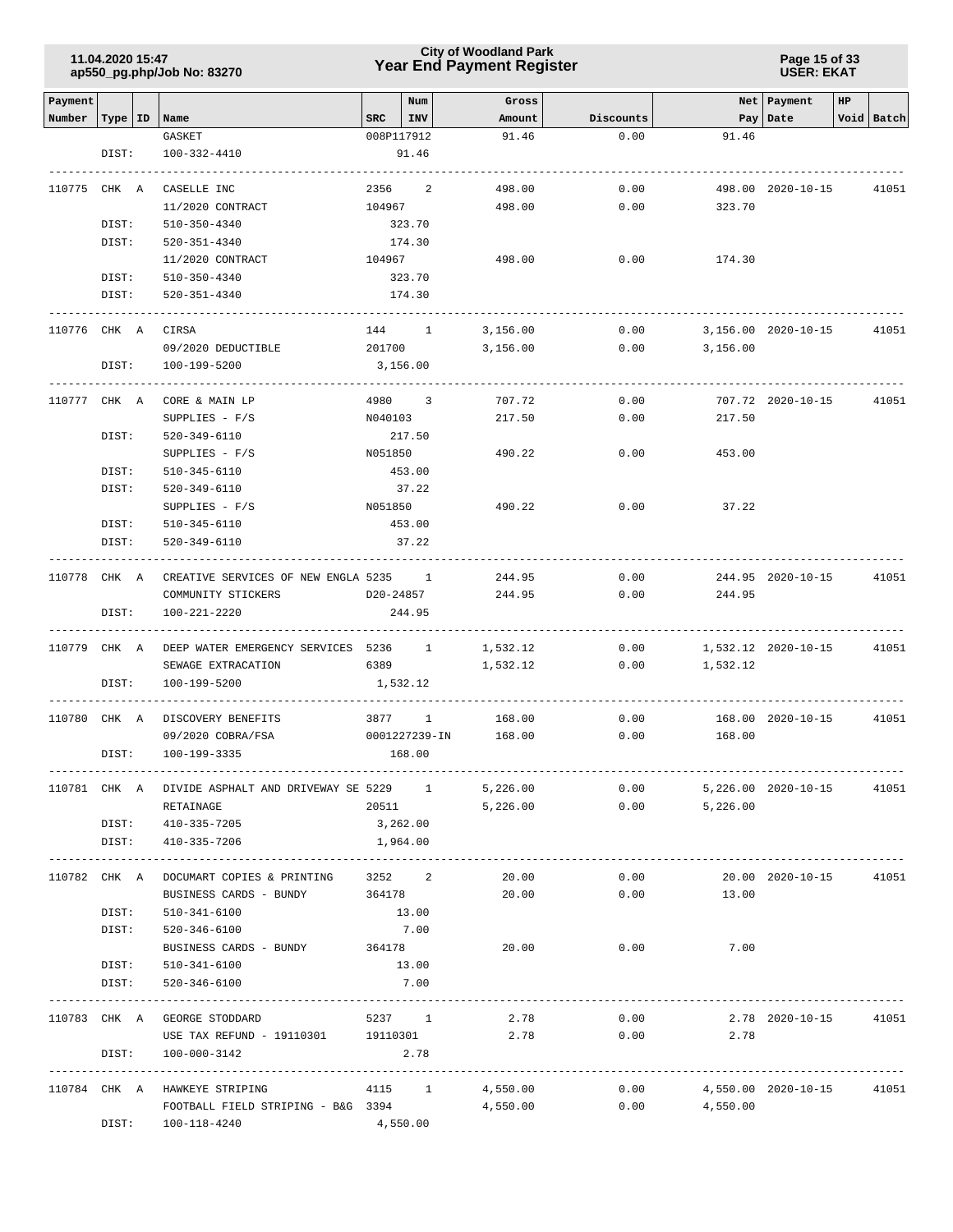| Payment Number | Type | ID | Name | SRC | Num INV | Gross Amount | Discounts | Net Pay | Payment Date | HP | Void | Batch |
|---|---|---|---|---|---|---|---|---|---|---|---|---|
| | | | GASKET | 008P117912 | | 91.46 | 0.00 | 91.46 | | | | |
| | DIST: | | 100-332-4410 | | 91.46 | | | | | | | |
| 110775 | CHK | A | CASELLE INC | 2356 | 2 | 498.00 | 0.00 | 498.00 | 2020-10-15 | | | 41051 |
| | | | 11/2020 CONTRACT | 104967 | | 498.00 | 0.00 | 323.70 | | | | |
| | DIST: | | 510-350-4340 | | 323.70 | | | | | | | |
| | DIST: | | 520-351-4340 | | 174.30 | | | | | | | |
| | | | 11/2020 CONTRACT | 104967 | | 498.00 | 0.00 | 174.30 | | | | |
| | DIST: | | 510-350-4340 | | 323.70 | | | | | | | |
| | DIST: | | 520-351-4340 | | 174.30 | | | | | | | |
| 110776 | CHK | A | CIRSA | 144 | 1 | 3,156.00 | 0.00 | 3,156.00 | 2020-10-15 | | | 41051 |
| | | | 09/2020 DEDUCTIBLE | 201700 | | 3,156.00 | 0.00 | 3,156.00 | | | | |
| | DIST: | | 100-199-5200 | | 3,156.00 | | | | | | | |
| 110777 | CHK | A | CORE & MAIN LP | 4980 | 3 | 707.72 | 0.00 | 707.72 | 2020-10-15 | | | 41051 |
| | | | SUPPLIES - F/S | N040103 | | 217.50 | 0.00 | 217.50 | | | | |
| | DIST: | | 520-349-6110 | | 217.50 | | | | | | | |
| | | | SUPPLIES - F/S | N051850 | | 490.22 | 0.00 | 453.00 | | | | |
| | DIST: | | 510-345-6110 | | 453.00 | | | | | | | |
| | DIST: | | 520-349-6110 | | 37.22 | | | | | | | |
| | | | SUPPLIES - F/S | N051850 | | 490.22 | 0.00 | 37.22 | | | | |
| | DIST: | | 510-345-6110 | | 453.00 | | | | | | | |
| | DIST: | | 520-349-6110 | | 37.22 | | | | | | | |
| 110778 | CHK | A | CREATIVE SERVICES OF NEW ENGLA | 5235 | 1 | 244.95 | 0.00 | 244.95 | 2020-10-15 | | | 41051 |
| | | | COMMUNITY STICKERS | D20-24857 | | 244.95 | 0.00 | 244.95 | | | | |
| | DIST: | | 100-221-2220 | | 244.95 | | | | | | | |
| 110779 | CHK | A | DEEP WATER EMERGENCY SERVICES | 5236 | 1 | 1,532.12 | 0.00 | 1,532.12 | 2020-10-15 | | | 41051 |
| | | | SEWAGE EXTRACATION | 6389 | | 1,532.12 | 0.00 | 1,532.12 | | | | |
| | DIST: | | 100-199-5200 | | 1,532.12 | | | | | | | |
| 110780 | CHK | A | DISCOVERY BENEFITS | 3877 | 1 | 168.00 | 0.00 | 168.00 | 2020-10-15 | | | 41051 |
| | | | 09/2020 COBRA/FSA | 0001227239-IN | | 168.00 | 0.00 | 168.00 | | | | |
| | DIST: | | 100-199-3335 | | 168.00 | | | | | | | |
| 110781 | CHK | A | DIVIDE ASPHALT AND DRIVEWAY SE | 5229 | 1 | 5,226.00 | 0.00 | 5,226.00 | 2020-10-15 | | | 41051 |
| | | | RETAINAGE | 20511 | | 5,226.00 | 0.00 | 5,226.00 | | | | |
| | DIST: | | 410-335-7205 | | 3,262.00 | | | | | | | |
| | DIST: | | 410-335-7206 | | 1,964.00 | | | | | | | |
| 110782 | CHK | A | DOCUMART COPIES & PRINTING | 3252 | 2 | 20.00 | 0.00 | 20.00 | 2020-10-15 | | | 41051 |
| | | | BUSINESS CARDS - BUNDY | 364178 | | 20.00 | 0.00 | 13.00 | | | | |
| | DIST: | | 510-341-6100 | | 13.00 | | | | | | | |
| | DIST: | | 520-346-6100 | | 7.00 | | | | | | | |
| | | | BUSINESS CARDS - BUNDY | 364178 | | 20.00 | 0.00 | 7.00 | | | | |
| | DIST: | | 510-341-6100 | | 13.00 | | | | | | | |
| | DIST: | | 520-346-6100 | | 7.00 | | | | | | | |
| 110783 | CHK | A | GEORGE STODDARD | 5237 | 1 | 2.78 | 0.00 | 2.78 | 2020-10-15 | | | 41051 |
| | | | USE TAX REFUND - 19110301 | 19110301 | | 2.78 | 0.00 | 2.78 | | | | |
| | DIST: | | 100-000-3142 | | 2.78 | | | | | | | |
| 110784 | CHK | A | HAWKEYE STRIPING | 4115 | 1 | 4,550.00 | 0.00 | 4,550.00 | 2020-10-15 | | | 41051 |
| | | | FOOTBALL FIELD STRIPING - B&G | 3394 | | 4,550.00 | 0.00 | 4,550.00 | | | | |
| | DIST: | | 100-118-4240 | | 4,550.00 | | | | | | | |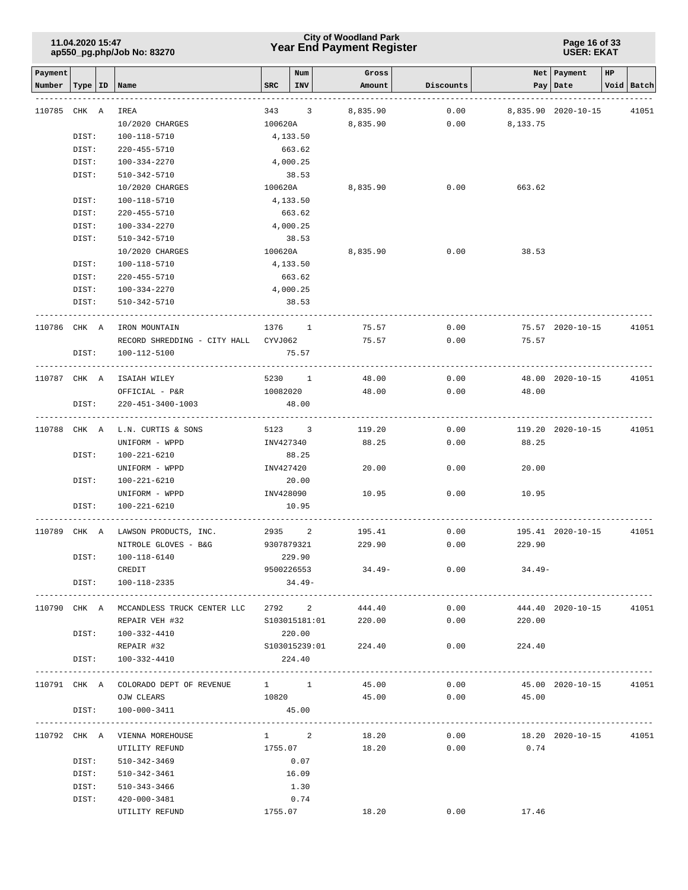# City of Woodland Park
## Year End Payment Register

| Payment Number | Type | ID | Name | SRC | Num INV | Gross Amount | Discounts | Net Pay | Payment Date | HP Void | Batch |
|---|---|---|---|---|---|---|---|---|---|---|---|
| 110785 | CHK | A | IREA | 343 | 3 | 8,835.90 | 0.00 | 8,835.90 | 2020-10-15 | | 41051 |
| | | | 10/2020 CHARGES | 100620A | | 8,835.90 | 0.00 | 8,133.75 | | | |
| | DIST: | | 100-118-5710 | 4,133.50 | | | | | | | |
| | DIST: | | 220-455-5710 | 663.62 | | | | | | | |
| | DIST: | | 100-334-2270 | 4,000.25 | | | | | | | |
| | DIST: | | 510-342-5710 | 38.53 | | | | | | | |
| | | | 10/2020 CHARGES | 100620A | | 8,835.90 | 0.00 | 663.62 | | | |
| | DIST: | | 100-118-5710 | 4,133.50 | | | | | | | |
| | DIST: | | 220-455-5710 | 663.62 | | | | | | | |
| | DIST: | | 100-334-2270 | 4,000.25 | | | | | | | |
| | DIST: | | 510-342-5710 | 38.53 | | | | | | | |
| | | | 10/2020 CHARGES | 100620A | | 8,835.90 | 0.00 | 38.53 | | | |
| | DIST: | | 100-118-5710 | 4,133.50 | | | | | | | |
| | DIST: | | 220-455-5710 | 663.62 | | | | | | | |
| | DIST: | | 100-334-2270 | 4,000.25 | | | | | | | |
| | DIST: | | 510-342-5710 | 38.53 | | | | | | | |
| 110786 | CHK | A | IRON MOUNTAIN | 1376 | 1 | 75.57 | 0.00 | 75.57 | 2020-10-15 | | 41051 |
| | | | RECORD SHREDDING - CITY HALL | CYVJ062 | | 75.57 | 0.00 | 75.57 | | | |
| | DIST: | | 100-112-5100 | 75.57 | | | | | | | |
| 110787 | CHK | A | ISAIAH WILEY | 5230 | 1 | 48.00 | 0.00 | 48.00 | 2020-10-15 | | 41051 |
| | | | OFFICIAL - P&R | 10082020 | | 48.00 | 0.00 | 48.00 | | | |
| | DIST: | | 220-451-3400-1003 | 48.00 | | | | | | | |
| 110788 | CHK | A | L.N. CURTIS & SONS | 5123 | 3 | 119.20 | 0.00 | 119.20 | 2020-10-15 | | 41051 |
| | | | UNIFORM - WPPD | INV427340 | | 88.25 | 0.00 | 88.25 | | | |
| | DIST: | | 100-221-6210 | 88.25 | | | | | | | |
| | | | UNIFORM - WPPD | INV427420 | | 20.00 | 0.00 | 20.00 | | | |
| | DIST: | | 100-221-6210 | 20.00 | | | | | | | |
| | | | UNIFORM - WPPD | INV428090 | | 10.95 | 0.00 | 10.95 | | | |
| | DIST: | | 100-221-6210 | 10.95 | | | | | | | |
| 110789 | CHK | A | LAWSON PRODUCTS, INC. | 2935 | 2 | 195.41 | 0.00 | 195.41 | 2020-10-15 | | 41051 |
| | | | NITROLE GLOVES - B&G | 9307879321 | | 229.90 | 0.00 | 229.90 | | | |
| | DIST: | | 100-118-6140 | 229.90 | | | | | | | |
| | | | CREDIT | 9500226553 | | 34.49- | 0.00 | 34.49- | | | |
| | DIST: | | 100-118-2335 | 34.49- | | | | | | | |
| 110790 | CHK | A | MCCANDLESS TRUCK CENTER LLC | 2792 | 2 | 444.40 | 0.00 | 444.40 | 2020-10-15 | | 41051 |
| | | | REPAIR VEH #32 | S103015181:01 | | 220.00 | 0.00 | 220.00 | | | |
| | DIST: | | 100-332-4410 | 220.00 | | | | | | | |
| | | | REPAIR #32 | S103015239:01 | | 224.40 | 0.00 | 224.40 | | | |
| | DIST: | | 100-332-4410 | 224.40 | | | | | | | |
| 110791 | CHK | A | COLORADO DEPT OF REVENUE | 1 | 1 | 45.00 | 0.00 | 45.00 | 2020-10-15 | | 41051 |
| | | | OJW CLEARS | 10820 | | 45.00 | 0.00 | 45.00 | | | |
| | DIST: | | 100-000-3411 | 45.00 | | | | | | | |
| 110792 | CHK | A | VIENNA MOREHOUSE | 1 | 2 | 18.20 | 0.00 | 18.20 | 2020-10-15 | | 41051 |
| | | | UTILITY REFUND | 1755.07 | | 18.20 | 0.00 | 0.74 | | | |
| | DIST: | | 510-342-3469 | 0.07 | | | | | | | |
| | DIST: | | 510-342-3461 | 16.09 | | | | | | | |
| | DIST: | | 510-343-3466 | 1.30 | | | | | | | |
| | DIST: | | 420-000-3481 | 0.74 | | | | | | | |
| | | | UTILITY REFUND | 1755.07 | | 18.20 | 0.00 | 17.46 | | | |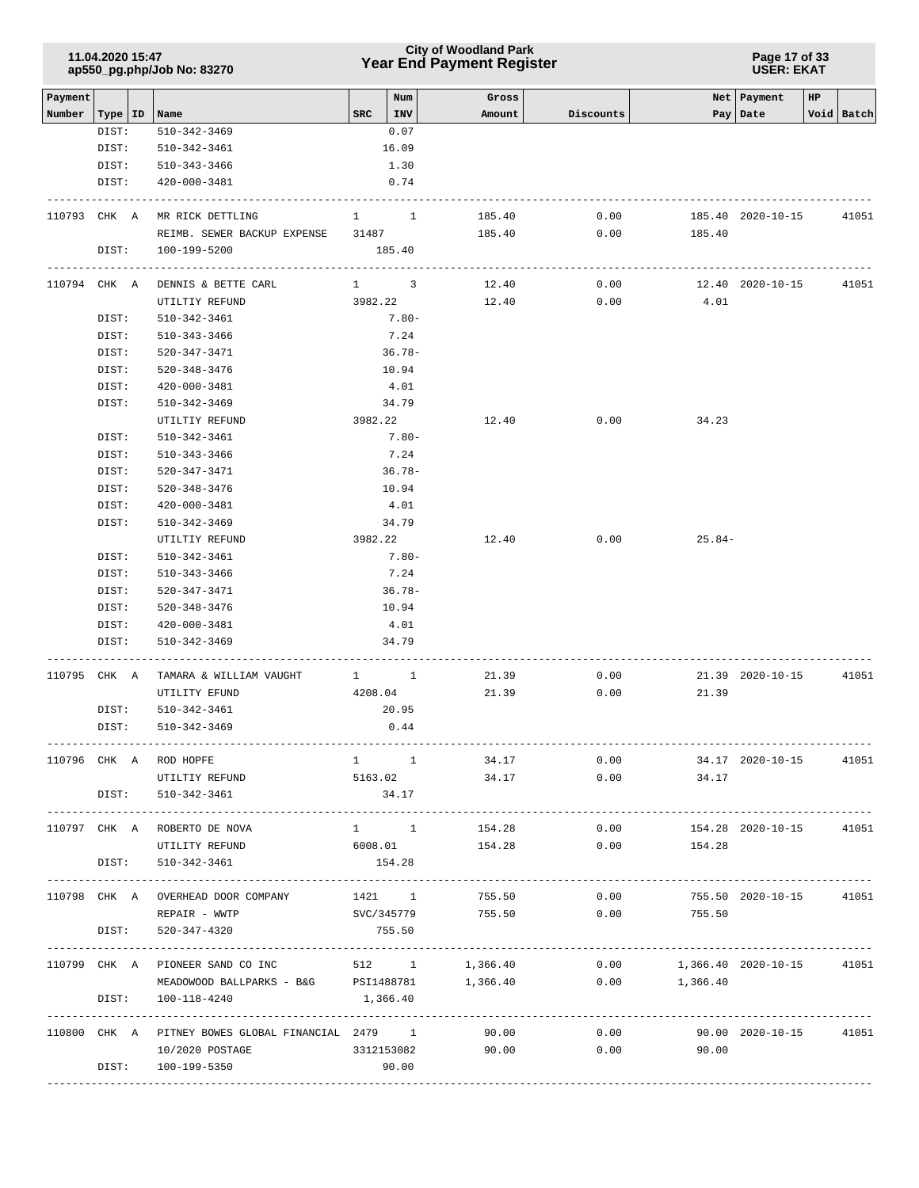| Payment Number | Type | ID | Name | SRC | Num INV | Gross Amount | Discounts | Net Pay | Payment Date | HP Void | Batch |
|---|---|---|---|---|---|---|---|---|---|---|---|
| | DIST: | | 510-342-3469 | | 0.07 | | | | | | |
| | DIST: | | 510-342-3461 | | 16.09 | | | | | | |
| | DIST: | | 510-343-3466 | | 1.30 | | | | | | |
| | DIST: | | 420-000-3481 | | 0.74 | | | | | | |
| 110793 | CHK | A | MR RICK DETTLING | 1 | 1 | 185.40 | 0.00 | 185.40 | 2020-10-15 | | 41051 |
| | | | REIMB. SEWER BACKUP EXPENSE | 31487 | | 185.40 | 0.00 | 185.40 | | | |
| | DIST: | | 100-199-5200 | | 185.40 | | | | | | |
| 110794 | CHK | A | DENNIS & BETTE CARL | 1 | 3 | 12.40 | 0.00 | 12.40 | 2020-10-15 | | 41051 |
| | | | UTILTIY REFUND | 3982.22 | | 12.40 | 0.00 | 4.01 | | | |
| | DIST: | | 510-342-3461 | | 7.80- | | | | | | |
| | DIST: | | 510-343-3466 | | 7.24 | | | | | | |
| | DIST: | | 520-347-3471 | | 36.78- | | | | | | |
| | DIST: | | 520-348-3476 | | 10.94 | | | | | | |
| | DIST: | | 420-000-3481 | | 4.01 | | | | | | |
| | DIST: | | 510-342-3469 | | 34.79 | | | | | | |
| | | | UTILTIY REFUND | 3982.22 | | 12.40 | 0.00 | 34.23 | | | |
| | DIST: | | 510-342-3461 | | 7.80- | | | | | | |
| | DIST: | | 510-343-3466 | | 7.24 | | | | | | |
| | DIST: | | 520-347-3471 | | 36.78- | | | | | | |
| | DIST: | | 520-348-3476 | | 10.94 | | | | | | |
| | DIST: | | 420-000-3481 | | 4.01 | | | | | | |
| | DIST: | | 510-342-3469 | | 34.79 | | | | | | |
| | | | UTILTIY REFUND | 3982.22 | | 12.40 | 0.00 | 25.84- | | | |
| | DIST: | | 510-342-3461 | | 7.80- | | | | | | |
| | DIST: | | 510-343-3466 | | 7.24 | | | | | | |
| | DIST: | | 520-347-3471 | | 36.78- | | | | | | |
| | DIST: | | 520-348-3476 | | 10.94 | | | | | | |
| | DIST: | | 420-000-3481 | | 4.01 | | | | | | |
| | DIST: | | 510-342-3469 | | 34.79 | | | | | | |
| 110795 | CHK | A | TAMARA & WILLIAM VAUGHT | 1 | 1 | 21.39 | 0.00 | 21.39 | 2020-10-15 | | 41051 |
| | | | UTILITY EFUND | 4208.04 | | 21.39 | 0.00 | 21.39 | | | |
| | DIST: | | 510-342-3461 | | 20.95 | | | | | | |
| | DIST: | | 510-342-3469 | | 0.44 | | | | | | |
| 110796 | CHK | A | ROD HOPFE | 1 | 1 | 34.17 | 0.00 | 34.17 | 2020-10-15 | | 41051 |
| | | | UTILTIY REFUND | 5163.02 | | 34.17 | 0.00 | 34.17 | | | |
| | DIST: | | 510-342-3461 | | 34.17 | | | | | | |
| 110797 | CHK | A | ROBERTO DE NOVA | 1 | 1 | 154.28 | 0.00 | 154.28 | 2020-10-15 | | 41051 |
| | | | UTILITY REFUND | 6008.01 | | 154.28 | 0.00 | 154.28 | | | |
| | DIST: | | 510-342-3461 | | 154.28 | | | | | | |
| 110798 | CHK | A | OVERHEAD DOOR COMPANY | 1421 | 1 | 755.50 | 0.00 | 755.50 | 2020-10-15 | | 41051 |
| | | | REPAIR - WWTP | SVC/345779 | | 755.50 | 0.00 | 755.50 | | | |
| | DIST: | | 520-347-4320 | | 755.50 | | | | | | |
| 110799 | CHK | A | PIONEER SAND CO INC | 512 | 1 | 1,366.40 | 0.00 | 1,366.40 | 2020-10-15 | | 41051 |
| | | | MEADOWOOD BALLPARKS - B&G | PSI1488781 | | 1,366.40 | 0.00 | 1,366.40 | | | |
| | DIST: | | 100-118-4240 | | 1,366.40 | | | | | | |
| 110800 | CHK | A | PITNEY BOWES GLOBAL FINANCIAL | 2479 | 1 | 90.00 | 0.00 | 90.00 | 2020-10-15 | | 41051 |
| | | | 10/2020 POSTAGE | 3312153082 | | 90.00 | 0.00 | 90.00 | | | |
| | DIST: | | 100-199-5350 | | 90.00 | | | | | | |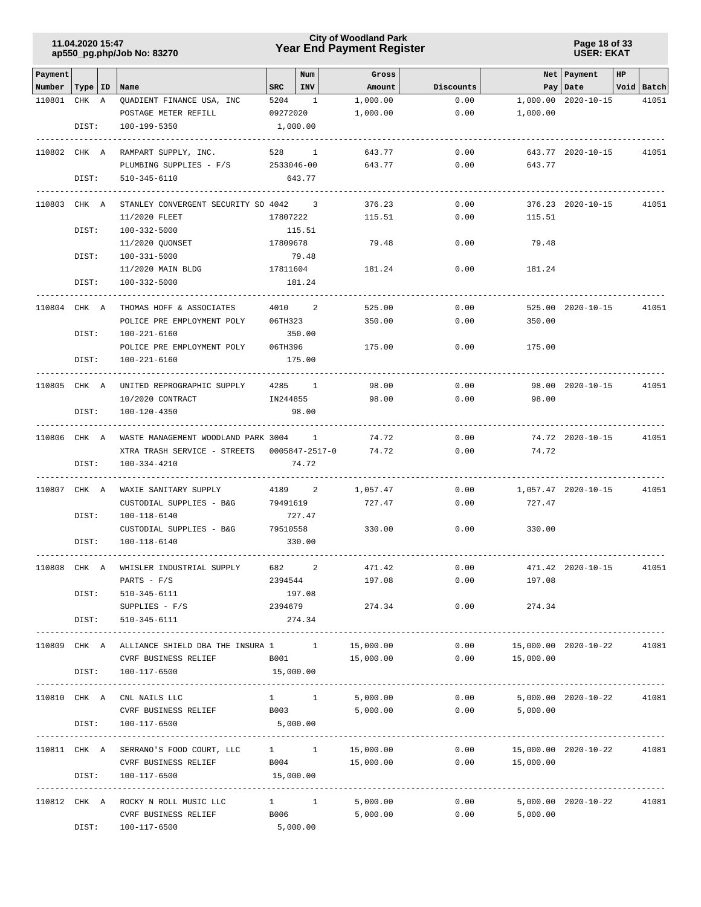# City of Woodland Park
## Year End Payment Register

11.04.2020 15:47
ap550_pg.php/Job No: 83270

USER: EKAT

| Payment Number | Type | ID | Name | SRC | Num INV | Gross Amount | Discounts | Net Pay | Payment Date | HP | Void | Batch |
|---|---|---|---|---|---|---|---|---|---|---|---|---|
| 110801 | CHK | A | QUADIENT FINANCE USA, INC | 5204 | 1 | 1,000.00 | 0.00 | 1,000.00 | 2020-10-15 | | | 41051 |
| | | | POSTAGE METER REFILL | 09272020 | | 1,000.00 | 0.00 | 1,000.00 | | | | |
| | DIST: | | 100-199-5350 | 1,000.00 | | | | | | | | |
| 110802 | CHK | A | RAMPART SUPPLY, INC. | 528 | 1 | 643.77 | 0.00 | 643.77 | 2020-10-15 | | | 41051 |
| | | | PLUMBING SUPPLIES - F/S | 2533046-00 | | 643.77 | 0.00 | 643.77 | | | | |
| | DIST: | | 510-345-6110 | 643.77 | | | | | | | | |
| 110803 | CHK | A | STANLEY CONVERGENT SECURITY SO | 4042 | 3 | 376.23 | 0.00 | 376.23 | 2020-10-15 | | | 41051 |
| | | | 11/2020 FLEET | 17807222 | | 115.51 | 0.00 | 115.51 | | | | |
| | DIST: | | 100-332-5000 | 115.51 | | | | | | | | |
| | | | 11/2020 QUONSET | 17809678 | | 79.48 | 0.00 | 79.48 | | | | |
| | DIST: | | 100-331-5000 | 79.48 | | | | | | | | |
| | | | 11/2020 MAIN BLDG | 17811604 | | 181.24 | 0.00 | 181.24 | | | | |
| | DIST: | | 100-332-5000 | 181.24 | | | | | | | | |
| 110804 | CHK | A | THOMAS HOFF & ASSOCIATES | 4010 | 2 | 525.00 | 0.00 | 525.00 | 2020-10-15 | | | 41051 |
| | | | POLICE PRE EMPLOYMENT POLY | 06TH323 | | 350.00 | 0.00 | 350.00 | | | | |
| | DIST: | | 100-221-6160 | 350.00 | | | | | | | | |
| | | | POLICE PRE EMPLOYMENT POLY | 06TH396 | | 175.00 | 0.00 | 175.00 | | | | |
| | DIST: | | 100-221-6160 | 175.00 | | | | | | | | |
| 110805 | CHK | A | UNITED REPROGRAPHIC SUPPLY | 4285 | 1 | 98.00 | 0.00 | 98.00 | 2020-10-15 | | | 41051 |
| | | | 10/2020 CONTRACT | IN244855 | | 98.00 | 0.00 | 98.00 | | | | |
| | DIST: | | 100-120-4350 | 98.00 | | | | | | | | |
| 110806 | CHK | A | WASTE MANAGEMENT WOODLAND PARK | 3004 | 1 | 74.72 | 0.00 | 74.72 | 2020-10-15 | | | 41051 |
| | | | XTRA TRASH SERVICE - STREETS | 0005847-2517-0 | | 74.72 | 0.00 | 74.72 | | | | |
| | DIST: | | 100-334-4210 | 74.72 | | | | | | | | |
| 110807 | CHK | A | WAXIE SANITARY SUPPLY | 4189 | 2 | 1,057.47 | 0.00 | 1,057.47 | 2020-10-15 | | | 41051 |
| | | | CUSTODIAL SUPPLIES - B&G | 79491619 | | 727.47 | 0.00 | 727.47 | | | | |
| | DIST: | | 100-118-6140 | 727.47 | | | | | | | | |
| | | | CUSTODIAL SUPPLIES - B&G | 79510558 | | 330.00 | 0.00 | 330.00 | | | | |
| | DIST: | | 100-118-6140 | 330.00 | | | | | | | | |
| 110808 | CHK | A | WHISLER INDUSTRIAL SUPPLY | 682 | 2 | 471.42 | 0.00 | 471.42 | 2020-10-15 | | | 41051 |
| | | | PARTS - F/S | 2394544 | | 197.08 | 0.00 | 197.08 | | | | |
| | DIST: | | 510-345-6111 | 197.08 | | | | | | | | |
| | | | SUPPLIES - F/S | 2394679 | | 274.34 | 0.00 | 274.34 | | | | |
| | DIST: | | 510-345-6111 | 274.34 | | | | | | | | |
| 110809 | CHK | A | ALLIANCE SHIELD DBA THE INSURA | 1 | 1 | 15,000.00 | 0.00 | 15,000.00 | 2020-10-22 | | | 41081 |
| | | | CVRF BUSINESS RELIEF | B001 | | 15,000.00 | 0.00 | 15,000.00 | | | | |
| | DIST: | | 100-117-6500 | 15,000.00 | | | | | | | | |
| 110810 | CHK | A | CNL NAILS LLC | 1 | 1 | 5,000.00 | 0.00 | 5,000.00 | 2020-10-22 | | | 41081 |
| | | | CVRF BUSINESS RELIEF | B003 | | 5,000.00 | 0.00 | 5,000.00 | | | | |
| | DIST: | | 100-117-6500 | 5,000.00 | | | | | | | | |
| 110811 | CHK | A | SERRANO'S FOOD COURT, LLC | 1 | 1 | 15,000.00 | 0.00 | 15,000.00 | 2020-10-22 | | | 41081 |
| | | | CVRF BUSINESS RELIEF | B004 | | 15,000.00 | 0.00 | 15,000.00 | | | | |
| | DIST: | | 100-117-6500 | 15,000.00 | | | | | | | | |
| 110812 | CHK | A | ROCKY N ROLL MUSIC LLC | 1 | 1 | 5,000.00 | 0.00 | 5,000.00 | 2020-10-22 | | | 41081 |
| | | | CVRF BUSINESS RELIEF | B006 | | 5,000.00 | 0.00 | 5,000.00 | | | | |
| | DIST: | | 100-117-6500 | 5,000.00 | | | | | | | | |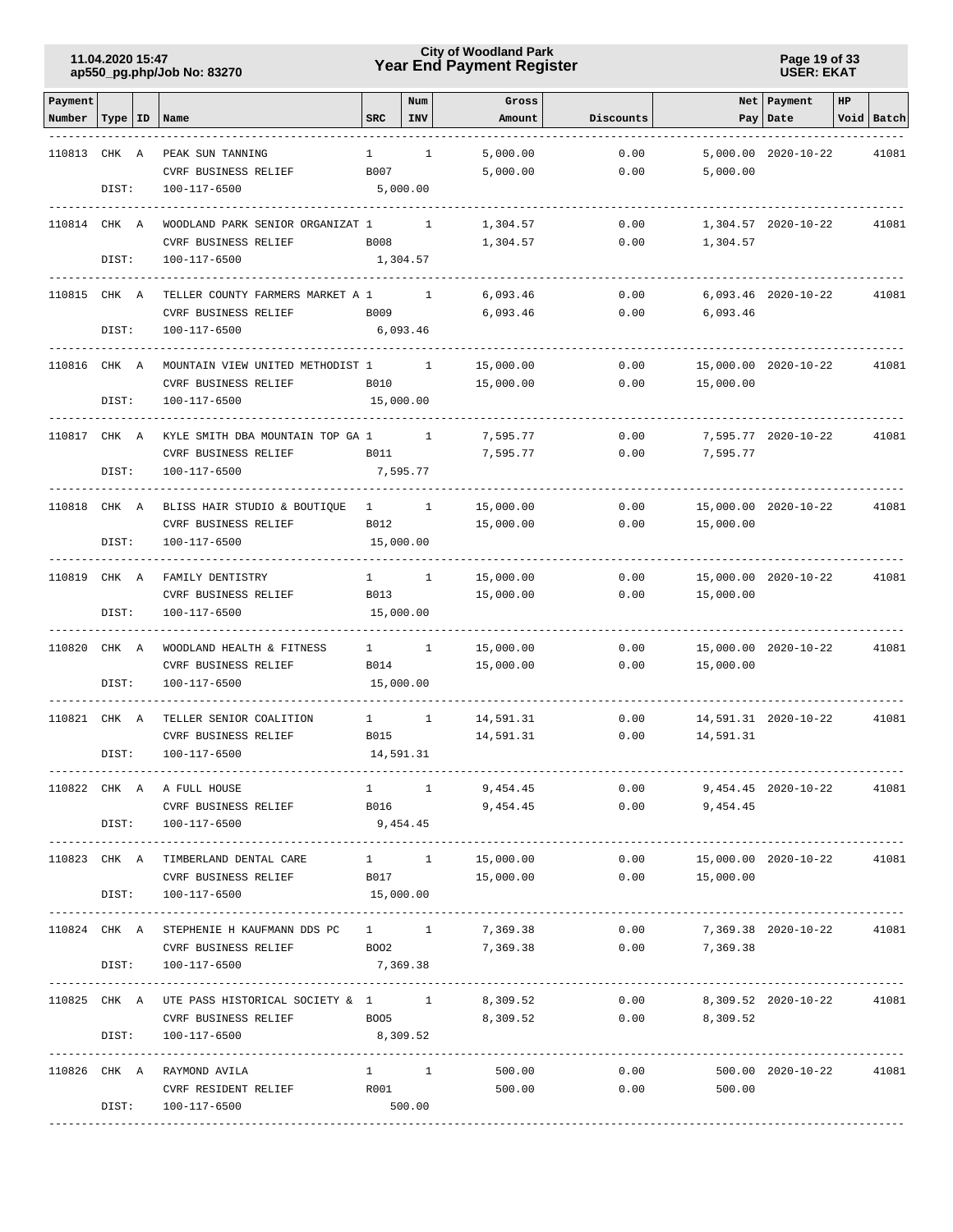# City of Woodland Park
## Year End Payment Register

11.04.2020 15:47
ap550_pg.php/Job No: 83270

USER: EKAT

| Payment Number | Type | ID | Name | SRC | Num INV | Gross Amount | Discounts | Net Pay | Payment Date | HP Void | Batch |
|---|---|---|---|---|---|---|---|---|---|---|---|
| 110813 | CHK | A | PEAK SUN TANNING | 1 | 1 | 5,000.00 | 0.00 | 5,000.00 | 2020-10-22 | | 41081 |
| | | | CVRF BUSINESS RELIEF | B007 | | 5,000.00 | 0.00 | 5,000.00 | | | |
| | DIST: | | 100-117-6500 | 5,000.00 | | | | | | | |
| 110814 | CHK | A | WOODLAND PARK SENIOR ORGANIZAT | 1 | 1 | 1,304.57 | 0.00 | 1,304.57 | 2020-10-22 | | 41081 |
| | | | CVRF BUSINESS RELIEF | B008 | | 1,304.57 | 0.00 | 1,304.57 | | | |
| | DIST: | | 100-117-6500 | 1,304.57 | | | | | | | |
| 110815 | CHK | A | TELLER COUNTY FARMERS MARKET A | 1 | 1 | 6,093.46 | 0.00 | 6,093.46 | 2020-10-22 | | 41081 |
| | | | CVRF BUSINESS RELIEF | B009 | | 6,093.46 | 0.00 | 6,093.46 | | | |
| | DIST: | | 100-117-6500 | 6,093.46 | | | | | | | |
| 110816 | CHK | A | MOUNTAIN VIEW UNITED METHODIST | 1 | 1 | 15,000.00 | 0.00 | 15,000.00 | 2020-10-22 | | 41081 |
| | | | CVRF BUSINESS RELIEF | B010 | | 15,000.00 | 0.00 | 15,000.00 | | | |
| | DIST: | | 100-117-6500 | 15,000.00 | | | | | | | |
| 110817 | CHK | A | KYLE SMITH DBA MOUNTAIN TOP GA | 1 | 1 | 7,595.77 | 0.00 | 7,595.77 | 2020-10-22 | | 41081 |
| | | | CVRF BUSINESS RELIEF | B011 | | 7,595.77 | 0.00 | 7,595.77 | | | |
| | DIST: | | 100-117-6500 | 7,595.77 | | | | | | | |
| 110818 | CHK | A | BLISS HAIR STUDIO & BOUTIQUE | 1 | 1 | 15,000.00 | 0.00 | 15,000.00 | 2020-10-22 | | 41081 |
| | | | CVRF BUSINESS RELIEF | B012 | | 15,000.00 | 0.00 | 15,000.00 | | | |
| | DIST: | | 100-117-6500 | 15,000.00 | | | | | | | |
| 110819 | CHK | A | FAMILY DENTISTRY | 1 | 1 | 15,000.00 | 0.00 | 15,000.00 | 2020-10-22 | | 41081 |
| | | | CVRF BUSINESS RELIEF | B013 | | 15,000.00 | 0.00 | 15,000.00 | | | |
| | DIST: | | 100-117-6500 | 15,000.00 | | | | | | | |
| 110820 | CHK | A | WOODLAND HEALTH & FITNESS | 1 | 1 | 15,000.00 | 0.00 | 15,000.00 | 2020-10-22 | | 41081 |
| | | | CVRF BUSINESS RELIEF | B014 | | 15,000.00 | 0.00 | 15,000.00 | | | |
| | DIST: | | 100-117-6500 | 15,000.00 | | | | | | | |
| 110821 | CHK | A | TELLER SENIOR COALITION | 1 | 1 | 14,591.31 | 0.00 | 14,591.31 | 2020-10-22 | | 41081 |
| | | | CVRF BUSINESS RELIEF | B015 | | 14,591.31 | 0.00 | 14,591.31 | | | |
| | DIST: | | 100-117-6500 | 14,591.31 | | | | | | | |
| 110822 | CHK | A | A FULL HOUSE | 1 | 1 | 9,454.45 | 0.00 | 9,454.45 | 2020-10-22 | | 41081 |
| | | | CVRF BUSINESS RELIEF | B016 | | 9,454.45 | 0.00 | 9,454.45 | | | |
| | DIST: | | 100-117-6500 | 9,454.45 | | | | | | | |
| 110823 | CHK | A | TIMBERLAND DENTAL CARE | 1 | 1 | 15,000.00 | 0.00 | 15,000.00 | 2020-10-22 | | 41081 |
| | | | CVRF BUSINESS RELIEF | B017 | | 15,000.00 | 0.00 | 15,000.00 | | | |
| | DIST: | | 100-117-6500 | 15,000.00 | | | | | | | |
| 110824 | CHK | A | STEPHENIE H KAUFMANN DDS PC | 1 | 1 | 7,369.38 | 0.00 | 7,369.38 | 2020-10-22 | | 41081 |
| | | | CVRF BUSINESS RELIEF | B002 | | 7,369.38 | 0.00 | 7,369.38 | | | |
| | DIST: | | 100-117-6500 | 7,369.38 | | | | | | | |
| 110825 | CHK | A | UTE PASS HISTORICAL SOCIETY & | 1 | 1 | 8,309.52 | 0.00 | 8,309.52 | 2020-10-22 | | 41081 |
| | | | CVRF BUSINESS RELIEF | B005 | | 8,309.52 | 0.00 | 8,309.52 | | | |
| | DIST: | | 100-117-6500 | 8,309.52 | | | | | | | |
| 110826 | CHK | A | RAYMOND AVILA | 1 | 1 | 500.00 | 0.00 | 500.00 | 2020-10-22 | | 41081 |
| | | | CVRF RESIDENT RELIEF | R001 | | 500.00 | 0.00 | 500.00 | | | |
| | DIST: | | 100-117-6500 | 500.00 | | | | | | | |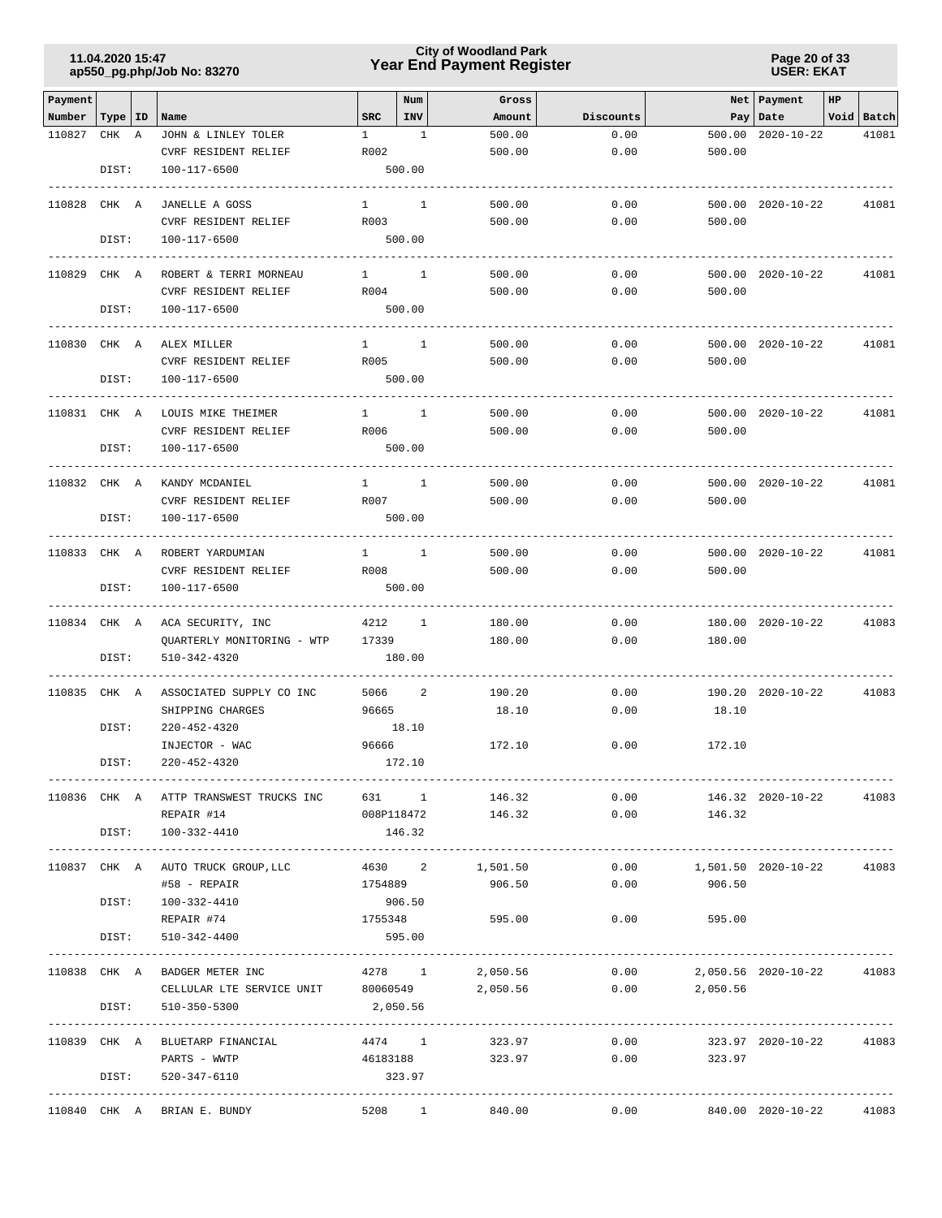# City of Woodland Park
## Year End Payment Register

11.04.2020 15:47
ap550_pg.php/Job No: 83270

USER: EKAT

| Payment Number | Type | ID | Name | SRC | Num INV | Gross Amount | Discounts | Net Pay | Payment Date | HP Void | Batch |
|---|---|---|---|---|---|---|---|---|---|---|---|
| 110827 | CHK | A | JOHN & LINLEY TOLER | 1 | 1 | 500.00 | 0.00 | 500.00 | 2020-10-22 | | 41081 |
| | | | CVRF RESIDENT RELIEF | R002 | | 500.00 | 0.00 | 500.00 | | | |
| | DIST: | | 100-117-6500 | | 500.00 | | | | | | |
| 110828 | CHK | A | JANELLE A GOSS | 1 | 1 | 500.00 | 0.00 | 500.00 | 2020-10-22 | | 41081 |
| | | | CVRF RESIDENT RELIEF | R003 | | 500.00 | 0.00 | 500.00 | | | |
| | DIST: | | 100-117-6500 | | 500.00 | | | | | | |
| 110829 | CHK | A | ROBERT & TERRI MORNEAU | 1 | 1 | 500.00 | 0.00 | 500.00 | 2020-10-22 | | 41081 |
| | | | CVRF RESIDENT RELIEF | R004 | | 500.00 | 0.00 | 500.00 | | | |
| | DIST: | | 100-117-6500 | | 500.00 | | | | | | |
| 110830 | CHK | A | ALEX MILLER | 1 | 1 | 500.00 | 0.00 | 500.00 | 2020-10-22 | | 41081 |
| | | | CVRF RESIDENT RELIEF | R005 | | 500.00 | 0.00 | 500.00 | | | |
| | DIST: | | 100-117-6500 | | 500.00 | | | | | | |
| 110831 | CHK | A | LOUIS MIKE THEIMER | 1 | 1 | 500.00 | 0.00 | 500.00 | 2020-10-22 | | 41081 |
| | | | CVRF RESIDENT RELIEF | R006 | | 500.00 | 0.00 | 500.00 | | | |
| | DIST: | | 100-117-6500 | | 500.00 | | | | | | |
| 110832 | CHK | A | KANDY MCDANIEL | 1 | 1 | 500.00 | 0.00 | 500.00 | 2020-10-22 | | 41081 |
| | | | CVRF RESIDENT RELIEF | R007 | | 500.00 | 0.00 | 500.00 | | | |
| | DIST: | | 100-117-6500 | | 500.00 | | | | | | |
| 110833 | CHK | A | ROBERT YARDUMIAN | 1 | 1 | 500.00 | 0.00 | 500.00 | 2020-10-22 | | 41081 |
| | | | CVRF RESIDENT RELIEF | R008 | | 500.00 | 0.00 | 500.00 | | | |
| | DIST: | | 100-117-6500 | | 500.00 | | | | | | |
| 110834 | CHK | A | ACA SECURITY, INC | 4212 | 1 | 180.00 | 0.00 | 180.00 | 2020-10-22 | | 41083 |
| | | | QUARTERLY MONITORING - WTP | 17339 | | 180.00 | 0.00 | 180.00 | | | |
| | DIST: | | 510-342-4320 | | 180.00 | | | | | | |
| 110835 | CHK | A | ASSOCIATED SUPPLY CO INC | 5066 | 2 | 190.20 | 0.00 | 190.20 | 2020-10-22 | | 41083 |
| | | | SHIPPING CHARGES | 96665 | | 18.10 | 0.00 | 18.10 | | | |
| | DIST: | | 220-452-4320 | | 18.10 | | | | | | |
| | | | INJECTOR - WAC | 96666 | | 172.10 | 0.00 | 172.10 | | | |
| | DIST: | | 220-452-4320 | | 172.10 | | | | | | |
| 110836 | CHK | A | ATTP TRANSWEST TRUCKS INC | 631 | 1 | 146.32 | 0.00 | 146.32 | 2020-10-22 | | 41083 |
| | | | REPAIR #14 | 008P118472 | | 146.32 | 0.00 | 146.32 | | | |
| | DIST: | | 100-332-4410 | | 146.32 | | | | | | |
| 110837 | CHK | A | AUTO TRUCK GROUP,LLC | 4630 | 2 | 1,501.50 | 0.00 | 1,501.50 | 2020-10-22 | | 41083 |
| | | | #58 - REPAIR | 1754889 | | 906.50 | 0.00 | 906.50 | | | |
| | DIST: | | 100-332-4410 | | 906.50 | | | | | | |
| | | | REPAIR #74 | 1755348 | | 595.00 | 0.00 | 595.00 | | | |
| | DIST: | | 510-342-4400 | | 595.00 | | | | | | |
| 110838 | CHK | A | BADGER METER INC | 4278 | 1 | 2,050.56 | 0.00 | 2,050.56 | 2020-10-22 | | 41083 |
| | | | CELLULAR LTE SERVICE UNIT | 80060549 | | 2,050.56 | 0.00 | 2,050.56 | | | |
| | DIST: | | 510-350-5300 | | 2,050.56 | | | | | | |
| 110839 | CHK | A | BLUETARP FINANCIAL | 4474 | 1 | 323.97 | 0.00 | 323.97 | 2020-10-22 | | 41083 |
| | | | PARTS - WWTP | 46183188 | | 323.97 | 0.00 | 323.97 | | | |
| | DIST: | | 520-347-6110 | | 323.97 | | | | | | |
| 110840 | CHK | A | BRIAN E. BUNDY | 5208 | 1 | 840.00 | 0.00 | 840.00 | 2020-10-22 | | 41083 |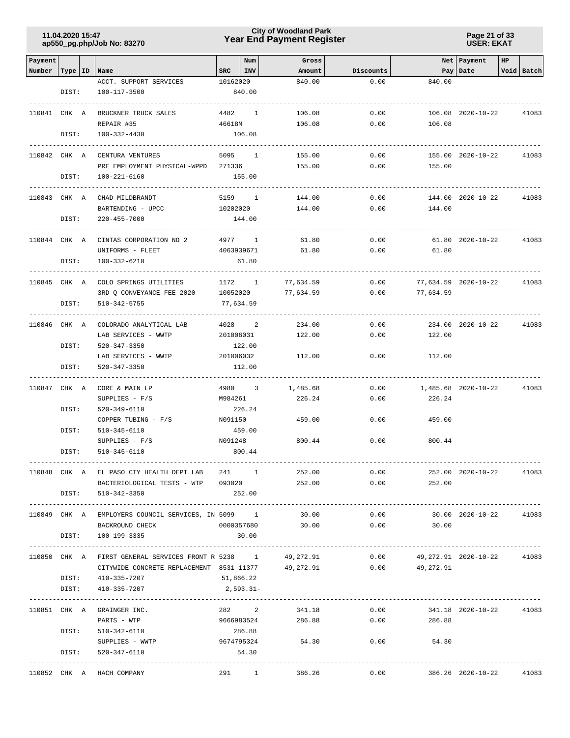| Payment Number | Type | ID | Name | SRC | Num INV | Gross Amount | Discounts | Net Pay | Payment Date | HP | Void | Batch |
|---|---|---|---|---|---|---|---|---|---|---|---|---|
| | | | ACCT. SUPPORT SERVICES | 10162020 | | 840.00 | 0.00 | 840.00 | | | | |
| | DIST: | | 100-117-3500 | | 840.00 | | | | | | | |
| 110841 | CHK | A | BRUCKNER TRUCK SALES | 4482 | 1 | 106.08 | 0.00 | 106.08 | 2020-10-22 | | | 41083 |
| | | | REPAIR #35 | 46618M | | 106.08 | 0.00 | 106.08 | | | | |
| | DIST: | | 100-332-4430 | | 106.08 | | | | | | | |
| 110842 | CHK | A | CENTURA VENTURES | 5095 | 1 | 155.00 | 0.00 | 155.00 | 2020-10-22 | | | 41083 |
| | | | PRE EMPLOYMENT PHYSICAL-WPPD | 271336 | | 155.00 | 0.00 | 155.00 | | | | |
| | DIST: | | 100-221-6160 | | 155.00 | | | | | | | |
| 110843 | CHK | A | CHAD MILDBRANDT | 5159 | 1 | 144.00 | 0.00 | 144.00 | 2020-10-22 | | | 41083 |
| | | | BARTENDING - UPCC | 10202020 | | 144.00 | 0.00 | 144.00 | | | | |
| | DIST: | | 220-455-7000 | | 144.00 | | | | | | | |
| 110844 | CHK | A | CINTAS CORPORATION NO 2 | 4977 | 1 | 61.80 | 0.00 | 61.80 | 2020-10-22 | | | 41083 |
| | | | UNIFORMS - FLEET | 4063939671 | | 61.80 | 0.00 | 61.80 | | | | |
| | DIST: | | 100-332-6210 | | 61.80 | | | | | | | |
| 110845 | CHK | A | COLO SPRINGS UTILITIES | 1172 | 1 | 77,634.59 | 0.00 | 77,634.59 | 2020-10-22 | | | 41083 |
| | | | 3RD Q CONVEYANCE FEE 2020 | 10052020 | | 77,634.59 | 0.00 | 77,634.59 | | | | |
| | DIST: | | 510-342-5755 | | 77,634.59 | | | | | | | |
| 110846 | CHK | A | COLORADO ANALYTICAL LAB | 4028 | 2 | 234.00 | 0.00 | 234.00 | 2020-10-22 | | | 41083 |
| | | | LAB SERVICES - WWTP | 201006031 | | 122.00 | 0.00 | 122.00 | | | | |
| | DIST: | | 520-347-3350 | | 122.00 | | | | | | | |
| | | | LAB SERVICES - WWTP | 201006032 | | 112.00 | 0.00 | 112.00 | | | | |
| | DIST: | | 520-347-3350 | | 112.00 | | | | | | | |
| 110847 | CHK | A | CORE & MAIN LP | 4980 | 3 | 1,485.68 | 0.00 | 1,485.68 | 2020-10-22 | | | 41083 |
| | | | SUPPLIES - F/S | M984261 | | 226.24 | 0.00 | 226.24 | | | | |
| | DIST: | | 520-349-6110 | | 226.24 | | | | | | | |
| | | | COPPER TUBING - F/S | N091150 | | 459.00 | 0.00 | 459.00 | | | | |
| | DIST: | | 510-345-6110 | | 459.00 | | | | | | | |
| | | | SUPPLIES - F/S | N091248 | | 800.44 | 0.00 | 800.44 | | | | |
| | DIST: | | 510-345-6110 | | 800.44 | | | | | | | |
| 110848 | CHK | A | EL PASO CTY HEALTH DEPT LAB | 241 | 1 | 252.00 | 0.00 | 252.00 | 2020-10-22 | | | 41083 |
| | | | BACTERIOLOGICAL TESTS - WTP | 093020 | | 252.00 | 0.00 | 252.00 | | | | |
| | DIST: | | 510-342-3350 | | 252.00 | | | | | | | |
| 110849 | CHK | A | EMPLOYERS COUNCIL SERVICES, IN | 5099 | 1 | 30.00 | 0.00 | 30.00 | 2020-10-22 | | | 41083 |
| | | | BACKROUND CHECK | 0000357680 | | 30.00 | 0.00 | 30.00 | | | | |
| | DIST: | | 100-199-3335 | | 30.00 | | | | | | | |
| 110850 | CHK | A | FIRST GENERAL SERVICES FRONT R | 5238 | 1 | 49,272.91 | 0.00 | 49,272.91 | 2020-10-22 | | | 41083 |
| | | | CITYWIDE CONCRETE REPLACEMENT | 8531-11377 | | 49,272.91 | 0.00 | 49,272.91 | | | | |
| | DIST: | | 410-335-7207 | | 51,866.22 | | | | | | | |
| | DIST: | | 410-335-7207 | | 2,593.31- | | | | | | | |
| 110851 | CHK | A | GRAINGER INC. | 282 | 2 | 341.18 | 0.00 | 341.18 | 2020-10-22 | | | 41083 |
| | | | PARTS - WTP | 9666983524 | | 286.88 | 0.00 | 286.88 | | | | |
| | DIST: | | 510-342-6110 | | 286.88 | | | | | | | |
| | | | SUPPLIES - WWTP | 9674795324 | | 54.30 | 0.00 | 54.30 | | | | |
| | DIST: | | 520-347-6110 | | 54.30 | | | | | | | |
| 110852 | CHK | A | HACH COMPANY | 291 | 1 | 386.26 | 0.00 | 386.26 | 2020-10-22 | | | 41083 |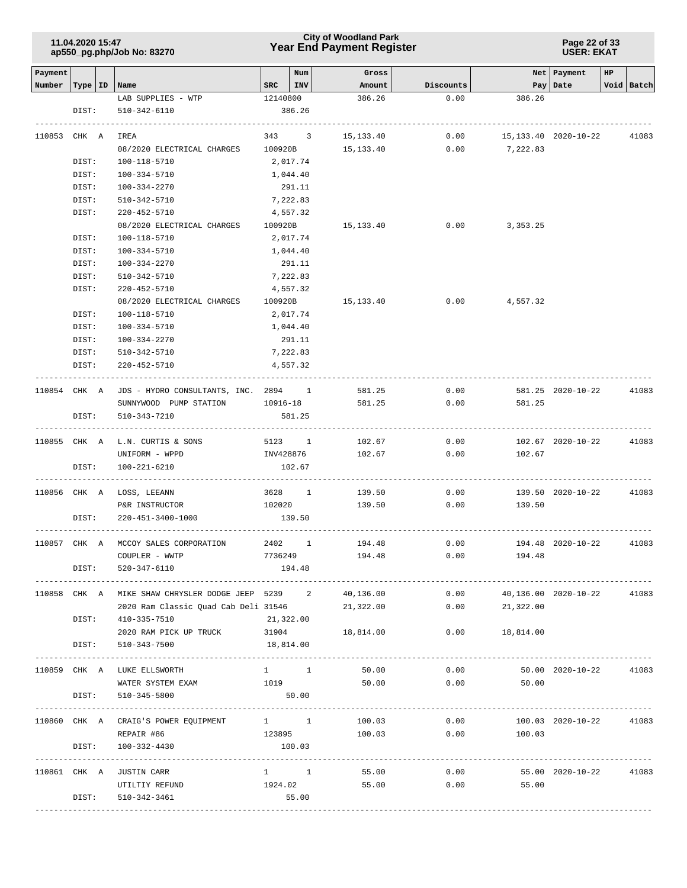| Payment Number | Type | ID | Name | SRC | Num INV | Gross Amount | Discounts | Net Pay | Payment Date | HP | Void | Batch |
|---|---|---|---|---|---|---|---|---|---|---|---|---|
| | | | LAB SUPPLIES - WTP | 12140800 | | 386.26 | 0.00 | 386.26 | | | | |
| | DIST: | | 510-342-6110 | | 386.26 | | | | | | | |
| 110853 | CHK | A | IREA | 343 | 3 | 15,133.40 | 0.00 | 15,133.40 | 2020-10-22 | | | 41083 |
| | | | 08/2020 ELECTRICAL CHARGES | 100920B | | 15,133.40 | 0.00 | 7,222.83 | | | | |
| | DIST: | | 100-118-5710 | | 2,017.74 | | | | | | | |
| | DIST: | | 100-334-5710 | | 1,044.40 | | | | | | | |
| | DIST: | | 100-334-2270 | | 291.11 | | | | | | | |
| | DIST: | | 510-342-5710 | | 7,222.83 | | | | | | | |
| | DIST: | | 220-452-5710 | | 4,557.32 | | | | | | | |
| | | | 08/2020 ELECTRICAL CHARGES | 100920B | | 15,133.40 | 0.00 | 3,353.25 | | | | |
| | DIST: | | 100-118-5710 | | 2,017.74 | | | | | | | |
| | DIST: | | 100-334-5710 | | 1,044.40 | | | | | | | |
| | DIST: | | 100-334-2270 | | 291.11 | | | | | | | |
| | DIST: | | 510-342-5710 | | 7,222.83 | | | | | | | |
| | DIST: | | 220-452-5710 | | 4,557.32 | | | | | | | |
| | | | 08/2020 ELECTRICAL CHARGES | 100920B | | 15,133.40 | 0.00 | 4,557.32 | | | | |
| | DIST: | | 100-118-5710 | | 2,017.74 | | | | | | | |
| | DIST: | | 100-334-5710 | | 1,044.40 | | | | | | | |
| | DIST: | | 100-334-2270 | | 291.11 | | | | | | | |
| | DIST: | | 510-342-5710 | | 7,222.83 | | | | | | | |
| | DIST: | | 220-452-5710 | | 4,557.32 | | | | | | | |
| 110854 | CHK | A | JDS - HYDRO CONSULTANTS, INC. | 2894 | 1 | 581.25 | 0.00 | 581.25 | 2020-10-22 | | | 41083 |
| | | | SUNNYWOOD PUMP STATION | 10916-18 | | 581.25 | 0.00 | 581.25 | | | | |
| | DIST: | | 510-343-7210 | | 581.25 | | | | | | | |
| 110855 | CHK | A | L.N. CURTIS & SONS | 5123 | 1 | 102.67 | 0.00 | 102.67 | 2020-10-22 | | | 41083 |
| | | | UNIFORM - WPPD | INV428876 | | 102.67 | 0.00 | 102.67 | | | | |
| | DIST: | | 100-221-6210 | | 102.67 | | | | | | | |
| 110856 | CHK | A | LOSS, LEEANN | 3628 | 1 | 139.50 | 0.00 | 139.50 | 2020-10-22 | | | 41083 |
| | | | P&R INSTRUCTOR | 102020 | | 139.50 | 0.00 | 139.50 | | | | |
| | DIST: | | 220-451-3400-1000 | | 139.50 | | | | | | | |
| 110857 | CHK | A | MCCOY SALES CORPORATION | 2402 | 1 | 194.48 | 0.00 | 194.48 | 2020-10-22 | | | 41083 |
| | | | COUPLER - WWTP | 7736249 | | 194.48 | 0.00 | 194.48 | | | | |
| | DIST: | | 520-347-6110 | | 194.48 | | | | | | | |
| 110858 | CHK | A | MIKE SHAW CHRYSLER DODGE JEEP | 5239 | 2 | 40,136.00 | 0.00 | 40,136.00 | 2020-10-22 | | | 41083 |
| | | | 2020 Ram Classic Quad Cab Deli | 31546 | | 21,322.00 | 0.00 | 21,322.00 | | | | |
| | DIST: | | 410-335-7510 | | 21,322.00 | | | | | | | |
| | | | 2020 RAM PICK UP TRUCK | 31904 | | 18,814.00 | 0.00 | 18,814.00 | | | | |
| | DIST: | | 510-343-7500 | | 18,814.00 | | | | | | | |
| 110859 | CHK | A | LUKE ELLSWORTH | 1 | 1 | 50.00 | 0.00 | 50.00 | 2020-10-22 | | | 41083 |
| | | | WATER SYSTEM EXAM | 1019 | | 50.00 | 0.00 | 50.00 | | | | |
| | DIST: | | 510-345-5800 | | 50.00 | | | | | | | |
| 110860 | CHK | A | CRAIG'S POWER EQUIPMENT | 1 | 1 | 100.03 | 0.00 | 100.03 | 2020-10-22 | | | 41083 |
| | | | REPAIR #86 | 123895 | | 100.03 | 0.00 | 100.03 | | | | |
| | DIST: | | 100-332-4430 | | 100.03 | | | | | | | |
| 110861 | CHK | A | JUSTIN CARR | 1 | 1 | 55.00 | 0.00 | 55.00 | 2020-10-22 | | | 41083 |
| | | | UTILTIY REFUND | 1924.02 | | 55.00 | 0.00 | 55.00 | | | | |
| | DIST: | | 510-342-3461 | | 55.00 | | | | | | | |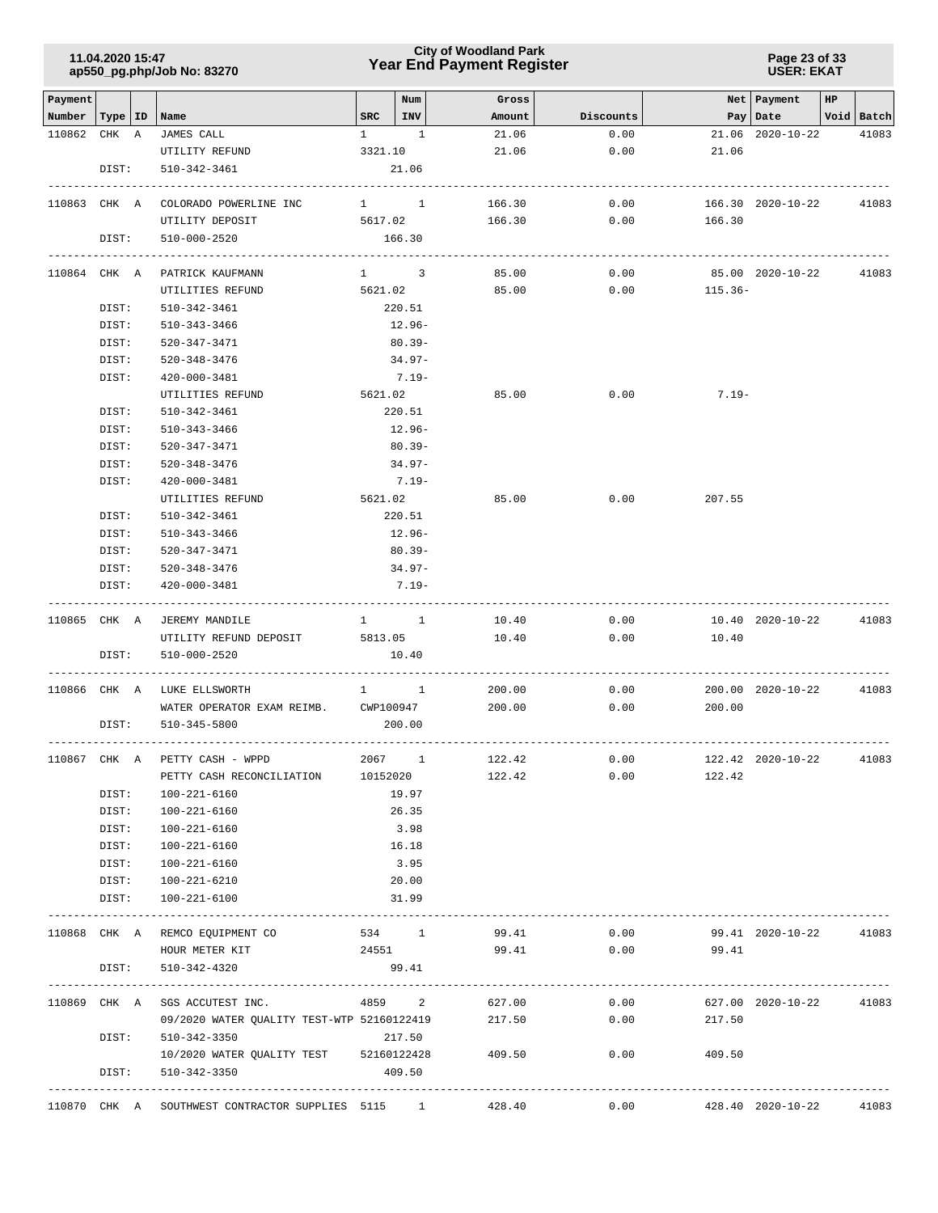# City of Woodland Park
## Year End Payment Register

11.04.2020 15:47
ap550_pg.php/Job No: 83270

USER: EKAT

| Payment Number | Type | ID | Name | SRC | Num INV | Gross Amount | Discounts | Net Pay | Payment Date | HP Void | Batch |
|---|---|---|---|---|---|---|---|---|---|---|---|
| 110862 | CHK | A | JAMES CALL | 1 | 1 | 21.06 | 0.00 | 21.06 | 2020-10-22 | | 41083 |
| | | | UTILITY REFUND | 3321.10 | | 21.06 | 0.00 | 21.06 | | | |
| | DIST: | | 510-342-3461 | | 21.06 | | | | | | |
| 110863 | CHK | A | COLORADO POWERLINE INC | 1 | 1 | 166.30 | 0.00 | 166.30 | 2020-10-22 | | 41083 |
| | | | UTILITY DEPOSIT | 5617.02 | | 166.30 | 0.00 | 166.30 | | | |
| | DIST: | | 510-000-2520 | | 166.30 | | | | | | |
| 110864 | CHK | A | PATRICK KAUFMANN | 1 | 3 | 85.00 | 0.00 | 85.00 | 2020-10-22 | | 41083 |
| | | | UTILITIES REFUND | 5621.02 | | 85.00 | 0.00 | 115.36- | | | |
| | DIST: | | 510-342-3461 | | 220.51 | | | | | | |
| | DIST: | | 510-343-3466 | | 12.96- | | | | | | |
| | DIST: | | 520-347-3471 | | 80.39- | | | | | | |
| | DIST: | | 520-348-3476 | | 34.97- | | | | | | |
| | DIST: | | 420-000-3481 | | 7.19- | | | | | | |
| | | | UTILITIES REFUND | 5621.02 | | 85.00 | 0.00 | 7.19- | | | |
| | DIST: | | 510-342-3461 | | 220.51 | | | | | | |
| | DIST: | | 510-343-3466 | | 12.96- | | | | | | |
| | DIST: | | 520-347-3471 | | 80.39- | | | | | | |
| | DIST: | | 520-348-3476 | | 34.97- | | | | | | |
| | DIST: | | 420-000-3481 | | 7.19- | | | | | | |
| | | | UTILITIES REFUND | 5621.02 | | 85.00 | 0.00 | 207.55 | | | |
| | DIST: | | 510-342-3461 | | 220.51 | | | | | | |
| | DIST: | | 510-343-3466 | | 12.96- | | | | | | |
| | DIST: | | 520-347-3471 | | 80.39- | | | | | | |
| | DIST: | | 520-348-3476 | | 34.97- | | | | | | |
| | DIST: | | 420-000-3481 | | 7.19- | | | | | | |
| 110865 | CHK | A | JEREMY MANDILE | 1 | 1 | 10.40 | 0.00 | 10.40 | 2020-10-22 | | 41083 |
| | | | UTILITY REFUND DEPOSIT | 5813.05 | | 10.40 | 0.00 | 10.40 | | | |
| | DIST: | | 510-000-2520 | | 10.40 | | | | | | |
| 110866 | CHK | A | LUKE ELLSWORTH | 1 | 1 | 200.00 | 0.00 | 200.00 | 2020-10-22 | | 41083 |
| | | | WATER OPERATOR EXAM REIMB. | CWP100947 | | 200.00 | 0.00 | 200.00 | | | |
| | DIST: | | 510-345-5800 | | 200.00 | | | | | | |
| 110867 | CHK | A | PETTY CASH - WPPD | 2067 | 1 | 122.42 | 0.00 | 122.42 | 2020-10-22 | | 41083 |
| | | | PETTY CASH RECONCILIATION | 10152020 | | 122.42 | 0.00 | 122.42 | | | |
| | DIST: | | 100-221-6160 | | 19.97 | | | | | | |
| | DIST: | | 100-221-6160 | | 26.35 | | | | | | |
| | DIST: | | 100-221-6160 | | 3.98 | | | | | | |
| | DIST: | | 100-221-6160 | | 16.18 | | | | | | |
| | DIST: | | 100-221-6160 | | 3.95 | | | | | | |
| | DIST: | | 100-221-6210 | | 20.00 | | | | | | |
| | DIST: | | 100-221-6100 | | 31.99 | | | | | | |
| 110868 | CHK | A | REMCO EQUIPMENT CO | 534 | 1 | 99.41 | 0.00 | 99.41 | 2020-10-22 | | 41083 |
| | | | HOUR METER KIT | 24551 | | 99.41 | 0.00 | 99.41 | | | |
| | DIST: | | 510-342-4320 | | 99.41 | | | | | | |
| 110869 | CHK | A | SGS ACCUTEST INC. | 4859 | 2 | 627.00 | 0.00 | 627.00 | 2020-10-22 | | 41083 |
| | | | 09/2020 WATER QUALITY TEST-WTP | 52160122419 | | 217.50 | 0.00 | 217.50 | | | |
| | DIST: | | 510-342-3350 | | 217.50 | | | | | | |
| | | | 10/2020 WATER QUALITY TEST | 52160122428 | | 409.50 | 0.00 | 409.50 | | | |
| | DIST: | | 510-342-3350 | | 409.50 | | | | | | |
| 110870 | CHK | A | SOUTHWEST CONTRACTOR SUPPLIES | 5115 | 1 | 428.40 | 0.00 | 428.40 | 2020-10-22 | | 41083 |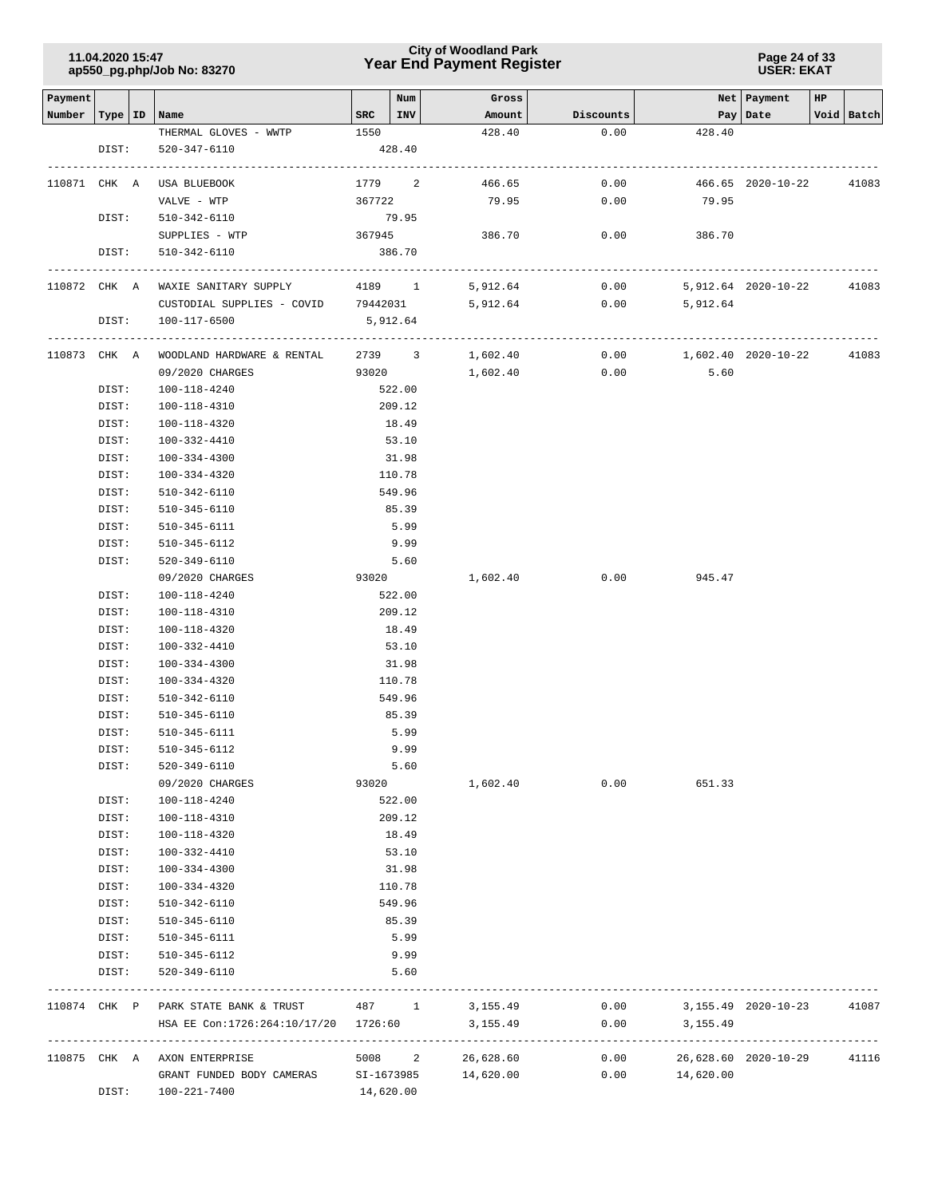| Payment Number | Type | ID | Name | SRC | Num INV | Gross Amount | Discounts | Net Pay | Payment Date | HP | Void | Batch |
|---|---|---|---|---|---|---|---|---|---|---|---|---|
| | | | THERMAL GLOVES - WWTP | 1550 | | 428.40 | 0.00 | 428.40 | | | | |
| | DIST: | | 520-347-6110 | 428.40 | | | | | | | | |
| 110871 | CHK | A | USA BLUEBOOK | 1779 | 2 | 466.65 | 0.00 | 466.65 | 2020-10-22 | | | 41083 |
| | | | VALVE - WTP | 367722 | | 79.95 | 0.00 | 79.95 | | | | |
| | DIST: | | 510-342-6110 | 79.95 | | | | | | | | |
| | | | SUPPLIES - WTP | 367945 | | 386.70 | 0.00 | 386.70 | | | | |
| | DIST: | | 510-342-6110 | 386.70 | | | | | | | | |
| 110872 | CHK | A | WAXIE SANITARY SUPPLY | 4189 | 1 | 5,912.64 | 0.00 | 5,912.64 | 2020-10-22 | | | 41083 |
| | | | CUSTODIAL SUPPLIES - COVID | 79442031 | | 5,912.64 | 0.00 | 5,912.64 | | | | |
| | DIST: | | 100-117-6500 | 5,912.64 | | | | | | | | |
| 110873 | CHK | A | WOODLAND HARDWARE & RENTAL | 2739 | 3 | 1,602.40 | 0.00 | 1,602.40 | 2020-10-22 | | | 41083 |
| | | | 09/2020 CHARGES | 93020 | | 1,602.40 | 0.00 | 5.60 | | | | |
| | DIST: | | 100-118-4240 | 522.00 | | | | | | | | |
| | DIST: | | 100-118-4310 | 209.12 | | | | | | | | |
| | DIST: | | 100-118-4320 | 18.49 | | | | | | | | |
| | DIST: | | 100-332-4410 | 53.10 | | | | | | | | |
| | DIST: | | 100-334-4300 | 31.98 | | | | | | | | |
| | DIST: | | 100-334-4320 | 110.78 | | | | | | | | |
| | DIST: | | 510-342-6110 | 549.96 | | | | | | | | |
| | DIST: | | 510-345-6110 | 85.39 | | | | | | | | |
| | DIST: | | 510-345-6111 | 5.99 | | | | | | | | |
| | DIST: | | 510-345-6112 | 9.99 | | | | | | | | |
| | DIST: | | 520-349-6110 | 5.60 | | | | | | | | |
| | | | 09/2020 CHARGES | 93020 | | 1,602.40 | 0.00 | 945.47 | | | | |
| | DIST: | | 100-118-4240 | 522.00 | | | | | | | | |
| | DIST: | | 100-118-4310 | 209.12 | | | | | | | | |
| | DIST: | | 100-118-4320 | 18.49 | | | | | | | | |
| | DIST: | | 100-332-4410 | 53.10 | | | | | | | | |
| | DIST: | | 100-334-4300 | 31.98 | | | | | | | | |
| | DIST: | | 100-334-4320 | 110.78 | | | | | | | | |
| | DIST: | | 510-342-6110 | 549.96 | | | | | | | | |
| | DIST: | | 510-345-6110 | 85.39 | | | | | | | | |
| | DIST: | | 510-345-6111 | 5.99 | | | | | | | | |
| | DIST: | | 510-345-6112 | 9.99 | | | | | | | | |
| | DIST: | | 520-349-6110 | 5.60 | | | | | | | | |
| | | | 09/2020 CHARGES | 93020 | | 1,602.40 | 0.00 | 651.33 | | | | |
| | DIST: | | 100-118-4240 | 522.00 | | | | | | | | |
| | DIST: | | 100-118-4310 | 209.12 | | | | | | | | |
| | DIST: | | 100-118-4320 | 18.49 | | | | | | | | |
| | DIST: | | 100-332-4410 | 53.10 | | | | | | | | |
| | DIST: | | 100-334-4300 | 31.98 | | | | | | | | |
| | DIST: | | 100-334-4320 | 110.78 | | | | | | | | |
| | DIST: | | 510-342-6110 | 549.96 | | | | | | | | |
| | DIST: | | 510-345-6110 | 85.39 | | | | | | | | |
| | DIST: | | 510-345-6111 | 5.99 | | | | | | | | |
| | DIST: | | 510-345-6112 | 9.99 | | | | | | | | |
| | DIST: | | 520-349-6110 | 5.60 | | | | | | | | |
| 110874 | CHK | P | PARK STATE BANK & TRUST | 487 | 1 | 3,155.49 | 0.00 | 3,155.49 | 2020-10-23 | | | 41087 |
| | | | HSA EE Con:1726:264:10/17/20 | 1726:60 | | 3,155.49 | 0.00 | 3,155.49 | | | | |
| 110875 | CHK | A | AXON ENTERPRISE | 5008 | 2 | 26,628.60 | 0.00 | 26,628.60 | 2020-10-29 | | | 41116 |
| | | | GRANT FUNDED BODY CAMERAS | SI-1673985 | | 14,620.00 | 0.00 | 14,620.00 | | | | |
| | DIST: | | 100-221-7400 | 14,620.00 | | | | | | | | |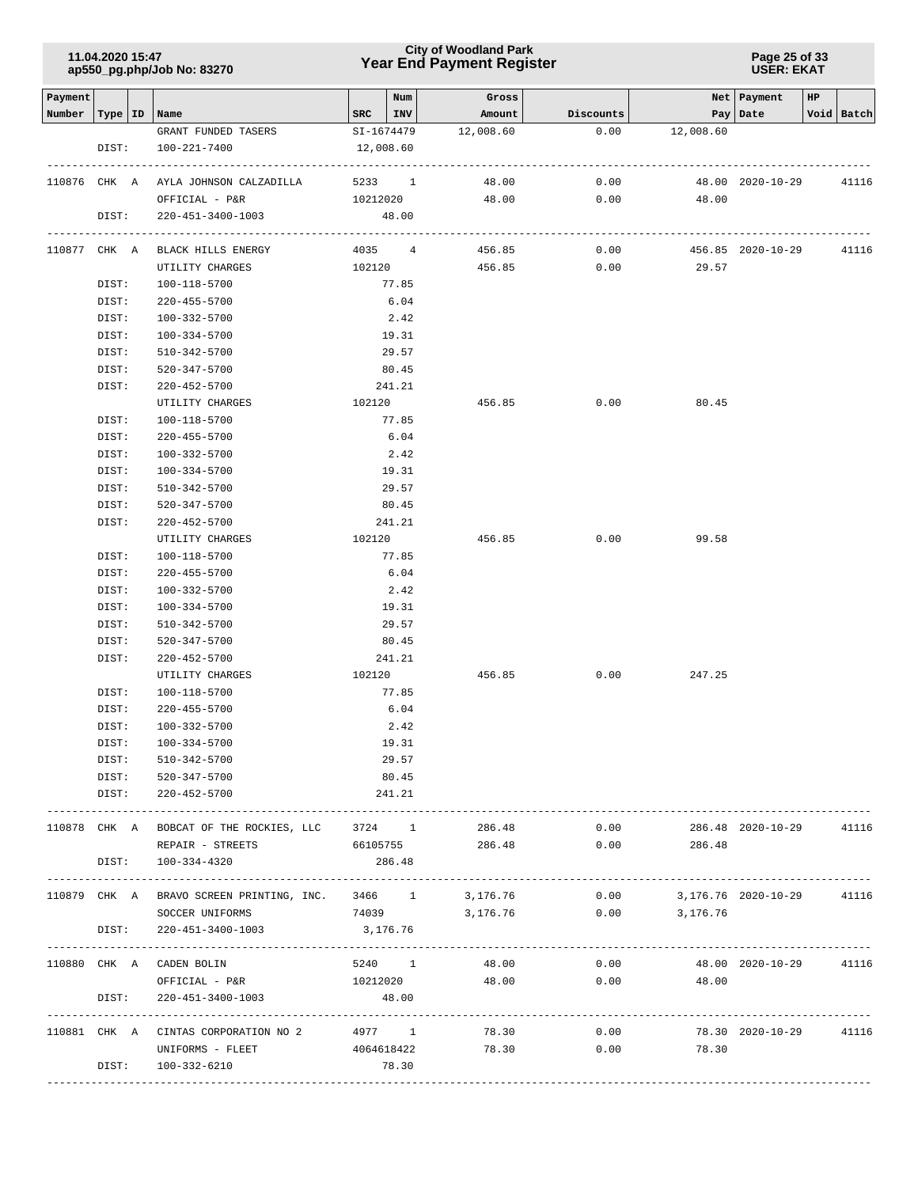| Payment Number | Type | ID | Name | SRC | Num INV | Gross Amount | Discounts | Net Pay | Payment Date | HP | Void | Batch |
|---|---|---|---|---|---|---|---|---|---|---|---|---|
| | | | GRANT FUNDED TASERS | SI-1674479 | | 12,008.60 | 0.00 | 12,008.60 | | | | |
| | DIST: | | 100-221-7400 | 12,008.60 | | | | | | | | |
| 110876 | CHK | A | AYLA JOHNSON CALZADILLA | 5233 | 1 | 48.00 | 0.00 | 48.00 | 2020-10-29 | | | 41116 |
| | | | OFFICIAL - P&R | 10212020 | | 48.00 | 0.00 | 48.00 | | | | |
| | DIST: | | 220-451-3400-1003 | 48.00 | | | | | | | | |
| 110877 | CHK | A | BLACK HILLS ENERGY | 4035 | 4 | 456.85 | 0.00 | 456.85 | 2020-10-29 | | | 41116 |
| | | | UTILITY CHARGES | 102120 | | 456.85 | 0.00 | 29.57 | | | | |
| | DIST: | | 100-118-5700 | 77.85 | | | | | | | | |
| | DIST: | | 220-455-5700 | 6.04 | | | | | | | | |
| | DIST: | | 100-332-5700 | 2.42 | | | | | | | | |
| | DIST: | | 100-334-5700 | 19.31 | | | | | | | | |
| | DIST: | | 510-342-5700 | 29.57 | | | | | | | | |
| | DIST: | | 520-347-5700 | 80.45 | | | | | | | | |
| | DIST: | | 220-452-5700 | 241.21 | | | | | | | | |
| | | | UTILITY CHARGES | 102120 | | 456.85 | 0.00 | 80.45 | | | | |
| | DIST: | | 100-118-5700 | 77.85 | | | | | | | | |
| | DIST: | | 220-455-5700 | 6.04 | | | | | | | | |
| | DIST: | | 100-332-5700 | 2.42 | | | | | | | | |
| | DIST: | | 100-334-5700 | 19.31 | | | | | | | | |
| | DIST: | | 510-342-5700 | 29.57 | | | | | | | | |
| | DIST: | | 520-347-5700 | 80.45 | | | | | | | | |
| | DIST: | | 220-452-5700 | 241.21 | | | | | | | | |
| | | | UTILITY CHARGES | 102120 | | 456.85 | 0.00 | 99.58 | | | | |
| | DIST: | | 100-118-5700 | 77.85 | | | | | | | | |
| | DIST: | | 220-455-5700 | 6.04 | | | | | | | | |
| | DIST: | | 100-332-5700 | 2.42 | | | | | | | | |
| | DIST: | | 100-334-5700 | 19.31 | | | | | | | | |
| | DIST: | | 510-342-5700 | 29.57 | | | | | | | | |
| | DIST: | | 520-347-5700 | 80.45 | | | | | | | | |
| | DIST: | | 220-452-5700 | 241.21 | | | | | | | | |
| | | | UTILITY CHARGES | 102120 | | 456.85 | 0.00 | 247.25 | | | | |
| | DIST: | | 100-118-5700 | 77.85 | | | | | | | | |
| | DIST: | | 220-455-5700 | 6.04 | | | | | | | | |
| | DIST: | | 100-332-5700 | 2.42 | | | | | | | | |
| | DIST: | | 100-334-5700 | 19.31 | | | | | | | | |
| | DIST: | | 510-342-5700 | 29.57 | | | | | | | | |
| | DIST: | | 520-347-5700 | 80.45 | | | | | | | | |
| | DIST: | | 220-452-5700 | 241.21 | | | | | | | | |
| 110878 | CHK | A | BOBCAT OF THE ROCKIES, LLC | 3724 | 1 | 286.48 | 0.00 | 286.48 | 2020-10-29 | | | 41116 |
| | | | REPAIR - STREETS | 66105755 | | 286.48 | 0.00 | 286.48 | | | | |
| | DIST: | | 100-334-4320 | 286.48 | | | | | | | | |
| 110879 | CHK | A | BRAVO SCREEN PRINTING, INC. | 3466 | 1 | 3,176.76 | 0.00 | 3,176.76 | 2020-10-29 | | | 41116 |
| | | | SOCCER UNIFORMS | 74039 | | 3,176.76 | 0.00 | 3,176.76 | | | | |
| | DIST: | | 220-451-3400-1003 | 3,176.76 | | | | | | | | |
| 110880 | CHK | A | CADEN BOLIN | 5240 | 1 | 48.00 | 0.00 | 48.00 | 2020-10-29 | | | 41116 |
| | | | OFFICIAL - P&R | 10212020 | | 48.00 | 0.00 | 48.00 | | | | |
| | DIST: | | 220-451-3400-1003 | 48.00 | | | | | | | | |
| 110881 | CHK | A | CINTAS CORPORATION NO 2 | 4977 | 1 | 78.30 | 0.00 | 78.30 | 2020-10-29 | | | 41116 |
| | | | UNIFORMS - FLEET | 4064618422 | | 78.30 | 0.00 | 78.30 | | | | |
| | DIST: | | 100-332-6210 | 78.30 | | | | | | | | |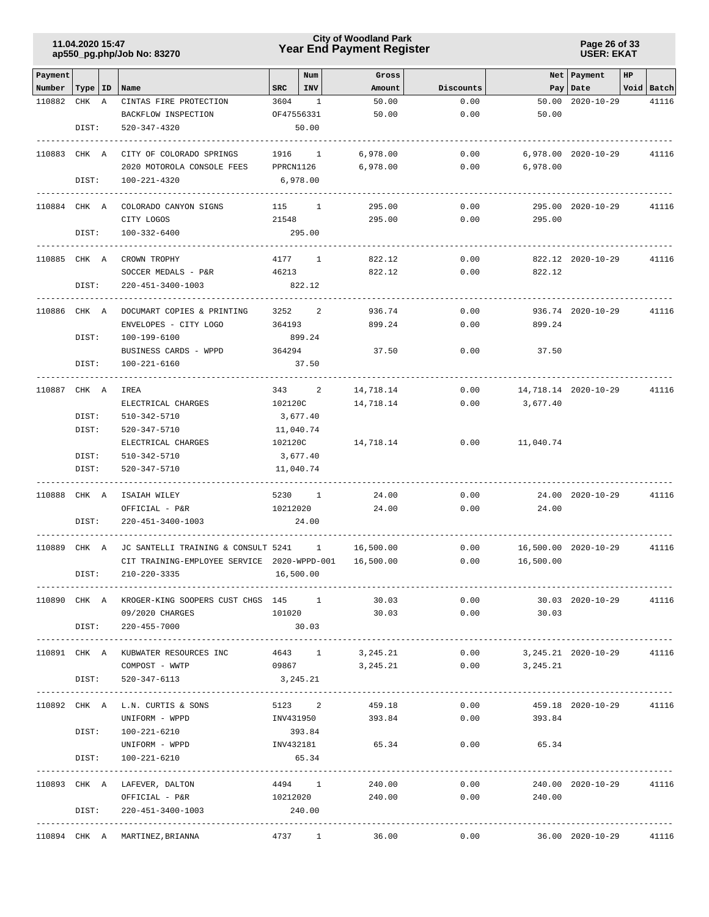# City of Woodland Park
## Year End Payment Register

| Payment Number | Type | ID | Name | SRC | Num INV | Gross Amount | Discounts | Net Pay | Payment Date | HP Void | Batch |
|---|---|---|---|---|---|---|---|---|---|---|---|
| 110882 | CHK | A | CINTAS FIRE PROTECTION | 3604 | 1 | 50.00 | 0.00 | 50.00 | 2020-10-29 | | 41116 |
| | | | BACKFLOW INSPECTION | OF47556331 | | 50.00 | 0.00 | 50.00 | | | |
| | DIST: | | 520-347-4320 | | 50.00 | | | | | | |
| 110883 | CHK | A | CITY OF COLORADO SPRINGS | 1916 | 1 | 6,978.00 | 0.00 | 6,978.00 | 2020-10-29 | | 41116 |
| | | | 2020 MOTOROLA CONSOLE FEES | PPRCN1126 | | 6,978.00 | 0.00 | 6,978.00 | | | |
| | DIST: | | 100-221-4320 | | 6,978.00 | | | | | | |
| 110884 | CHK | A | COLORADO CANYON SIGNS | 115 | 1 | 295.00 | 0.00 | 295.00 | 2020-10-29 | | 41116 |
| | | | CITY LOGOS | 21548 | | 295.00 | 0.00 | 295.00 | | | |
| | DIST: | | 100-332-6400 | | 295.00 | | | | | | |
| 110885 | CHK | A | CROWN TROPHY | 4177 | 1 | 822.12 | 0.00 | 822.12 | 2020-10-29 | | 41116 |
| | | | SOCCER MEDALS - P&R | 46213 | | 822.12 | 0.00 | 822.12 | | | |
| | DIST: | | 220-451-3400-1003 | | 822.12 | | | | | | |
| 110886 | CHK | A | DOCUMART COPIES & PRINTING | 3252 | 2 | 936.74 | 0.00 | 936.74 | 2020-10-29 | | 41116 |
| | | | ENVELOPES - CITY LOGO | 364193 | | 899.24 | 0.00 | 899.24 | | | |
| | DIST: | | 100-199-6100 | | 899.24 | | | | | | |
| | | | BUSINESS CARDS - WPPD | 364294 | | 37.50 | 0.00 | 37.50 | | | |
| | DIST: | | 100-221-6160 | | 37.50 | | | | | | |
| 110887 | CHK | A | IREA | 343 | 2 | 14,718.14 | 0.00 | 14,718.14 | 2020-10-29 | | 41116 |
| | | | ELECTRICAL CHARGES | 102120C | | 14,718.14 | 0.00 | 3,677.40 | | | |
| | DIST: | | 510-342-5710 | | 3,677.40 | | | | | | |
| | DIST: | | 520-347-5710 | | 11,040.74 | | | | | | |
| | | | ELECTRICAL CHARGES | 102120C | | 14,718.14 | 0.00 | 11,040.74 | | | |
| | DIST: | | 510-342-5710 | | 3,677.40 | | | | | | |
| | DIST: | | 520-347-5710 | | 11,040.74 | | | | | | |
| 110888 | CHK | A | ISAIAH WILEY | 5230 | 1 | 24.00 | 0.00 | 24.00 | 2020-10-29 | | 41116 |
| | | | OFFICIAL - P&R | 10212020 | | 24.00 | 0.00 | 24.00 | | | |
| | DIST: | | 220-451-3400-1003 | | 24.00 | | | | | | |
| 110889 | CHK | A | JC SANTELLI TRAINING & CONSULT | 5241 | 1 | 16,500.00 | 0.00 | 16,500.00 | 2020-10-29 | | 41116 |
| | | | CIT TRAINING-EMPLOYEE SERVICE | 2020-WPPD-001 | | 16,500.00 | 0.00 | 16,500.00 | | | |
| | DIST: | | 210-220-3335 | | 16,500.00 | | | | | | |
| 110890 | CHK | A | KROGER-KING SOOPERS CUST CHGS | 145 | 1 | 30.03 | 0.00 | 30.03 | 2020-10-29 | | 41116 |
| | | | 09/2020 CHARGES | 101020 | | 30.03 | 0.00 | 30.03 | | | |
| | DIST: | | 220-455-7000 | | 30.03 | | | | | | |
| 110891 | CHK | A | KUBWATER RESOURCES INC | 4643 | 1 | 3,245.21 | 0.00 | 3,245.21 | 2020-10-29 | | 41116 |
| | | | COMPOST - WWTP | 09867 | | 3,245.21 | 0.00 | 3,245.21 | | | |
| | DIST: | | 520-347-6113 | | 3,245.21 | | | | | | |
| 110892 | CHK | A | L.N. CURTIS & SONS | 5123 | 2 | 459.18 | 0.00 | 459.18 | 2020-10-29 | | 41116 |
| | | | UNIFORM - WPPD | INV431950 | | 393.84 | 0.00 | 393.84 | | | |
| | DIST: | | 100-221-6210 | | 393.84 | | | | | | |
| | | | UNIFORM - WPPD | INV432181 | | 65.34 | 0.00 | 65.34 | | | |
| | DIST: | | 100-221-6210 | | 65.34 | | | | | | |
| 110893 | CHK | A | LAFEVER, DALTON | 4494 | 1 | 240.00 | 0.00 | 240.00 | 2020-10-29 | | 41116 |
| | | | OFFICIAL - P&R | 10212020 | | 240.00 | 0.00 | 240.00 | | | |
| | DIST: | | 220-451-3400-1003 | | 240.00 | | | | | | |
| 110894 | CHK | A | MARTINEZ,BRIANNA | 4737 | 1 | 36.00 | 0.00 | 36.00 | 2020-10-29 | | 41116 |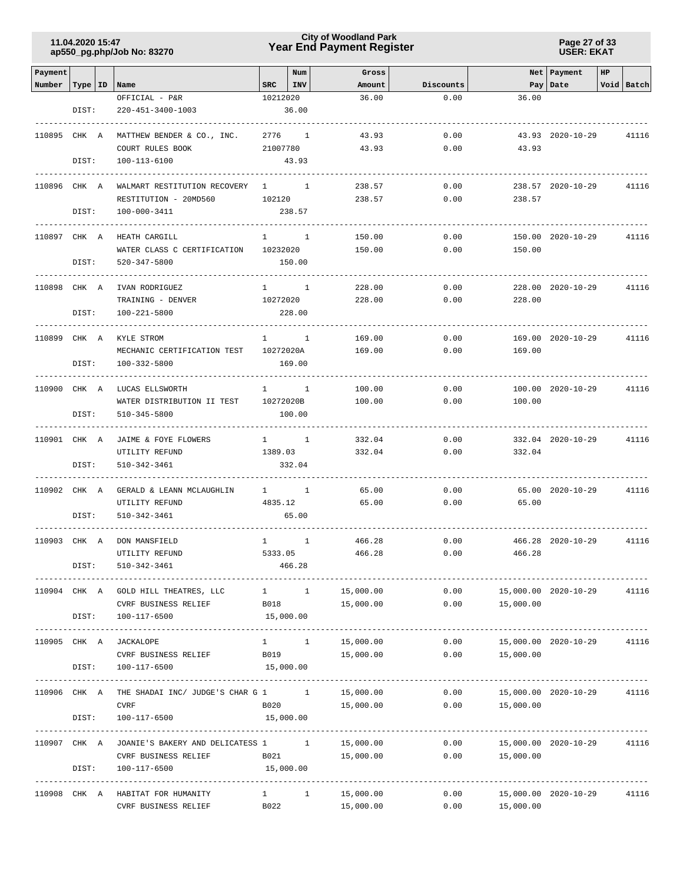| Payment Number | Type | ID | Name | SRC | Num INV | Gross Amount | Discounts | Net Pay | Payment Date | HP | Void | Batch |
|---|---|---|---|---|---|---|---|---|---|---|---|---|
| | | | OFFICIAL - P&R | 10212020 | | 36.00 | 0.00 | 36.00 | | | | |
| | DIST: | | 220-451-3400-1003 | | 36.00 | | | | | | | |
| 110895 | CHK | A | MATTHEW BENDER & CO., INC. | 2776 | 1 | 43.93 | 0.00 | 43.93 | 2020-10-29 | | | 41116 |
| | | | COURT RULES BOOK | 21007780 | | 43.93 | 0.00 | 43.93 | | | | |
| | DIST: | | 100-113-6100 | | 43.93 | | | | | | | |
| 110896 | CHK | A | WALMART RESTITUTION RECOVERY | 1 | 1 | 238.57 | 0.00 | 238.57 | 2020-10-29 | | | 41116 |
| | | | RESTITUTION - 20MD560 | 102120 | | 238.57 | 0.00 | 238.57 | | | | |
| | DIST: | | 100-000-3411 | | 238.57 | | | | | | | |
| 110897 | CHK | A | HEATH CARGILL | 1 | 1 | 150.00 | 0.00 | 150.00 | 2020-10-29 | | | 41116 |
| | | | WATER CLASS C CERTIFICATION | 10232020 | | 150.00 | 0.00 | 150.00 | | | | |
| | DIST: | | 520-347-5800 | | 150.00 | | | | | | | |
| 110898 | CHK | A | IVAN RODRIGUEZ | 1 | 1 | 228.00 | 0.00 | 228.00 | 2020-10-29 | | | 41116 |
| | | | TRAINING - DENVER | 10272020 | | 228.00 | 0.00 | 228.00 | | | | |
| | DIST: | | 100-221-5800 | | 228.00 | | | | | | | |
| 110899 | CHK | A | KYLE STROM | 1 | 1 | 169.00 | 0.00 | 169.00 | 2020-10-29 | | | 41116 |
| | | | MECHANIC CERTIFICATION TEST | 10272020A | | 169.00 | 0.00 | 169.00 | | | | |
| | DIST: | | 100-332-5800 | | 169.00 | | | | | | | |
| 110900 | CHK | A | LUCAS ELLSWORTH | 1 | 1 | 100.00 | 0.00 | 100.00 | 2020-10-29 | | | 41116 |
| | | | WATER DISTRIBUTION II TEST | 10272020B | | 100.00 | 0.00 | 100.00 | | | | |
| | DIST: | | 510-345-5800 | | 100.00 | | | | | | | |
| 110901 | CHK | A | JAIME & FOYE FLOWERS | 1 | 1 | 332.04 | 0.00 | 332.04 | 2020-10-29 | | | 41116 |
| | | | UTILITY REFUND | 1389.03 | | 332.04 | 0.00 | 332.04 | | | | |
| | DIST: | | 510-342-3461 | | 332.04 | | | | | | | |
| 110902 | CHK | A | GERALD & LEANN MCLAUGHLIN | 1 | 1 | 65.00 | 0.00 | 65.00 | 2020-10-29 | | | 41116 |
| | | | UTILITY REFUND | 4835.12 | | 65.00 | 0.00 | 65.00 | | | | |
| | DIST: | | 510-342-3461 | | 65.00 | | | | | | | |
| 110903 | CHK | A | DON MANSFIELD | 1 | 1 | 466.28 | 0.00 | 466.28 | 2020-10-29 | | | 41116 |
| | | | UTILITY REFUND | 5333.05 | | 466.28 | 0.00 | 466.28 | | | | |
| | DIST: | | 510-342-3461 | | 466.28 | | | | | | | |
| 110904 | CHK | A | GOLD HILL THEATRES, LLC | 1 | 1 | 15,000.00 | 0.00 | 15,000.00 | 2020-10-29 | | | 41116 |
| | | | CVRF BUSINESS RELIEF | B018 | | 15,000.00 | 0.00 | 15,000.00 | | | | |
| | DIST: | | 100-117-6500 | | 15,000.00 | | | | | | | |
| 110905 | CHK | A | JACKALOPE | 1 | 1 | 15,000.00 | 0.00 | 15,000.00 | 2020-10-29 | | | 41116 |
| | | | CVRF BUSINESS RELIEF | B019 | | 15,000.00 | 0.00 | 15,000.00 | | | | |
| | DIST: | | 100-117-6500 | | 15,000.00 | | | | | | | |
| 110906 | CHK | A | THE SHADAI INC/ JUDGE'S CHAR G | 1 | 1 | 15,000.00 | 0.00 | 15,000.00 | 2020-10-29 | | | 41116 |
| | | | CVRF | B020 | | 15,000.00 | 0.00 | 15,000.00 | | | | |
| | DIST: | | 100-117-6500 | | 15,000.00 | | | | | | | |
| 110907 | CHK | A | JOANIE'S BAKERY AND DELICATESS | 1 | 1 | 15,000.00 | 0.00 | 15,000.00 | 2020-10-29 | | | 41116 |
| | | | CVRF BUSINESS RELIEF | B021 | | 15,000.00 | 0.00 | 15,000.00 | | | | |
| | DIST: | | 100-117-6500 | | 15,000.00 | | | | | | | |
| 110908 | CHK | A | HABITAT FOR HUMANITY | 1 | 1 | 15,000.00 | 0.00 | 15,000.00 | 2020-10-29 | | | 41116 |
| | | | CVRF BUSINESS RELIEF | B022 | | 15,000.00 | 0.00 | 15,000.00 | | | | |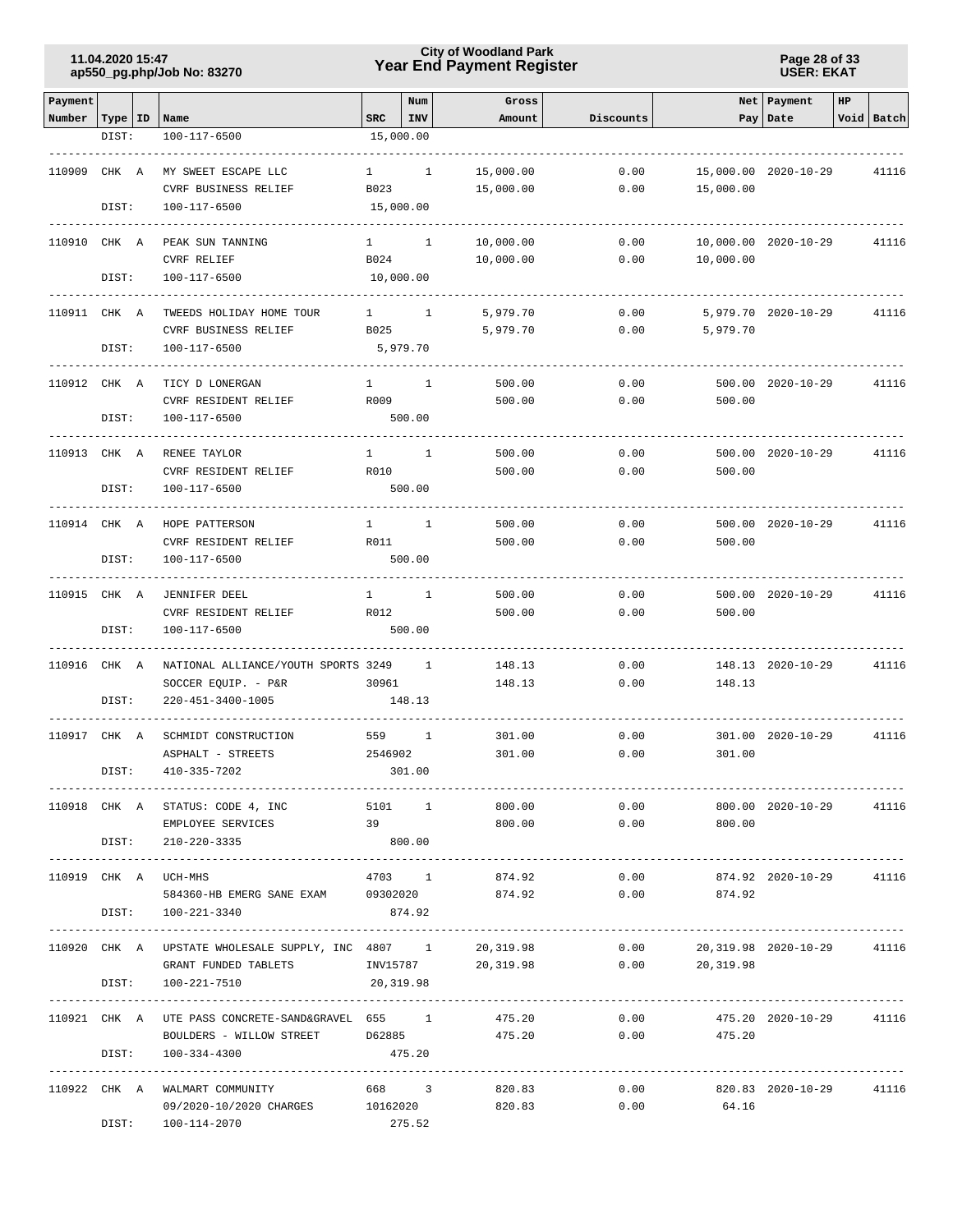| Payment Number | Type | ID | Name | SRC | Num INV | Gross Amount | Discounts | Net Pay | Payment Date | HP | Void | Batch |
|---|---|---|---|---|---|---|---|---|---|---|---|---|
| | DIST: | | 100-117-6500 | 15,000.00 | | | | | | | | |
| 110909 | CHK | A | MY SWEET ESCAPE LLC | 1 | 1 | 15,000.00 | 0.00 | 15,000.00 | 2020-10-29 | | | 41116 |
| | | | CVRF BUSINESS RELIEF | B023 | | 15,000.00 | 0.00 | 15,000.00 | | | | |
| | DIST: | | 100-117-6500 | 15,000.00 | | | | | | | | |
| 110910 | CHK | A | PEAK SUN TANNING | 1 | 1 | 10,000.00 | 0.00 | 10,000.00 | 2020-10-29 | | | 41116 |
| | | | CVRF RELIEF | B024 | | 10,000.00 | 0.00 | 10,000.00 | | | | |
| | DIST: | | 100-117-6500 | 10,000.00 | | | | | | | | |
| 110911 | CHK | A | TWEEDS HOLIDAY HOME TOUR | 1 | 1 | 5,979.70 | 0.00 | 5,979.70 | 2020-10-29 | | | 41116 |
| | | | CVRF BUSINESS RELIEF | B025 | | 5,979.70 | 0.00 | 5,979.70 | | | | |
| | DIST: | | 100-117-6500 | 5,979.70 | | | | | | | | |
| 110912 | CHK | A | TICY D LONERGAN | 1 | 1 | 500.00 | 0.00 | 500.00 | 2020-10-29 | | | 41116 |
| | | | CVRF RESIDENT RELIEF | R009 | | 500.00 | 0.00 | 500.00 | | | | |
| | DIST: | | 100-117-6500 | 500.00 | | | | | | | | |
| 110913 | CHK | A | RENEE TAYLOR | 1 | 1 | 500.00 | 0.00 | 500.00 | 2020-10-29 | | | 41116 |
| | | | CVRF RESIDENT RELIEF | R010 | | 500.00 | 0.00 | 500.00 | | | | |
| | DIST: | | 100-117-6500 | 500.00 | | | | | | | | |
| 110914 | CHK | A | HOPE PATTERSON | 1 | 1 | 500.00 | 0.00 | 500.00 | 2020-10-29 | | | 41116 |
| | | | CVRF RESIDENT RELIEF | R011 | | 500.00 | 0.00 | 500.00 | | | | |
| | DIST: | | 100-117-6500 | 500.00 | | | | | | | | |
| 110915 | CHK | A | JENNIFER DEEL | 1 | 1 | 500.00 | 0.00 | 500.00 | 2020-10-29 | | | 41116 |
| | | | CVRF RESIDENT RELIEF | R012 | | 500.00 | 0.00 | 500.00 | | | | |
| | DIST: | | 100-117-6500 | 500.00 | | | | | | | | |
| 110916 | CHK | A | NATIONAL ALLIANCE/YOUTH SPORTS | 3249 | 1 | 148.13 | 0.00 | 148.13 | 2020-10-29 | | | 41116 |
| | | | SOCCER EQUIP. - P&R | 30961 | | 148.13 | 0.00 | 148.13 | | | | |
| | DIST: | | 220-451-3400-1005 | 148.13 | | | | | | | | |
| 110917 | CHK | A | SCHMIDT CONSTRUCTION | 559 | 1 | 301.00 | 0.00 | 301.00 | 2020-10-29 | | | 41116 |
| | | | ASPHALT - STREETS | 2546902 | | 301.00 | 0.00 | 301.00 | | | | |
| | DIST: | | 410-335-7202 | 301.00 | | | | | | | | |
| 110918 | CHK | A | STATUS: CODE 4, INC | 5101 | 1 | 800.00 | 0.00 | 800.00 | 2020-10-29 | | | 41116 |
| | | | EMPLOYEE SERVICES | 39 | | 800.00 | 0.00 | 800.00 | | | | |
| | DIST: | | 210-220-3335 | 800.00 | | | | | | | | |
| 110919 | CHK | A | UCH-MHS | 4703 | 1 | 874.92 | 0.00 | 874.92 | 2020-10-29 | | | 41116 |
| | | | 584360-HB EMERG SANE EXAM | 09302020 | | 874.92 | 0.00 | 874.92 | | | | |
| | DIST: | | 100-221-3340 | 874.92 | | | | | | | | |
| 110920 | CHK | A | UPSTATE WHOLESALE SUPPLY, INC | 4807 | 1 | 20,319.98 | 0.00 | 20,319.98 | 2020-10-29 | | | 41116 |
| | | | GRANT FUNDED TABLETS | INV15787 | | 20,319.98 | 0.00 | 20,319.98 | | | | |
| | DIST: | | 100-221-7510 | 20,319.98 | | | | | | | | |
| 110921 | CHK | A | UTE PASS CONCRETE-SAND&GRAVEL | 655 | 1 | 475.20 | 0.00 | 475.20 | 2020-10-29 | | | 41116 |
| | | | BOULDERS - WILLOW STREET | D62885 | | 475.20 | 0.00 | 475.20 | | | | |
| | DIST: | | 100-334-4300 | 475.20 | | | | | | | | |
| 110922 | CHK | A | WALMART COMMUNITY | 668 | 3 | 820.83 | 0.00 | 820.83 | 2020-10-29 | | | 41116 |
| | | | 09/2020-10/2020 CHARGES | 10162020 | | 820.83 | 0.00 | 64.16 | | | | |
| | DIST: | | 100-114-2070 | 275.52 | | | | | | | | |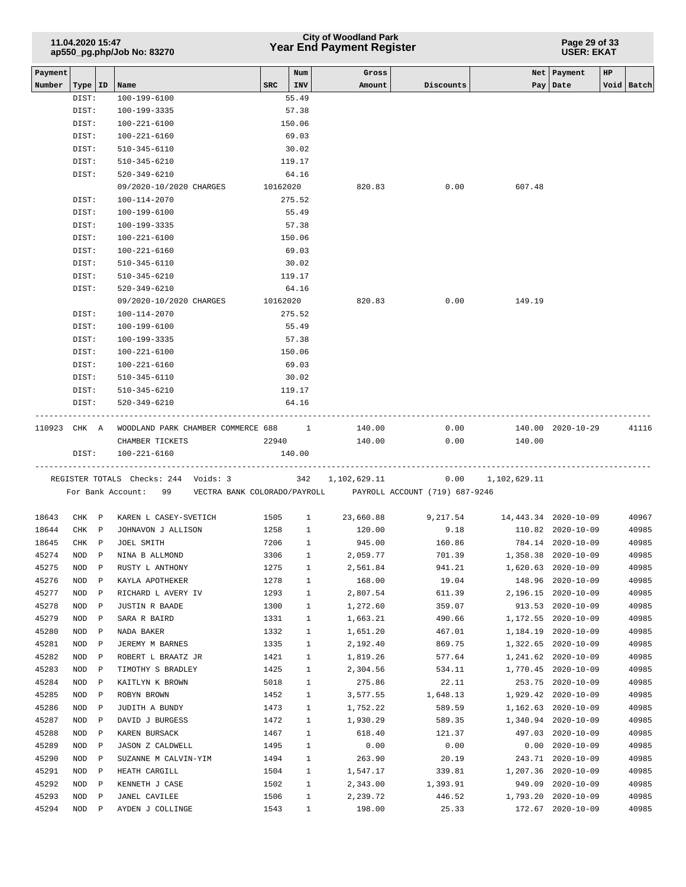# City of Woodland Park
## Year End Payment Register

11.04.2020 15:47
ap550_pg.php/Job No: 83270

USER: EKAT

| Payment Number | Type | ID | Name | SRC | Num INV | Gross Amount | Discounts | Net Pay | Payment Date | HP Void | Batch |
|---|---|---|---|---|---|---|---|---|---|---|---|
| | DIST: | | 100-199-6100 | | 55.49 | | | | | | |
| | DIST: | | 100-199-3335 | | 57.38 | | | | | | |
| | DIST: | | 100-221-6100 | | 150.06 | | | | | | |
| | DIST: | | 100-221-6160 | | 69.03 | | | | | | |
| | DIST: | | 510-345-6110 | | 30.02 | | | | | | |
| | DIST: | | 510-345-6210 | | 119.17 | | | | | | |
| | DIST: | | 520-349-6210 | | 64.16 | | | | | | |
| | | | 09/2020-10/2020 CHARGES | 10162020 | | 820.83 | 0.00 | 607.48 | | | |
| | DIST: | | 100-114-2070 | | 275.52 | | | | | | |
| | DIST: | | 100-199-6100 | | 55.49 | | | | | | |
| | DIST: | | 100-199-3335 | | 57.38 | | | | | | |
| | DIST: | | 100-221-6100 | | 150.06 | | | | | | |
| | DIST: | | 100-221-6160 | | 69.03 | | | | | | |
| | DIST: | | 510-345-6110 | | 30.02 | | | | | | |
| | DIST: | | 510-345-6210 | | 119.17 | | | | | | |
| | DIST: | | 520-349-6210 | | 64.16 | | | | | | |
| | | | 09/2020-10/2020 CHARGES | 10162020 | | 820.83 | 0.00 | 149.19 | | | |
| | DIST: | | 100-114-2070 | | 275.52 | | | | | | |
| | DIST: | | 100-199-6100 | | 55.49 | | | | | | |
| | DIST: | | 100-199-3335 | | 57.38 | | | | | | |
| | DIST: | | 100-221-6100 | | 150.06 | | | | | | |
| | DIST: | | 100-221-6160 | | 69.03 | | | | | | |
| | DIST: | | 510-345-6110 | | 30.02 | | | | | | |
| | DIST: | | 510-345-6210 | | 119.17 | | | | | | |
| | DIST: | | 520-349-6210 | | 64.16 | | | | | | |
| 110923 | CHK | A | WOODLAND PARK CHAMBER COMMERCE | 688 | 1 | 140.00 | 0.00 | 140.00 | 2020-10-29 | | 41116 |
| | | | CHAMBER TICKETS | 22940 | | 140.00 | 0.00 | 140.00 | | | |
| | DIST: | | 100-221-6160 | | 140.00 | | | | | | |
| | | | REGISTER TOTALS Checks: 244 Voids: 3 | | 342 | 1,102,629.11 | 0.00 | 1,102,629.11 | | | |
| | | | For Bank Account: 99 VECTRA BANK COLORADO/PAYROLL | | | PAYROLL ACCOUNT (719) 687-9246 | | | | | |
| 18643 | CHK | P | KAREN L CASEY-SVETICH | 1505 | 1 | 23,660.88 | 9,217.54 | 14,443.34 | 2020-10-09 | | 40967 |
| 18644 | CHK | P | JOHNAVON J ALLISON | 1258 | 1 | 120.00 | 9.18 | 110.82 | 2020-10-09 | | 40985 |
| 18645 | CHK | P | JOEL SMITH | 7206 | 1 | 945.00 | 160.86 | 784.14 | 2020-10-09 | | 40985 |
| 45274 | NOD | P | NINA B ALLMOND | 3306 | 1 | 2,059.77 | 701.39 | 1,358.38 | 2020-10-09 | | 40985 |
| 45275 | NOD | P | RUSTY L ANTHONY | 1275 | 1 | 2,561.84 | 941.21 | 1,620.63 | 2020-10-09 | | 40985 |
| 45276 | NOD | P | KAYLA APOTHEKER | 1278 | 1 | 168.00 | 19.04 | 148.96 | 2020-10-09 | | 40985 |
| 45277 | NOD | P | RICHARD L AVERY IV | 1293 | 1 | 2,807.54 | 611.39 | 2,196.15 | 2020-10-09 | | 40985 |
| 45278 | NOD | P | JUSTIN R BAADE | 1300 | 1 | 1,272.60 | 359.07 | 913.53 | 2020-10-09 | | 40985 |
| 45279 | NOD | P | SARA R BAIRD | 1331 | 1 | 1,663.21 | 490.66 | 1,172.55 | 2020-10-09 | | 40985 |
| 45280 | NOD | P | NADA BAKER | 1332 | 1 | 1,651.20 | 467.01 | 1,184.19 | 2020-10-09 | | 40985 |
| 45281 | NOD | P | JEREMY M BARNES | 1335 | 1 | 2,192.40 | 869.75 | 1,322.65 | 2020-10-09 | | 40985 |
| 45282 | NOD | P | ROBERT L BRAATZ JR | 1421 | 1 | 1,819.26 | 577.64 | 1,241.62 | 2020-10-09 | | 40985 |
| 45283 | NOD | P | TIMOTHY S BRADLEY | 1425 | 1 | 2,304.56 | 534.11 | 1,770.45 | 2020-10-09 | | 40985 |
| 45284 | NOD | P | KAITLYN K BROWN | 5018 | 1 | 275.86 | 22.11 | 253.75 | 2020-10-09 | | 40985 |
| 45285 | NOD | P | ROBYN BROWN | 1452 | 1 | 3,577.55 | 1,648.13 | 1,929.42 | 2020-10-09 | | 40985 |
| 45286 | NOD | P | JUDITH A BUNDY | 1473 | 1 | 1,752.22 | 589.59 | 1,162.63 | 2020-10-09 | | 40985 |
| 45287 | NOD | P | DAVID J BURGESS | 1472 | 1 | 1,930.29 | 589.35 | 1,340.94 | 2020-10-09 | | 40985 |
| 45288 | NOD | P | KAREN BURSACK | 1467 | 1 | 618.40 | 121.37 | 497.03 | 2020-10-09 | | 40985 |
| 45289 | NOD | P | JASON Z CALDWELL | 1495 | 1 | 0.00 | 0.00 | 0.00 | 2020-10-09 | | 40985 |
| 45290 | NOD | P | SUZANNE M CALVIN-YIM | 1494 | 1 | 263.90 | 20.19 | 243.71 | 2020-10-09 | | 40985 |
| 45291 | NOD | P | HEATH CARGILL | 1504 | 1 | 1,547.17 | 339.81 | 1,207.36 | 2020-10-09 | | 40985 |
| 45292 | NOD | P | KENNETH J CASE | 1502 | 1 | 2,343.00 | 1,393.91 | 949.09 | 2020-10-09 | | 40985 |
| 45293 | NOD | P | JANEL CAVILEE | 1506 | 1 | 2,239.72 | 446.52 | 1,793.20 | 2020-10-09 | | 40985 |
| 45294 | NOD | P | AYDEN J COLLINGE | 1543 | 1 | 198.00 | 25.33 | 172.67 | 2020-10-09 | | 40985 |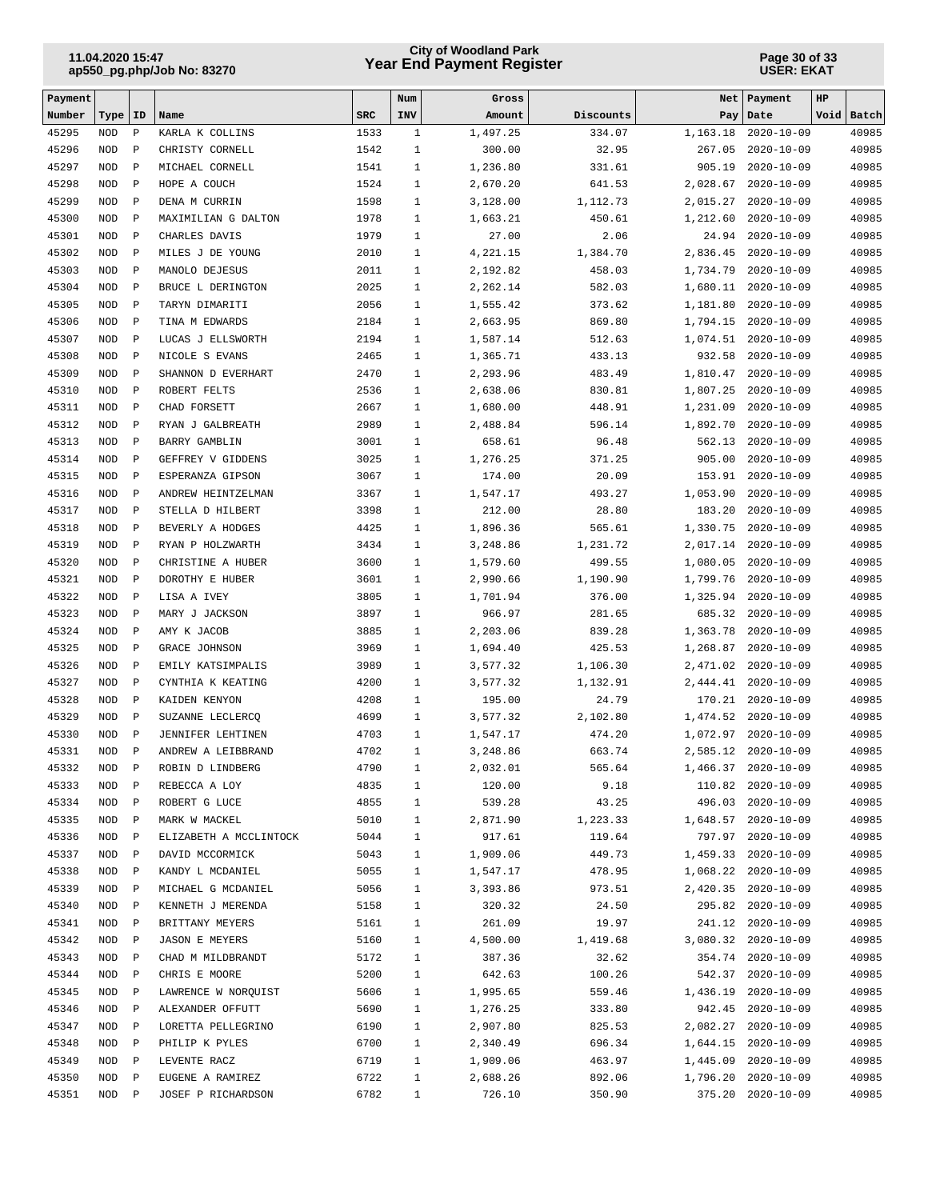| Payment Number | Type | ID | Name | SRC | Num INV | Gross Amount | Discounts | Net Pay | Payment Date | HP Void | Batch |
|---|---|---|---|---|---|---|---|---|---|---|---|
| 45295 | NOD | P | KARLA K COLLINS | 1533 | 1 | 1,497.25 | 334.07 | 1,163.18 | 2020-10-09 | | 40985 |
| 45296 | NOD | P | CHRISTY CORNELL | 1542 | 1 | 300.00 | 32.95 | 267.05 | 2020-10-09 | | 40985 |
| 45297 | NOD | P | MICHAEL CORNELL | 1541 | 1 | 1,236.80 | 331.61 | 905.19 | 2020-10-09 | | 40985 |
| 45298 | NOD | P | HOPE A COUCH | 1524 | 1 | 2,670.20 | 641.53 | 2,028.67 | 2020-10-09 | | 40985 |
| 45299 | NOD | P | DENA M CURRIN | 1598 | 1 | 3,128.00 | 1,112.73 | 2,015.27 | 2020-10-09 | | 40985 |
| 45300 | NOD | P | MAXIMILIAN G DALTON | 1978 | 1 | 1,663.21 | 450.61 | 1,212.60 | 2020-10-09 | | 40985 |
| 45301 | NOD | P | CHARLES DAVIS | 1979 | 1 | 27.00 | 2.06 | 24.94 | 2020-10-09 | | 40985 |
| 45302 | NOD | P | MILES J DE YOUNG | 2010 | 1 | 4,221.15 | 1,384.70 | 2,836.45 | 2020-10-09 | | 40985 |
| 45303 | NOD | P | MANOLO DEJESUS | 2011 | 1 | 2,192.82 | 458.03 | 1,734.79 | 2020-10-09 | | 40985 |
| 45304 | NOD | P | BRUCE L DERINGTON | 2025 | 1 | 2,262.14 | 582.03 | 1,680.11 | 2020-10-09 | | 40985 |
| 45305 | NOD | P | TARYN DIMARITI | 2056 | 1 | 1,555.42 | 373.62 | 1,181.80 | 2020-10-09 | | 40985 |
| 45306 | NOD | P | TINA M EDWARDS | 2184 | 1 | 2,663.95 | 869.80 | 1,794.15 | 2020-10-09 | | 40985 |
| 45307 | NOD | P | LUCAS J ELLSWORTH | 2194 | 1 | 1,587.14 | 512.63 | 1,074.51 | 2020-10-09 | | 40985 |
| 45308 | NOD | P | NICOLE S EVANS | 2465 | 1 | 1,365.71 | 433.13 | 932.58 | 2020-10-09 | | 40985 |
| 45309 | NOD | P | SHANNON D EVERHART | 2470 | 1 | 2,293.96 | 483.49 | 1,810.47 | 2020-10-09 | | 40985 |
| 45310 | NOD | P | ROBERT FELTS | 2536 | 1 | 2,638.06 | 830.81 | 1,807.25 | 2020-10-09 | | 40985 |
| 45311 | NOD | P | CHAD FORSETT | 2667 | 1 | 1,680.00 | 448.91 | 1,231.09 | 2020-10-09 | | 40985 |
| 45312 | NOD | P | RYAN J GALBREATH | 2989 | 1 | 2,488.84 | 596.14 | 1,892.70 | 2020-10-09 | | 40985 |
| 45313 | NOD | P | BARRY GAMBLIN | 3001 | 1 | 658.61 | 96.48 | 562.13 | 2020-10-09 | | 40985 |
| 45314 | NOD | P | GEFFREY V GIDDENS | 3025 | 1 | 1,276.25 | 371.25 | 905.00 | 2020-10-09 | | 40985 |
| 45315 | NOD | P | ESPERANZA GIPSON | 3067 | 1 | 174.00 | 20.09 | 153.91 | 2020-10-09 | | 40985 |
| 45316 | NOD | P | ANDREW HEINTZELMAN | 3367 | 1 | 1,547.17 | 493.27 | 1,053.90 | 2020-10-09 | | 40985 |
| 45317 | NOD | P | STELLA D HILBERT | 3398 | 1 | 212.00 | 28.80 | 183.20 | 2020-10-09 | | 40985 |
| 45318 | NOD | P | BEVERLY A HODGES | 4425 | 1 | 1,896.36 | 565.61 | 1,330.75 | 2020-10-09 | | 40985 |
| 45319 | NOD | P | RYAN P HOLZWARTH | 3434 | 1 | 3,248.86 | 1,231.72 | 2,017.14 | 2020-10-09 | | 40985 |
| 45320 | NOD | P | CHRISTINE A HUBER | 3600 | 1 | 1,579.60 | 499.55 | 1,080.05 | 2020-10-09 | | 40985 |
| 45321 | NOD | P | DOROTHY E HUBER | 3601 | 1 | 2,990.66 | 1,190.90 | 1,799.76 | 2020-10-09 | | 40985 |
| 45322 | NOD | P | LISA A IVEY | 3805 | 1 | 1,701.94 | 376.00 | 1,325.94 | 2020-10-09 | | 40985 |
| 45323 | NOD | P | MARY J JACKSON | 3897 | 1 | 966.97 | 281.65 | 685.32 | 2020-10-09 | | 40985 |
| 45324 | NOD | P | AMY K JACOB | 3885 | 1 | 2,203.06 | 839.28 | 1,363.78 | 2020-10-09 | | 40985 |
| 45325 | NOD | P | GRACE JOHNSON | 3969 | 1 | 1,694.40 | 425.53 | 1,268.87 | 2020-10-09 | | 40985 |
| 45326 | NOD | P | EMILY KATSIMPALIS | 3989 | 1 | 3,577.32 | 1,106.30 | 2,471.02 | 2020-10-09 | | 40985 |
| 45327 | NOD | P | CYNTHIA K KEATING | 4200 | 1 | 3,577.32 | 1,132.91 | 2,444.41 | 2020-10-09 | | 40985 |
| 45328 | NOD | P | KAIDEN KENYON | 4208 | 1 | 195.00 | 24.79 | 170.21 | 2020-10-09 | | 40985 |
| 45329 | NOD | P | SUZANNE LECLERCQ | 4699 | 1 | 3,577.32 | 2,102.80 | 1,474.52 | 2020-10-09 | | 40985 |
| 45330 | NOD | P | JENNIFER LEHTINEN | 4703 | 1 | 1,547.17 | 474.20 | 1,072.97 | 2020-10-09 | | 40985 |
| 45331 | NOD | P | ANDREW A LEIBBRAND | 4702 | 1 | 3,248.86 | 663.74 | 2,585.12 | 2020-10-09 | | 40985 |
| 45332 | NOD | P | ROBIN D LINDBERG | 4790 | 1 | 2,032.01 | 565.64 | 1,466.37 | 2020-10-09 | | 40985 |
| 45333 | NOD | P | REBECCA A LOY | 4835 | 1 | 120.00 | 9.18 | 110.82 | 2020-10-09 | | 40985 |
| 45334 | NOD | P | ROBERT G LUCE | 4855 | 1 | 539.28 | 43.25 | 496.03 | 2020-10-09 | | 40985 |
| 45335 | NOD | P | MARK W MACKEL | 5010 | 1 | 2,871.90 | 1,223.33 | 1,648.57 | 2020-10-09 | | 40985 |
| 45336 | NOD | P | ELIZABETH A MCCLINTOCK | 5044 | 1 | 917.61 | 119.64 | 797.97 | 2020-10-09 | | 40985 |
| 45337 | NOD | P | DAVID MCCORMICK | 5043 | 1 | 1,909.06 | 449.73 | 1,459.33 | 2020-10-09 | | 40985 |
| 45338 | NOD | P | KANDY L MCDANIEL | 5055 | 1 | 1,547.17 | 478.95 | 1,068.22 | 2020-10-09 | | 40985 |
| 45339 | NOD | P | MICHAEL G MCDANIEL | 5056 | 1 | 3,393.86 | 973.51 | 2,420.35 | 2020-10-09 | | 40985 |
| 45340 | NOD | P | KENNETH J MERENDA | 5158 | 1 | 320.32 | 24.50 | 295.82 | 2020-10-09 | | 40985 |
| 45341 | NOD | P | BRITTANY MEYERS | 5161 | 1 | 261.09 | 19.97 | 241.12 | 2020-10-09 | | 40985 |
| 45342 | NOD | P | JASON E MEYERS | 5160 | 1 | 4,500.00 | 1,419.68 | 3,080.32 | 2020-10-09 | | 40985 |
| 45343 | NOD | P | CHAD M MILDBRANDT | 5172 | 1 | 387.36 | 32.62 | 354.74 | 2020-10-09 | | 40985 |
| 45344 | NOD | P | CHRIS E MOORE | 5200 | 1 | 642.63 | 100.26 | 542.37 | 2020-10-09 | | 40985 |
| 45345 | NOD | P | LAWRENCE W NORQUIST | 5606 | 1 | 1,995.65 | 559.46 | 1,436.19 | 2020-10-09 | | 40985 |
| 45346 | NOD | P | ALEXANDER OFFUTT | 5690 | 1 | 1,276.25 | 333.80 | 942.45 | 2020-10-09 | | 40985 |
| 45347 | NOD | P | LORETTA PELLEGRINO | 6190 | 1 | 2,907.80 | 825.53 | 2,082.27 | 2020-10-09 | | 40985 |
| 45348 | NOD | P | PHILIP K PYLES | 6700 | 1 | 2,340.49 | 696.34 | 1,644.15 | 2020-10-09 | | 40985 |
| 45349 | NOD | P | LEVENTE RACZ | 6719 | 1 | 1,909.06 | 463.97 | 1,445.09 | 2020-10-09 | | 40985 |
| 45350 | NOD | P | EUGENE A RAMIREZ | 6722 | 1 | 2,688.26 | 892.06 | 1,796.20 | 2020-10-09 | | 40985 |
| 45351 | NOD | P | JOSEF P RICHARDSON | 6782 | 1 | 726.10 | 350.90 | 375.20 | 2020-10-09 | | 40985 |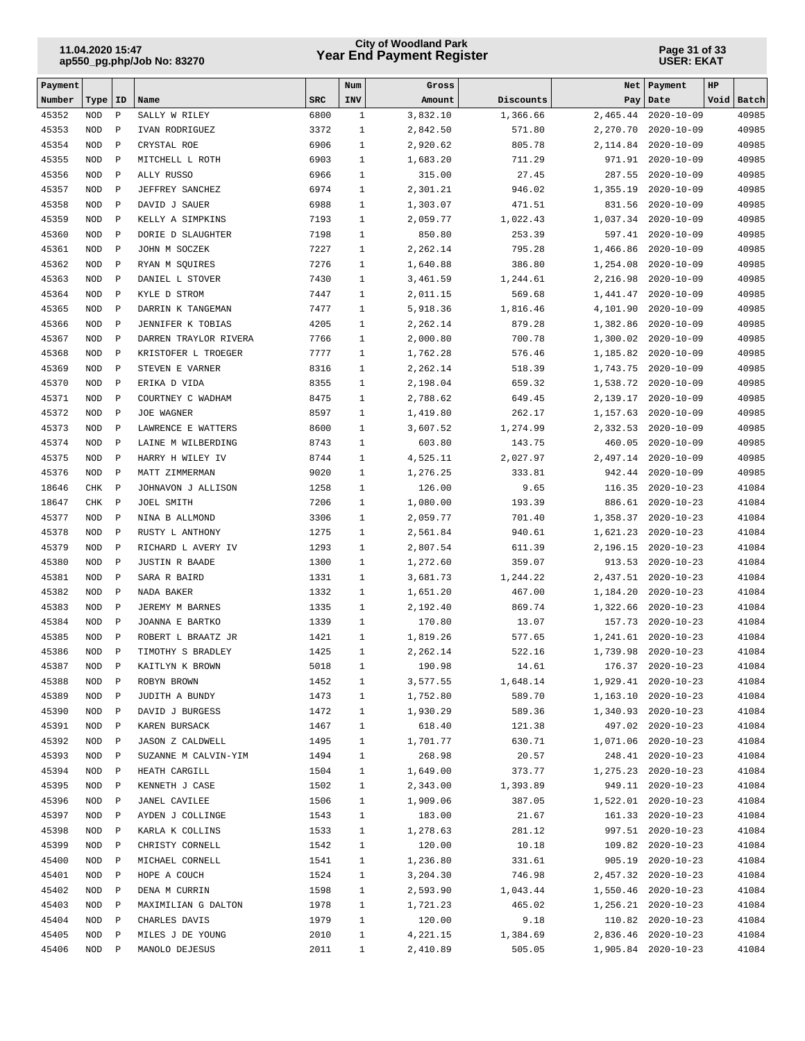| Payment Number | Type | ID | Name | SRC | Num INV | Gross Amount | Discounts | Net Pay | Payment Date | HP Void | Batch |
|---|---|---|---|---|---|---|---|---|---|---|---|
| 45352 | NOD | P | SALLY W RILEY | 6800 | 1 | 3,832.10 | 1,366.66 | 2,465.44 | 2020-10-09 | | 40985 |
| 45353 | NOD | P | IVAN RODRIGUEZ | 3372 | 1 | 2,842.50 | 571.80 | 2,270.70 | 2020-10-09 | | 40985 |
| 45354 | NOD | P | CRYSTAL ROE | 6906 | 1 | 2,920.62 | 805.78 | 2,114.84 | 2020-10-09 | | 40985 |
| 45355 | NOD | P | MITCHELL L ROTH | 6903 | 1 | 1,683.20 | 711.29 | 971.91 | 2020-10-09 | | 40985 |
| 45356 | NOD | P | ALLY RUSSO | 6966 | 1 | 315.00 | 27.45 | 287.55 | 2020-10-09 | | 40985 |
| 45357 | NOD | P | JEFFREY SANCHEZ | 6974 | 1 | 2,301.21 | 946.02 | 1,355.19 | 2020-10-09 | | 40985 |
| 45358 | NOD | P | DAVID J SAUER | 6988 | 1 | 1,303.07 | 471.51 | 831.56 | 2020-10-09 | | 40985 |
| 45359 | NOD | P | KELLY A SIMPKINS | 7193 | 1 | 2,059.77 | 1,022.43 | 1,037.34 | 2020-10-09 | | 40985 |
| 45360 | NOD | P | DORIE D SLAUGHTER | 7198 | 1 | 850.80 | 253.39 | 597.41 | 2020-10-09 | | 40985 |
| 45361 | NOD | P | JOHN M SOCZEK | 7227 | 1 | 2,262.14 | 795.28 | 1,466.86 | 2020-10-09 | | 40985 |
| 45362 | NOD | P | RYAN M SQUIRES | 7276 | 1 | 1,640.88 | 386.80 | 1,254.08 | 2020-10-09 | | 40985 |
| 45363 | NOD | P | DANIEL L STOVER | 7430 | 1 | 3,461.59 | 1,244.61 | 2,216.98 | 2020-10-09 | | 40985 |
| 45364 | NOD | P | KYLE D STROM | 7447 | 1 | 2,011.15 | 569.68 | 1,441.47 | 2020-10-09 | | 40985 |
| 45365 | NOD | P | DARRIN K TANGEMAN | 7477 | 1 | 5,918.36 | 1,816.46 | 4,101.90 | 2020-10-09 | | 40985 |
| 45366 | NOD | P | JENNIFER K TOBIAS | 4205 | 1 | 2,262.14 | 879.28 | 1,382.86 | 2020-10-09 | | 40985 |
| 45367 | NOD | P | DARREN TRAYLOR RIVERA | 7766 | 1 | 2,000.80 | 700.78 | 1,300.02 | 2020-10-09 | | 40985 |
| 45368 | NOD | P | KRISTOFER L TROEGER | 7777 | 1 | 1,762.28 | 576.46 | 1,185.82 | 2020-10-09 | | 40985 |
| 45369 | NOD | P | STEVEN E VARNER | 8316 | 1 | 2,262.14 | 518.39 | 1,743.75 | 2020-10-09 | | 40985 |
| 45370 | NOD | P | ERIKA D VIDA | 8355 | 1 | 2,198.04 | 659.32 | 1,538.72 | 2020-10-09 | | 40985 |
| 45371 | NOD | P | COURTNEY C WADHAM | 8475 | 1 | 2,788.62 | 649.45 | 2,139.17 | 2020-10-09 | | 40985 |
| 45372 | NOD | P | JOE WAGNER | 8597 | 1 | 1,419.80 | 262.17 | 1,157.63 | 2020-10-09 | | 40985 |
| 45373 | NOD | P | LAWRENCE E WATTERS | 8600 | 1 | 3,607.52 | 1,274.99 | 2,332.53 | 2020-10-09 | | 40985 |
| 45374 | NOD | P | LAINE M WILBERDING | 8743 | 1 | 603.80 | 143.75 | 460.05 | 2020-10-09 | | 40985 |
| 45375 | NOD | P | HARRY H WILEY IV | 8744 | 1 | 4,525.11 | 2,027.97 | 2,497.14 | 2020-10-09 | | 40985 |
| 45376 | NOD | P | MATT ZIMMERMAN | 9020 | 1 | 1,276.25 | 333.81 | 942.44 | 2020-10-09 | | 40985 |
| 18646 | CHK | P | JOHNAVON J ALLISON | 1258 | 1 | 126.00 | 9.65 | 116.35 | 2020-10-23 | | 41084 |
| 18647 | CHK | P | JOEL SMITH | 7206 | 1 | 1,080.00 | 193.39 | 886.61 | 2020-10-23 | | 41084 |
| 45377 | NOD | P | NINA B ALLMOND | 3306 | 1 | 2,059.77 | 701.40 | 1,358.37 | 2020-10-23 | | 41084 |
| 45378 | NOD | P | RUSTY L ANTHONY | 1275 | 1 | 2,561.84 | 940.61 | 1,621.23 | 2020-10-23 | | 41084 |
| 45379 | NOD | P | RICHARD L AVERY IV | 1293 | 1 | 2,807.54 | 611.39 | 2,196.15 | 2020-10-23 | | 41084 |
| 45380 | NOD | P | JUSTIN R BAADE | 1300 | 1 | 1,272.60 | 359.07 | 913.53 | 2020-10-23 | | 41084 |
| 45381 | NOD | P | SARA R BAIRD | 1331 | 1 | 3,681.73 | 1,244.22 | 2,437.51 | 2020-10-23 | | 41084 |
| 45382 | NOD | P | NADA BAKER | 1332 | 1 | 1,651.20 | 467.00 | 1,184.20 | 2020-10-23 | | 41084 |
| 45383 | NOD | P | JEREMY M BARNES | 1335 | 1 | 2,192.40 | 869.74 | 1,322.66 | 2020-10-23 | | 41084 |
| 45384 | NOD | P | JOANNA E BARTKO | 1339 | 1 | 170.80 | 13.07 | 157.73 | 2020-10-23 | | 41084 |
| 45385 | NOD | P | ROBERT L BRAATZ JR | 1421 | 1 | 1,819.26 | 577.65 | 1,241.61 | 2020-10-23 | | 41084 |
| 45386 | NOD | P | TIMOTHY S BRADLEY | 1425 | 1 | 2,262.14 | 522.16 | 1,739.98 | 2020-10-23 | | 41084 |
| 45387 | NOD | P | KAITLYN K BROWN | 5018 | 1 | 190.98 | 14.61 | 176.37 | 2020-10-23 | | 41084 |
| 45388 | NOD | P | ROBYN BROWN | 1452 | 1 | 3,577.55 | 1,648.14 | 1,929.41 | 2020-10-23 | | 41084 |
| 45389 | NOD | P | JUDITH A BUNDY | 1473 | 1 | 1,752.80 | 589.70 | 1,163.10 | 2020-10-23 | | 41084 |
| 45390 | NOD | P | DAVID J BURGESS | 1472 | 1 | 1,930.29 | 589.36 | 1,340.93 | 2020-10-23 | | 41084 |
| 45391 | NOD | P | KAREN BURSACK | 1467 | 1 | 618.40 | 121.38 | 497.02 | 2020-10-23 | | 41084 |
| 45392 | NOD | P | JASON Z CALDWELL | 1495 | 1 | 1,701.77 | 630.71 | 1,071.06 | 2020-10-23 | | 41084 |
| 45393 | NOD | P | SUZANNE M CALVIN-YIM | 1494 | 1 | 268.98 | 20.57 | 248.41 | 2020-10-23 | | 41084 |
| 45394 | NOD | P | HEATH CARGILL | 1504 | 1 | 1,649.00 | 373.77 | 1,275.23 | 2020-10-23 | | 41084 |
| 45395 | NOD | P | KENNETH J CASE | 1502 | 1 | 2,343.00 | 1,393.89 | 949.11 | 2020-10-23 | | 41084 |
| 45396 | NOD | P | JANEL CAVILEE | 1506 | 1 | 1,909.06 | 387.05 | 1,522.01 | 2020-10-23 | | 41084 |
| 45397 | NOD | P | AYDEN J COLLINGE | 1543 | 1 | 183.00 | 21.67 | 161.33 | 2020-10-23 | | 41084 |
| 45398 | NOD | P | KARLA K COLLINS | 1533 | 1 | 1,278.63 | 281.12 | 997.51 | 2020-10-23 | | 41084 |
| 45399 | NOD | P | CHRISTY CORNELL | 1542 | 1 | 120.00 | 10.18 | 109.82 | 2020-10-23 | | 41084 |
| 45400 | NOD | P | MICHAEL CORNELL | 1541 | 1 | 1,236.80 | 331.61 | 905.19 | 2020-10-23 | | 41084 |
| 45401 | NOD | P | HOPE A COUCH | 1524 | 1 | 3,204.30 | 746.98 | 2,457.32 | 2020-10-23 | | 41084 |
| 45402 | NOD | P | DENA M CURRIN | 1598 | 1 | 2,593.90 | 1,043.44 | 1,550.46 | 2020-10-23 | | 41084 |
| 45403 | NOD | P | MAXIMILIAN G DALTON | 1978 | 1 | 1,721.23 | 465.02 | 1,256.21 | 2020-10-23 | | 41084 |
| 45404 | NOD | P | CHARLES DAVIS | 1979 | 1 | 120.00 | 9.18 | 110.82 | 2020-10-23 | | 41084 |
| 45405 | NOD | P | MILES J DE YOUNG | 2010 | 1 | 4,221.15 | 1,384.69 | 2,836.46 | 2020-10-23 | | 41084 |
| 45406 | NOD | P | MANOLO DEJESUS | 2011 | 1 | 2,410.89 | 505.05 | 1,905.84 | 2020-10-23 | | 41084 |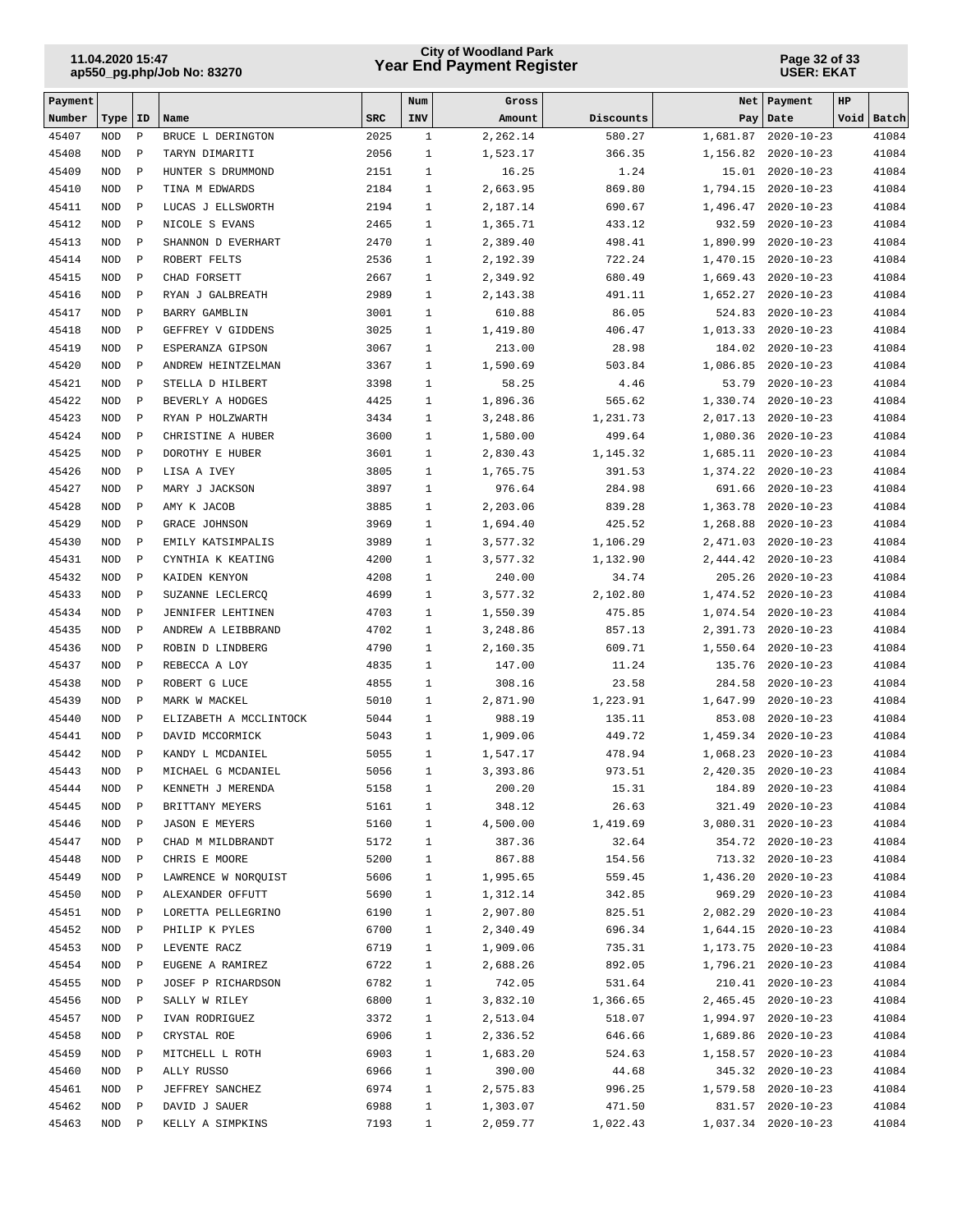| Payment Number | Type | ID | Name | SRC | Num INV | Gross Amount | Discounts | Net Pay | Payment Date | HP Void | Batch |
|---|---|---|---|---|---|---|---|---|---|---|---|
| 45407 | NOD | P | BRUCE L DERINGTON | 2025 | 1 | 2,262.14 | 580.27 | 1,681.87 | 2020-10-23 | | 41084 |
| 45408 | NOD | P | TARYN DIMARITI | 2056 | 1 | 1,523.17 | 366.35 | 1,156.82 | 2020-10-23 | | 41084 |
| 45409 | NOD | P | HUNTER S DRUMMOND | 2151 | 1 | 16.25 | 1.24 | 15.01 | 2020-10-23 | | 41084 |
| 45410 | NOD | P | TINA M EDWARDS | 2184 | 1 | 2,663.95 | 869.80 | 1,794.15 | 2020-10-23 | | 41084 |
| 45411 | NOD | P | LUCAS J ELLSWORTH | 2194 | 1 | 2,187.14 | 690.67 | 1,496.47 | 2020-10-23 | | 41084 |
| 45412 | NOD | P | NICOLE S EVANS | 2465 | 1 | 1,365.71 | 433.12 | 932.59 | 2020-10-23 | | 41084 |
| 45413 | NOD | P | SHANNON D EVERHART | 2470 | 1 | 2,389.40 | 498.41 | 1,890.99 | 2020-10-23 | | 41084 |
| 45414 | NOD | P | ROBERT FELTS | 2536 | 1 | 2,192.39 | 722.24 | 1,470.15 | 2020-10-23 | | 41084 |
| 45415 | NOD | P | CHAD FORSETT | 2667 | 1 | 2,349.92 | 680.49 | 1,669.43 | 2020-10-23 | | 41084 |
| 45416 | NOD | P | RYAN J GALBREATH | 2989 | 1 | 2,143.38 | 491.11 | 1,652.27 | 2020-10-23 | | 41084 |
| 45417 | NOD | P | BARRY GAMBLIN | 3001 | 1 | 610.88 | 86.05 | 524.83 | 2020-10-23 | | 41084 |
| 45418 | NOD | P | GEFFREY V GIDDENS | 3025 | 1 | 1,419.80 | 406.47 | 1,013.33 | 2020-10-23 | | 41084 |
| 45419 | NOD | P | ESPERANZA GIPSON | 3067 | 1 | 213.00 | 28.98 | 184.02 | 2020-10-23 | | 41084 |
| 45420 | NOD | P | ANDREW HEINTZELMAN | 3367 | 1 | 1,590.69 | 503.84 | 1,086.85 | 2020-10-23 | | 41084 |
| 45421 | NOD | P | STELLA D HILBERT | 3398 | 1 | 58.25 | 4.46 | 53.79 | 2020-10-23 | | 41084 |
| 45422 | NOD | P | BEVERLY A HODGES | 4425 | 1 | 1,896.36 | 565.62 | 1,330.74 | 2020-10-23 | | 41084 |
| 45423 | NOD | P | RYAN P HOLZWARTH | 3434 | 1 | 3,248.86 | 1,231.73 | 2,017.13 | 2020-10-23 | | 41084 |
| 45424 | NOD | P | CHRISTINE A HUBER | 3600 | 1 | 1,580.00 | 499.64 | 1,080.36 | 2020-10-23 | | 41084 |
| 45425 | NOD | P | DOROTHY E HUBER | 3601 | 1 | 2,830.43 | 1,145.32 | 1,685.11 | 2020-10-23 | | 41084 |
| 45426 | NOD | P | LISA A IVEY | 3805 | 1 | 1,765.75 | 391.53 | 1,374.22 | 2020-10-23 | | 41084 |
| 45427 | NOD | P | MARY J JACKSON | 3897 | 1 | 976.64 | 284.98 | 691.66 | 2020-10-23 | | 41084 |
| 45428 | NOD | P | AMY K JACOB | 3885 | 1 | 2,203.06 | 839.28 | 1,363.78 | 2020-10-23 | | 41084 |
| 45429 | NOD | P | GRACE JOHNSON | 3969 | 1 | 1,694.40 | 425.52 | 1,268.88 | 2020-10-23 | | 41084 |
| 45430 | NOD | P | EMILY KATSIMPALIS | 3989 | 1 | 3,577.32 | 1,106.29 | 2,471.03 | 2020-10-23 | | 41084 |
| 45431 | NOD | P | CYNTHIA K KEATING | 4200 | 1 | 3,577.32 | 1,132.90 | 2,444.42 | 2020-10-23 | | 41084 |
| 45432 | NOD | P | KAIDEN KENYON | 4208 | 1 | 240.00 | 34.74 | 205.26 | 2020-10-23 | | 41084 |
| 45433 | NOD | P | SUZANNE LECLERCQ | 4699 | 1 | 3,577.32 | 2,102.80 | 1,474.52 | 2020-10-23 | | 41084 |
| 45434 | NOD | P | JENNIFER LEHTINEN | 4703 | 1 | 1,550.39 | 475.85 | 1,074.54 | 2020-10-23 | | 41084 |
| 45435 | NOD | P | ANDREW A LEIBBRAND | 4702 | 1 | 3,248.86 | 857.13 | 2,391.73 | 2020-10-23 | | 41084 |
| 45436 | NOD | P | ROBIN D LINDBERG | 4790 | 1 | 2,160.35 | 609.71 | 1,550.64 | 2020-10-23 | | 41084 |
| 45437 | NOD | P | REBECCA A LOY | 4835 | 1 | 147.00 | 11.24 | 135.76 | 2020-10-23 | | 41084 |
| 45438 | NOD | P | ROBERT G LUCE | 4855 | 1 | 308.16 | 23.58 | 284.58 | 2020-10-23 | | 41084 |
| 45439 | NOD | P | MARK W MACKEL | 5010 | 1 | 2,871.90 | 1,223.91 | 1,647.99 | 2020-10-23 | | 41084 |
| 45440 | NOD | P | ELIZABETH A MCCLINTOCK | 5044 | 1 | 988.19 | 135.11 | 853.08 | 2020-10-23 | | 41084 |
| 45441 | NOD | P | DAVID MCCORMICK | 5043 | 1 | 1,909.06 | 449.72 | 1,459.34 | 2020-10-23 | | 41084 |
| 45442 | NOD | P | KANDY L MCDANIEL | 5055 | 1 | 1,547.17 | 478.94 | 1,068.23 | 2020-10-23 | | 41084 |
| 45443 | NOD | P | MICHAEL G MCDANIEL | 5056 | 1 | 3,393.86 | 973.51 | 2,420.35 | 2020-10-23 | | 41084 |
| 45444 | NOD | P | KENNETH J MERENDA | 5158 | 1 | 200.20 | 15.31 | 184.89 | 2020-10-23 | | 41084 |
| 45445 | NOD | P | BRITTANY MEYERS | 5161 | 1 | 348.12 | 26.63 | 321.49 | 2020-10-23 | | 41084 |
| 45446 | NOD | P | JASON E MEYERS | 5160 | 1 | 4,500.00 | 1,419.69 | 3,080.31 | 2020-10-23 | | 41084 |
| 45447 | NOD | P | CHAD M MILDBRANDT | 5172 | 1 | 387.36 | 32.64 | 354.72 | 2020-10-23 | | 41084 |
| 45448 | NOD | P | CHRIS E MOORE | 5200 | 1 | 867.88 | 154.56 | 713.32 | 2020-10-23 | | 41084 |
| 45449 | NOD | P | LAWRENCE W NORQUIST | 5606 | 1 | 1,995.65 | 559.45 | 1,436.20 | 2020-10-23 | | 41084 |
| 45450 | NOD | P | ALEXANDER OFFUTT | 5690 | 1 | 1,312.14 | 342.85 | 969.29 | 2020-10-23 | | 41084 |
| 45451 | NOD | P | LORETTA PELLEGRINO | 6190 | 1 | 2,907.80 | 825.51 | 2,082.29 | 2020-10-23 | | 41084 |
| 45452 | NOD | P | PHILIP K PYLES | 6700 | 1 | 2,340.49 | 696.34 | 1,644.15 | 2020-10-23 | | 41084 |
| 45453 | NOD | P | LEVENTE RACZ | 6719 | 1 | 1,909.06 | 735.31 | 1,173.75 | 2020-10-23 | | 41084 |
| 45454 | NOD | P | EUGENE A RAMIREZ | 6722 | 1 | 2,688.26 | 892.05 | 1,796.21 | 2020-10-23 | | 41084 |
| 45455 | NOD | P | JOSEF P RICHARDSON | 6782 | 1 | 742.05 | 531.64 | 210.41 | 2020-10-23 | | 41084 |
| 45456 | NOD | P | SALLY W RILEY | 6800 | 1 | 3,832.10 | 1,366.65 | 2,465.45 | 2020-10-23 | | 41084 |
| 45457 | NOD | P | IVAN RODRIGUEZ | 3372 | 1 | 2,513.04 | 518.07 | 1,994.97 | 2020-10-23 | | 41084 |
| 45458 | NOD | P | CRYSTAL ROE | 6906 | 1 | 2,336.52 | 646.66 | 1,689.86 | 2020-10-23 | | 41084 |
| 45459 | NOD | P | MITCHELL L ROTH | 6903 | 1 | 1,683.20 | 524.63 | 1,158.57 | 2020-10-23 | | 41084 |
| 45460 | NOD | P | ALLY RUSSO | 6966 | 1 | 390.00 | 44.68 | 345.32 | 2020-10-23 | | 41084 |
| 45461 | NOD | P | JEFFREY SANCHEZ | 6974 | 1 | 2,575.83 | 996.25 | 1,579.58 | 2020-10-23 | | 41084 |
| 45462 | NOD | P | DAVID J SAUER | 6988 | 1 | 1,303.07 | 471.50 | 831.57 | 2020-10-23 | | 41084 |
| 45463 | NOD | P | KELLY A SIMPKINS | 7193 | 1 | 2,059.77 | 1,022.43 | 1,037.34 | 2020-10-23 | | 41084 |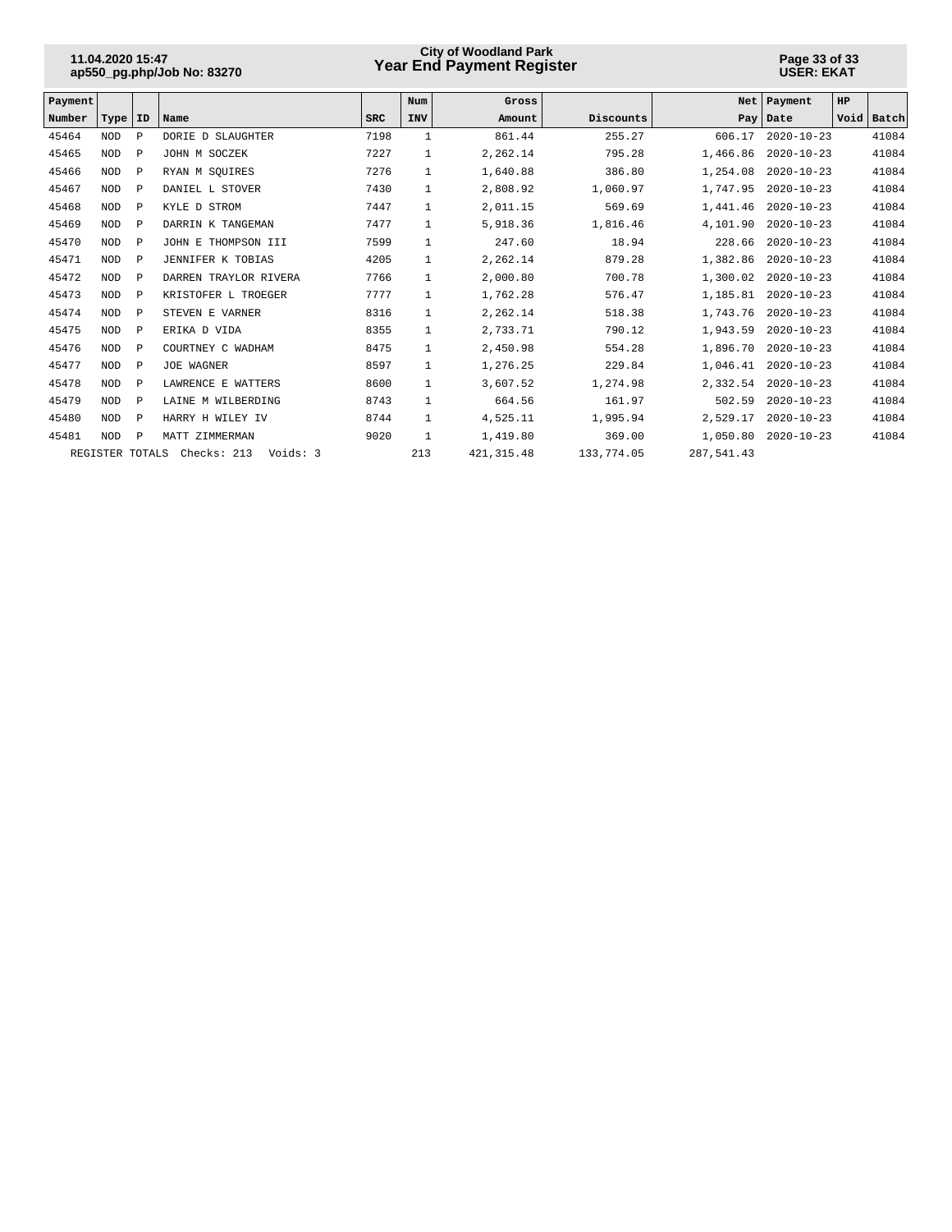| Payment Number | Type | ID | Name | SRC | Num INV | Gross Amount | Discounts | Net Pay | Payment Date | HP Void | Batch |
|---|---|---|---|---|---|---|---|---|---|---|---|
| 45464 | NOD | P | DORIE D SLAUGHTER | 7198 | 1 | 861.44 | 255.27 | 606.17 | 2020-10-23 | | 41084 |
| 45465 | NOD | P | JOHN M SOCZEK | 7227 | 1 | 2,262.14 | 795.28 | 1,466.86 | 2020-10-23 | | 41084 |
| 45466 | NOD | P | RYAN M SQUIRES | 7276 | 1 | 1,640.88 | 386.80 | 1,254.08 | 2020-10-23 | | 41084 |
| 45467 | NOD | P | DANIEL L STOVER | 7430 | 1 | 2,808.92 | 1,060.97 | 1,747.95 | 2020-10-23 | | 41084 |
| 45468 | NOD | P | KYLE D STROM | 7447 | 1 | 2,011.15 | 569.69 | 1,441.46 | 2020-10-23 | | 41084 |
| 45469 | NOD | P | DARRIN K TANGEMAN | 7477 | 1 | 5,918.36 | 1,816.46 | 4,101.90 | 2020-10-23 | | 41084 |
| 45470 | NOD | P | JOHN E THOMPSON III | 7599 | 1 | 247.60 | 18.94 | 228.66 | 2020-10-23 | | 41084 |
| 45471 | NOD | P | JENNIFER K TOBIAS | 4205 | 1 | 2,262.14 | 879.28 | 1,382.86 | 2020-10-23 | | 41084 |
| 45472 | NOD | P | DARREN TRAYLOR RIVERA | 7766 | 1 | 2,000.80 | 700.78 | 1,300.02 | 2020-10-23 | | 41084 |
| 45473 | NOD | P | KRISTOFER L TROEGER | 7777 | 1 | 1,762.28 | 576.47 | 1,185.81 | 2020-10-23 | | 41084 |
| 45474 | NOD | P | STEVEN E VARNER | 8316 | 1 | 2,262.14 | 518.38 | 1,743.76 | 2020-10-23 | | 41084 |
| 45475 | NOD | P | ERIKA D VIDA | 8355 | 1 | 2,733.71 | 790.12 | 1,943.59 | 2020-10-23 | | 41084 |
| 45476 | NOD | P | COURTNEY C WADHAM | 8475 | 1 | 2,450.98 | 554.28 | 1,896.70 | 2020-10-23 | | 41084 |
| 45477 | NOD | P | JOE WAGNER | 8597 | 1 | 1,276.25 | 229.84 | 1,046.41 | 2020-10-23 | | 41084 |
| 45478 | NOD | P | LAWRENCE E WATTERS | 8600 | 1 | 3,607.52 | 1,274.98 | 2,332.54 | 2020-10-23 | | 41084 |
| 45479 | NOD | P | LAINE M WILBERDING | 8743 | 1 | 664.56 | 161.97 | 502.59 | 2020-10-23 | | 41084 |
| 45480 | NOD | P | HARRY H WILEY IV | 8744 | 1 | 4,525.11 | 1,995.94 | 2,529.17 | 2020-10-23 | | 41084 |
| 45481 | NOD | P | MATT ZIMMERMAN | 9020 | 1 | 1,419.80 | 369.00 | 1,050.80 | 2020-10-23 | | 41084 |
| REGISTER TOTALS | | | Checks: 213 Voids: 3 | | 213 | 421,315.48 | 133,774.05 | 287,541.43 | | | |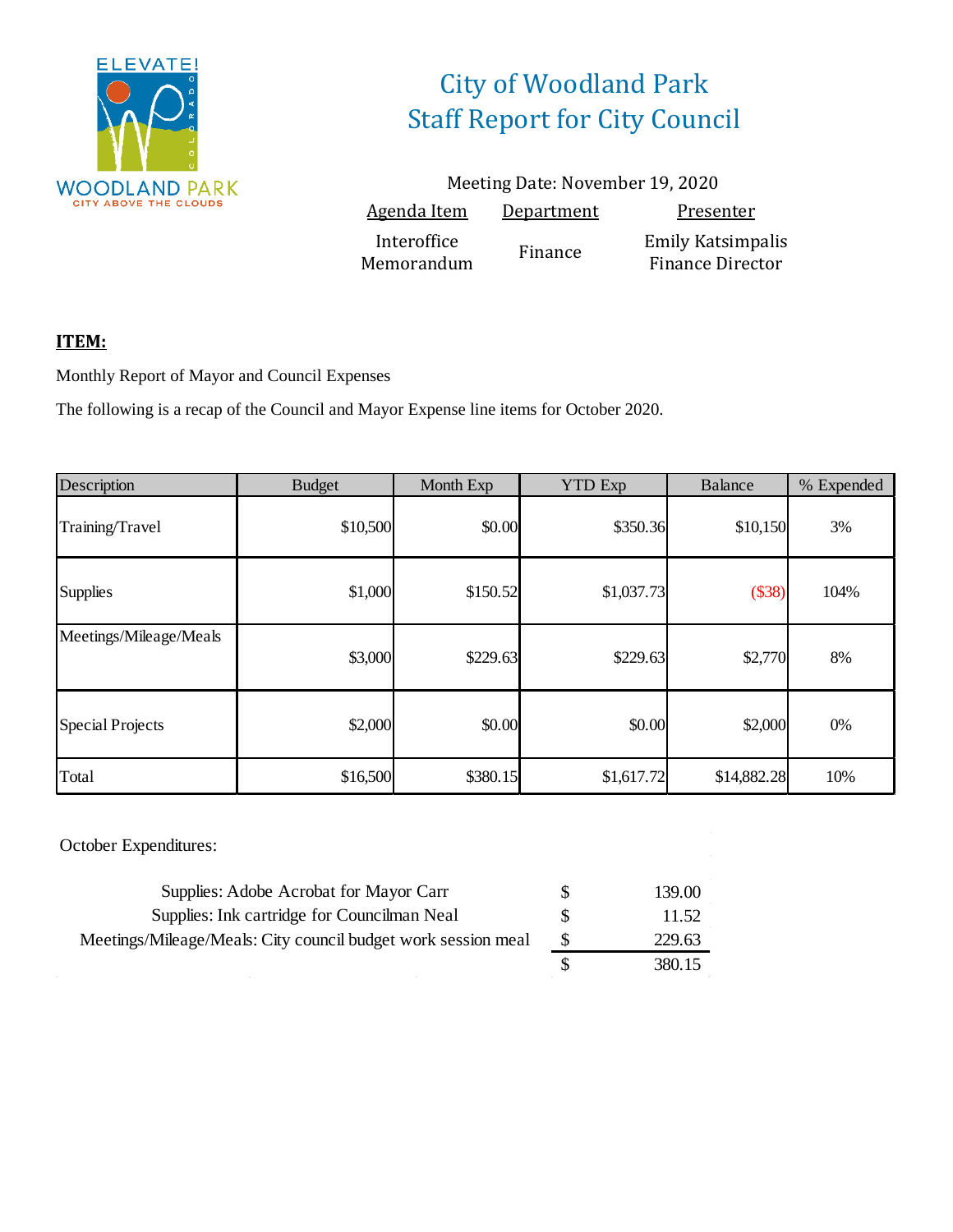ELEVATE!

WOODLAND PARK
CITY ABOVE THE CLOUDS

# City of Woodland Park
# Staff Report for City Council

Meeting Date: November 19, 2020

| Agenda Item | Department | Presenter |
|---|---|---|
| Interoffice Memorandum | Finance | Emily Katsimpalis Finance Director |

**ITEM:**

Monthly Report of Mayor and Council Expenses

The following is a recap of the Council and Mayor Expense line items for October 2020.

| Description | Budget | Month Exp | YTD Exp | Balance | % Expended |
|---|---|---|---|---|---|
| Training/Travel | $10,500 | $0.00 | $350.36 | $10,150 | 3% |
| Supplies | $1,000 | $150.52 | $1,037.73 | ($38) | 104% |
| Meetings/Mileage/Meals | $3,000 | $229.63 | $229.63 | $2,770 | 8% |
| Special Projects | $2,000 | $0.00 | $0.00 | $2,000 | 0% |
| Total | $16,500 | $380.15 | $1,617.72 | $14,882.28 | 10% |

October Expenditures:

| | | |
|---|---|---|
| Supplies: Adobe Acrobat for Mayor Carr | $ | 139.00 |
| Supplies: Ink cartridge for Councilman Neal | $ | 11.52 |
| Meetings/Mileage/Meals: City council budget work session meal | $ | 229.63 |
| | $ | 380.15 |